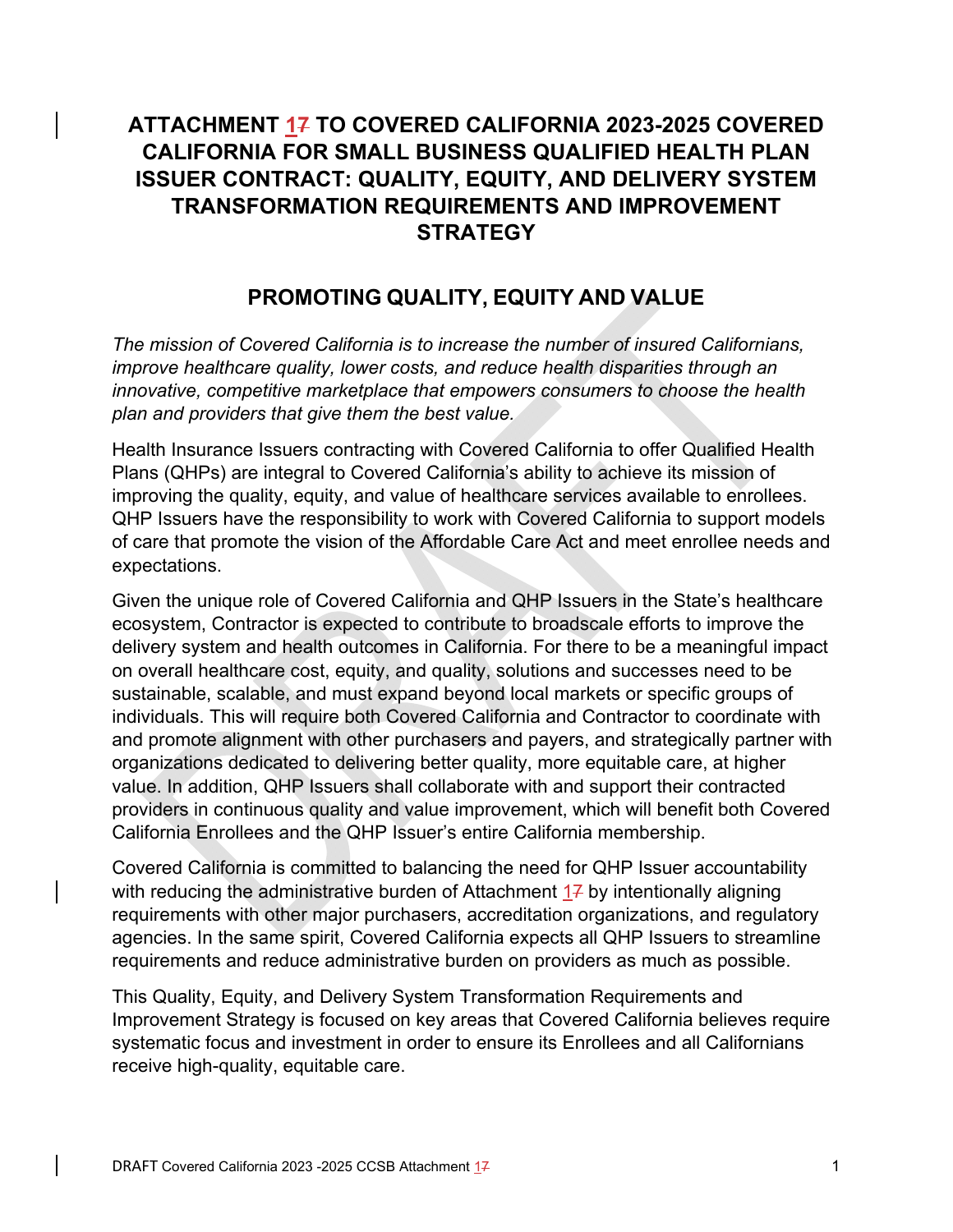# ATTACHMENT 17 TO COVERED CALIFORNIA 2023-2025 COVERED CALIFORNIA FOR SMALL BUSINESS QUALIFIED HEALTH PLAN ISSUER CONTRACT: QUALITY, EQUITY, AND DELIVERY SYSTEM TRANSFORMATION REQUIREMENTS AND IMPROVEMENT STRATEGY

## PROMOTING QUALITY, EQUITY AND VALUE

*The mission of Covered California is to increase the number of insured Californians, improve healthcare quality, lower costs, and reduce health disparities through an innovative, competitive marketplace that empowers consumers to choose the health plan and providers that give them the best value.*

Health Insurance Issuers contracting with Covered California to offer Qualified Health Plans (QHPs) are integral to Covered California's ability to achieve its mission of improving the quality, equity, and value of healthcare services available to enrollees. QHP Issuers have the responsibility to work with Covered California to support models of care that promote the vision of the Affordable Care Act and meet enrollee needs and expectations.

Given the unique role of Covered California and QHP Issuers in the State's healthcare ecosystem, Contractor is expected to contribute to broadscale efforts to improve the delivery system and health outcomes in California. For there to be a meaningful impact on overall healthcare cost, equity, and quality, solutions and successes need to be sustainable, scalable, and must expand beyond local markets or specific groups of individuals. This will require both Covered California and Contractor to coordinate with and promote alignment with other purchasers and payers, and strategically partner with organizations dedicated to delivering better quality, more equitable care, at higher value. In addition, QHP Issuers shall collaborate with and support their contracted providers in continuous quality and value improvement, which will benefit both Covered California Enrollees and the QHP Issuer's entire California membership.

Covered California is committed to balancing the need for QHP Issuer accountability with reducing the administrative burden of Attachment 17 by intentionally aligning requirements with other major purchasers, accreditation organizations, and regulatory agencies. In the same spirit, Covered California expects all QHP Issuers to streamline requirements and reduce administrative burden on providers as much as possible.

This Quality, Equity, and Delivery System Transformation Requirements and Improvement Strategy is focused on key areas that Covered California believes require systematic focus and investment in order to ensure its Enrollees and all Californians receive high-quality, equitable care.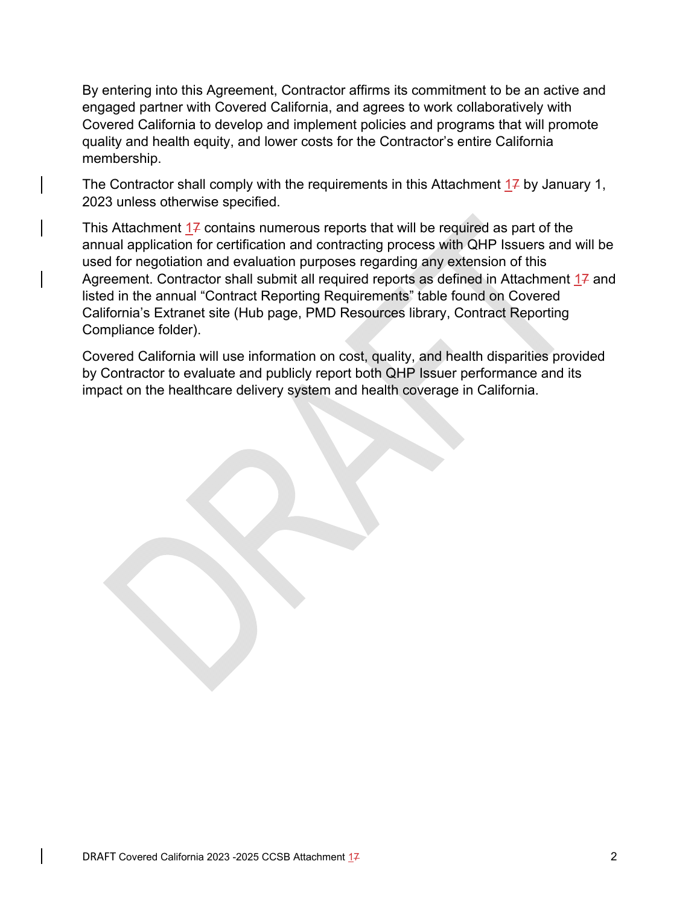By entering into this Agreement, Contractor affirms its commitment to be an active and engaged partner with Covered California, and agrees to work collaboratively with Covered California to develop and implement policies and programs that will promote quality and health equity, and lower costs for the Contractor's entire California membership.

The Contractor shall comply with the requirements in this Attachment 1~~7~~ by January 1, 2023 unless otherwise specified.

This Attachment 1~~7~~ contains numerous reports that will be required as part of the annual application for certification and contracting process with QHP Issuers and will be used for negotiation and evaluation purposes regarding any extension of this Agreement. Contractor shall submit all required reports as defined in Attachment 1~~7~~ and listed in the annual "Contract Reporting Requirements" table found on Covered California's Extranet site (Hub page, PMD Resources library, Contract Reporting Compliance folder).

Covered California will use information on cost, quality, and health disparities provided by Contractor to evaluate and publicly report both QHP Issuer performance and its impact on the healthcare delivery system and health coverage in California.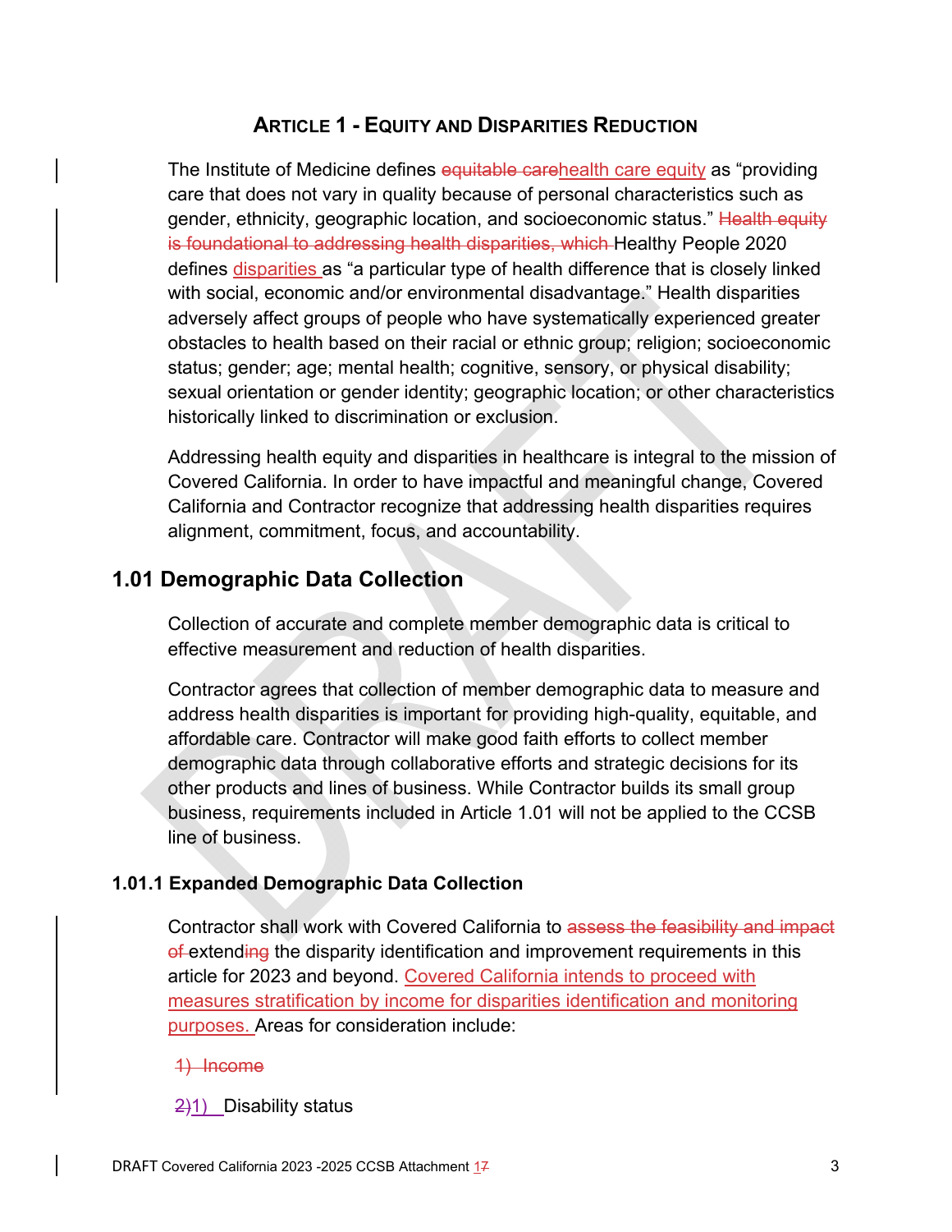## ARTICLE 1 - EQUITY AND DISPARITIES REDUCTION

The Institute of Medicine defines ~~equitable care~~health care equity as "providing care that does not vary in quality because of personal characteristics such as gender, ethnicity, geographic location, and socioeconomic status." ~~Health equity is foundational to addressing health disparities, which~~ Healthy People 2020 defines disparities as "a particular type of health difference that is closely linked with social, economic and/or environmental disadvantage." Health disparities adversely affect groups of people who have systematically experienced greater obstacles to health based on their racial or ethnic group; religion; socioeconomic status; gender; age; mental health; cognitive, sensory, or physical disability; sexual orientation or gender identity; geographic location; or other characteristics historically linked to discrimination or exclusion.

Addressing health equity and disparities in healthcare is integral to the mission of Covered California. In order to have impactful and meaningful change, Covered California and Contractor recognize that addressing health disparities requires alignment, commitment, focus, and accountability.

### 1.01 Demographic Data Collection

Collection of accurate and complete member demographic data is critical to effective measurement and reduction of health disparities.

Contractor agrees that collection of member demographic data to measure and address health disparities is important for providing high-quality, equitable, and affordable care. Contractor will make good faith efforts to collect member demographic data through collaborative efforts and strategic decisions for its other products and lines of business. While Contractor builds its small group business, requirements included in Article 1.01 will not be applied to the CCSB line of business.

#### 1.01.1 Expanded Demographic Data Collection

Contractor shall work with Covered California to ~~assess the feasibility and impact of~~ extend~~ing~~ the disparity identification and improvement requirements in this article for 2023 and beyond. Covered California intends to proceed with measures stratification by income for disparities identification and monitoring purposes. Areas for consideration include:

~~1) Income~~

~~2)~~1) Disability status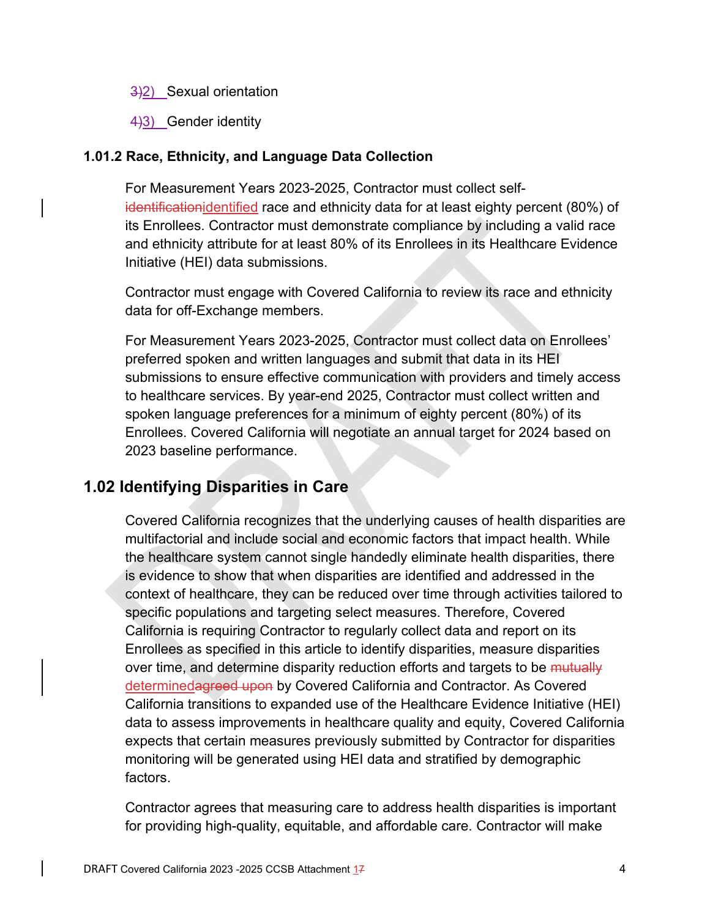~~3)~~2) Sexual orientation

~~4)~~3) Gender identity

### 1.01.2 Race, Ethnicity, and Language Data Collection

For Measurement Years 2023-2025, Contractor must collect self-~~identification~~identified race and ethnicity data for at least eighty percent (80%) of its Enrollees. Contractor must demonstrate compliance by including a valid race and ethnicity attribute for at least 80% of its Enrollees in its Healthcare Evidence Initiative (HEI) data submissions.

Contractor must engage with Covered California to review its race and ethnicity data for off-Exchange members.

For Measurement Years 2023-2025, Contractor must collect data on Enrollees' preferred spoken and written languages and submit that data in its HEI submissions to ensure effective communication with providers and timely access to healthcare services. By year-end 2025, Contractor must collect written and spoken language preferences for a minimum of eighty percent (80%) of its Enrollees. Covered California will negotiate an annual target for 2024 based on 2023 baseline performance.

## 1.02 Identifying Disparities in Care

Covered California recognizes that the underlying causes of health disparities are multifactorial and include social and economic factors that impact health. While the healthcare system cannot single handedly eliminate health disparities, there is evidence to show that when disparities are identified and addressed in the context of healthcare, they can be reduced over time through activities tailored to specific populations and targeting select measures. Therefore, Covered California is requiring Contractor to regularly collect data and report on its Enrollees as specified in this article to identify disparities, measure disparities over time, and determine disparity reduction efforts and targets to be ~~mutually~~ determined~~agreed upon~~ by Covered California and Contractor. As Covered California transitions to expanded use of the Healthcare Evidence Initiative (HEI) data to assess improvements in healthcare quality and equity, Covered California expects that certain measures previously submitted by Contractor for disparities monitoring will be generated using HEI data and stratified by demographic factors.

Contractor agrees that measuring care to address health disparities is important for providing high-quality, equitable, and affordable care. Contractor will make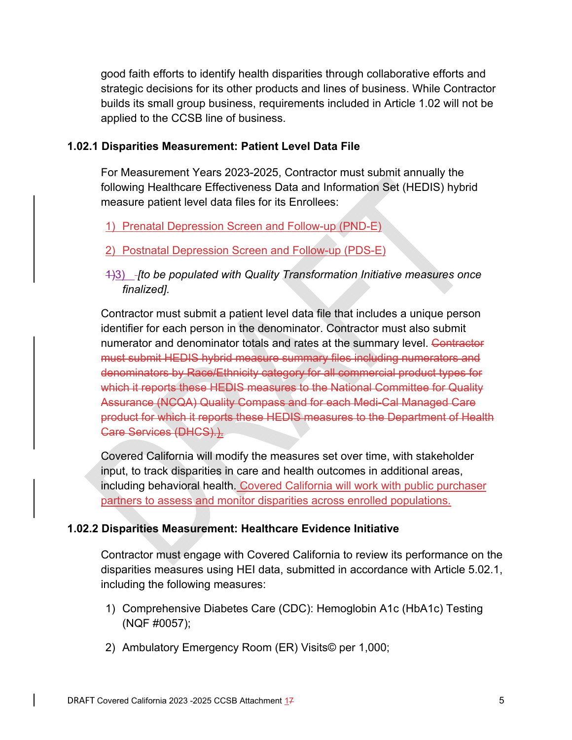good faith efforts to identify health disparities through collaborative efforts and strategic decisions for its other products and lines of business. While Contractor builds its small group business, requirements included in Article 1.02 will not be applied to the CCSB line of business.

### 1.02.1 Disparities Measurement: Patient Level Data File

For Measurement Years 2023-2025, Contractor must submit annually the following Healthcare Effectiveness Data and Information Set (HEDIS) hybrid measure patient level data files for its Enrollees:

1) Prenatal Depression Screen and Follow-up (PND-E)

2) Postnatal Depression Screen and Follow-up (PDS-E)

~~1)~~3) *[to be populated with Quality Transformation Initiative measures once finalized].*

Contractor must submit a patient level data file that includes a unique person identifier for each person in the denominator. Contractor must also submit numerator and denominator totals and rates at the summary level. ~~Contractor must submit HEDIS hybrid measure summary files including numerators and denominators by Race/Ethnicity category for all commercial product types for which it reports these HEDIS measures to the National Committee for Quality Assurance (NCQA) Quality Compass and for each Medi-Cal Managed Care product for which it reports these HEDIS measures to the Department of Health Care Services (DHCS).).~~

Covered California will modify the measures set over time, with stakeholder input, to track disparities in care and health outcomes in additional areas, including behavioral health. Covered California will work with public purchaser partners to assess and monitor disparities across enrolled populations.

### 1.02.2 Disparities Measurement: Healthcare Evidence Initiative

Contractor must engage with Covered California to review its performance on the disparities measures using HEI data, submitted in accordance with Article 5.02.1, including the following measures:

1) Comprehensive Diabetes Care (CDC): Hemoglobin A1c (HbA1c) Testing (NQF #0057);

2) Ambulatory Emergency Room (ER) Visits© per 1,000;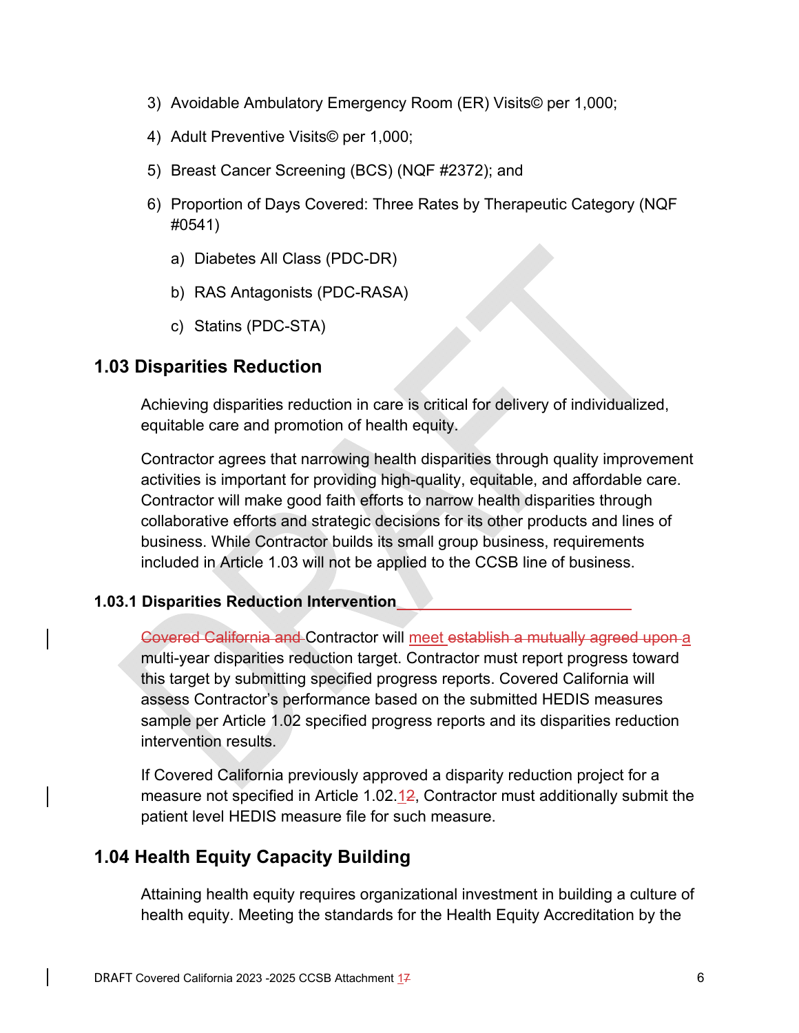3) Avoidable Ambulatory Emergency Room (ER) Visits© per 1,000;

4) Adult Preventive Visits© per 1,000;

5) Breast Cancer Screening (BCS) (NQF #2372); and

6) Proportion of Days Covered: Three Rates by Therapeutic Category (NQF #0541)

   a) Diabetes All Class (PDC-DR)

   b) RAS Antagonists (PDC-RASA)

   c) Statins (PDC-STA)

## 1.03 Disparities Reduction

Achieving disparities reduction in care is critical for delivery of individualized, equitable care and promotion of health equity.

Contractor agrees that narrowing health disparities through quality improvement activities is important for providing high-quality, equitable, and affordable care. Contractor will make good faith efforts to narrow health disparities through collaborative efforts and strategic decisions for its other products and lines of business. While Contractor builds its small group business, requirements included in Article 1.03 will not be applied to the CCSB line of business.

### 1.03.1 Disparities Reduction Intervention

~~Covered California and~~ Contractor will meet ~~establish a mutually agreed upon~~ a multi-year disparities reduction target. Contractor must report progress toward this target by submitting specified progress reports. Covered California will assess Contractor's performance based on the submitted HEDIS measures sample per Article 1.02 specified progress reports and its disparities reduction intervention results.

If Covered California previously approved a disparity reduction project for a measure not specified in Article 1.02.1~~2~~, Contractor must additionally submit the patient level HEDIS measure file for such measure.

## 1.04 Health Equity Capacity Building

Attaining health equity requires organizational investment in building a culture of health equity. Meeting the standards for the Health Equity Accreditation by the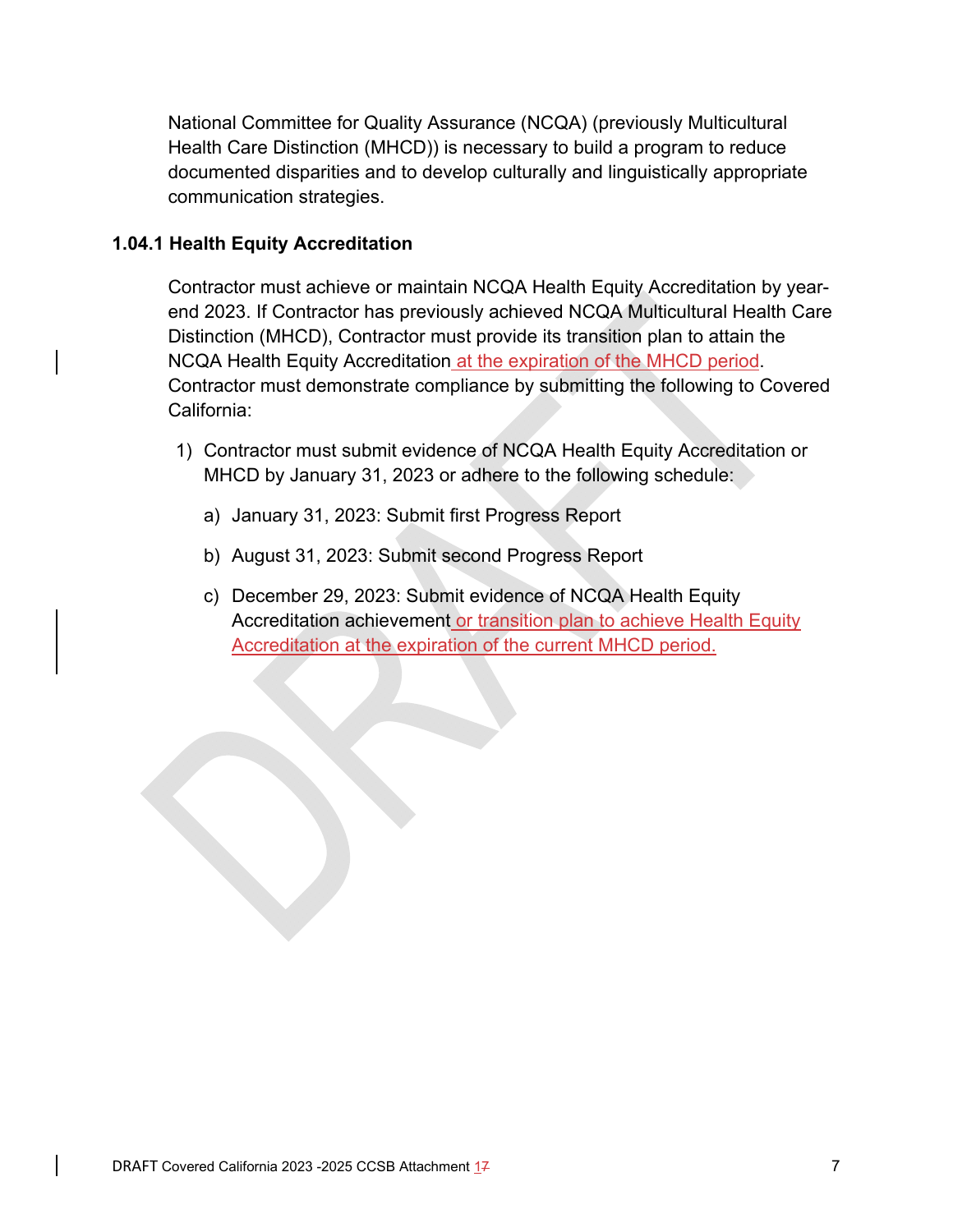National Committee for Quality Assurance (NCQA) (previously Multicultural Health Care Distinction (MHCD)) is necessary to build a program to reduce documented disparities and to develop culturally and linguistically appropriate communication strategies.

### 1.04.1 Health Equity Accreditation

Contractor must achieve or maintain NCQA Health Equity Accreditation by year-end 2023. If Contractor has previously achieved NCQA Multicultural Health Care Distinction (MHCD), Contractor must provide its transition plan to attain the NCQA Health Equity Accreditation at the expiration of the MHCD period. Contractor must demonstrate compliance by submitting the following to Covered California:

1) Contractor must submit evidence of NCQA Health Equity Accreditation or MHCD by January 31, 2023 or adhere to the following schedule:

   a) January 31, 2023: Submit first Progress Report

   b) August 31, 2023: Submit second Progress Report

   c) December 29, 2023: Submit evidence of NCQA Health Equity Accreditation achievement or transition plan to achieve Health Equity Accreditation at the expiration of the current MHCD period.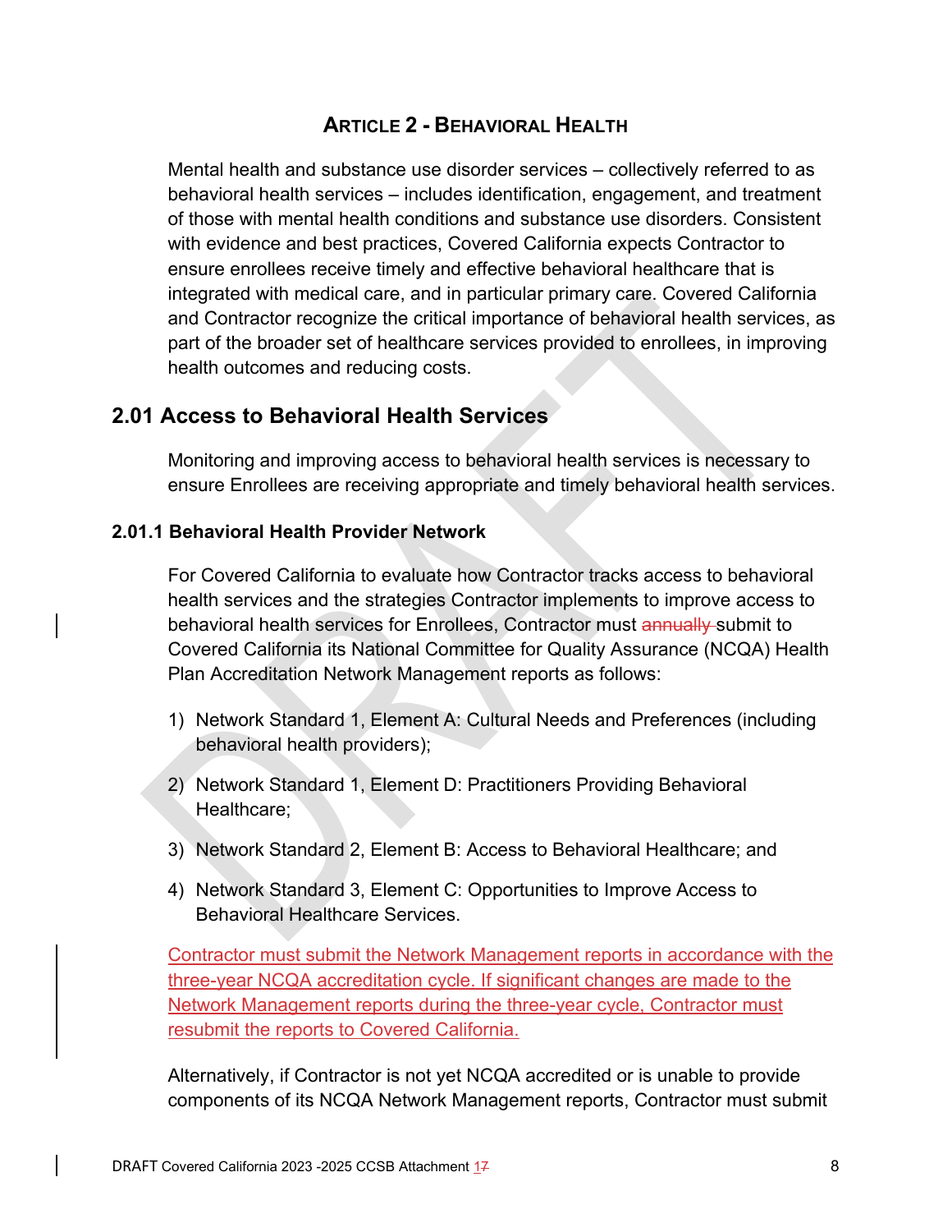## ARTICLE 2 - BEHAVIORAL HEALTH

Mental health and substance use disorder services – collectively referred to as behavioral health services – includes identification, engagement, and treatment of those with mental health conditions and substance use disorders. Consistent with evidence and best practices, Covered California expects Contractor to ensure enrollees receive timely and effective behavioral healthcare that is integrated with medical care, and in particular primary care. Covered California and Contractor recognize the critical importance of behavioral health services, as part of the broader set of healthcare services provided to enrollees, in improving health outcomes and reducing costs.

## 2.01 Access to Behavioral Health Services

Monitoring and improving access to behavioral health services is necessary to ensure Enrollees are receiving appropriate and timely behavioral health services.

### 2.01.1 Behavioral Health Provider Network

For Covered California to evaluate how Contractor tracks access to behavioral health services and the strategies Contractor implements to improve access to behavioral health services for Enrollees, Contractor must ~~annually~~ submit to Covered California its National Committee for Quality Assurance (NCQA) Health Plan Accreditation Network Management reports as follows:

1) Network Standard 1, Element A: Cultural Needs and Preferences (including behavioral health providers);
2) Network Standard 1, Element D: Practitioners Providing Behavioral Healthcare;
3) Network Standard 2, Element B: Access to Behavioral Healthcare; and
4) Network Standard 3, Element C: Opportunities to Improve Access to Behavioral Healthcare Services.

Contractor must submit the Network Management reports in accordance with the three-year NCQA accreditation cycle. If significant changes are made to the Network Management reports during the three-year cycle, Contractor must resubmit the reports to Covered California.

Alternatively, if Contractor is not yet NCQA accredited or is unable to provide components of its NCQA Network Management reports, Contractor must submit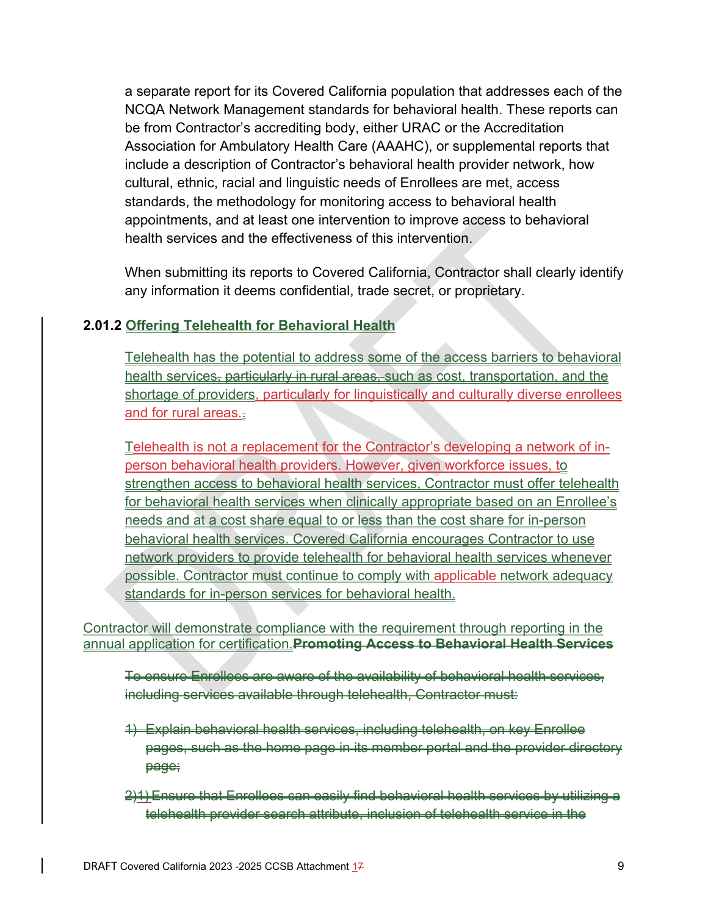a separate report for its Covered California population that addresses each of the NCQA Network Management standards for behavioral health. These reports can be from Contractor's accrediting body, either URAC or the Accreditation Association for Ambulatory Health Care (AAAHC), or supplemental reports that include a description of Contractor's behavioral health provider network, how cultural, ethnic, racial and linguistic needs of Enrollees are met, access standards, the methodology for monitoring access to behavioral health appointments, and at least one intervention to improve access to behavioral health services and the effectiveness of this intervention.

When submitting its reports to Covered California, Contractor shall clearly identify any information it deems confidential, trade secret, or proprietary.

**2.01.2 Offering Telehealth for Behavioral Health**

Telehealth has the potential to address some of the access barriers to behavioral health services, ~~particularly in rural areas,~~ such as cost, transportation, and the shortage of providers, particularly for linguistically and culturally diverse enrollees and for rural areas.~~.~~

Telehealth is not a replacement for the Contractor's developing a network of in-person behavioral health providers. However, given workforce issues, to strengthen access to behavioral health services, Contractor must offer telehealth for behavioral health services when clinically appropriate based on an Enrollee's needs and at a cost share equal to or less than the cost share for in-person behavioral health services. Covered California encourages Contractor to use network providers to provide telehealth for behavioral health services whenever possible. Contractor must continue to comply with applicable network adequacy standards for in-person services for behavioral health.

Contractor will demonstrate compliance with the requirement through reporting in the annual application for certification.~~**Promoting Access to Behavioral Health Services**~~

~~To ensure Enrollees are aware of the availability of behavioral health services, including services available through telehealth, Contractor must:~~

~~1) Explain behavioral health services, including telehealth, on key Enrollee pages, such as the home page in its member portal and the provider directory page;~~

~~2)1) Ensure that Enrollees can easily find behavioral health services by utilizing a telehealth provider search attribute, inclusion of telehealth service in the~~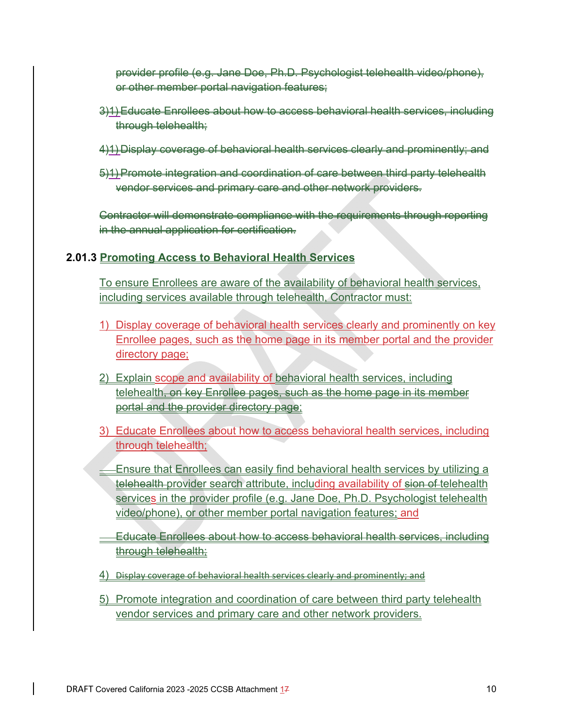provider profile (e.g. Jane Doe, Ph.D. Psychologist telehealth video/phone), or other member portal navigation features;

3)1) Educate Enrollees about how to access behavioral health services, including through telehealth;

4)1) Display coverage of behavioral health services clearly and prominently; and

5)1) Promote integration and coordination of care between third party telehealth vendor services and primary care and other network providers.

Contractor will demonstrate compliance with the requirements through reporting in the annual application for certification.

**2.01.3 Promoting Access to Behavioral Health Services**

To ensure Enrollees are aware of the availability of behavioral health services, including services available through telehealth, Contractor must:

1) Display coverage of behavioral health services clearly and prominently on key Enrollee pages, such as the home page in its member portal and the provider directory page;

2) Explain scope and availability of behavioral health services, including telehealth, on key Enrollee pages, such as the home page in its member portal and the provider directory page;

3) Educate Enrollees about how to access behavioral health services, including through telehealth;

Ensure that Enrollees can easily find behavioral health services by utilizing a telehealth provider search attribute, including availability of sion of telehealth services in the provider profile (e.g. Jane Doe, Ph.D. Psychologist telehealth video/phone), or other member portal navigation features; and

Educate Enrollees about how to access behavioral health services, including through telehealth;

4) Display coverage of behavioral health services clearly and prominently; and

5) Promote integration and coordination of care between third party telehealth vendor services and primary care and other network providers.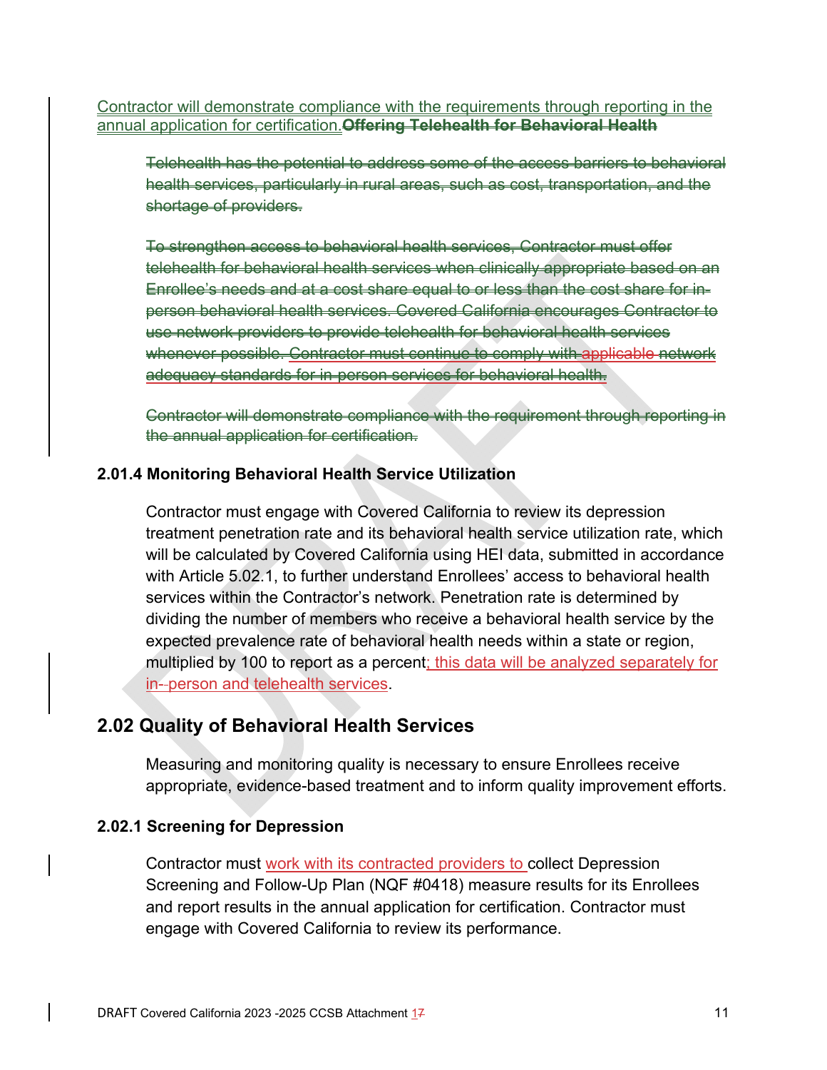Contractor will demonstrate compliance with the requirements through reporting in the annual application for certification.~~**Offering Telehealth for Behavioral Health**~~

~~Telehealth has the potential to address some of the access barriers to behavioral health services, particularly in rural areas, such as cost, transportation, and the shortage of providers.~~

~~To strengthen access to behavioral health services, Contractor must offer telehealth for behavioral health services when clinically appropriate based on an Enrollee's needs and at a cost share equal to or less than the cost share for in-person behavioral health services. Covered California encourages Contractor to use network providers to provide telehealth for behavioral health services whenever possible. Contractor must continue to comply with applicable network adequacy standards for in-person services for behavioral health.~~

~~Contractor will demonstrate compliance with the requirement through reporting in the annual application for certification.~~

### 2.01.4 Monitoring Behavioral Health Service Utilization

Contractor must engage with Covered California to review its depression treatment penetration rate and its behavioral health service utilization rate, which will be calculated by Covered California using HEI data, submitted in accordance with Article 5.02.1, to further understand Enrollees' access to behavioral health services within the Contractor's network. Penetration rate is determined by dividing the number of members who receive a behavioral health service by the expected prevalence rate of behavioral health needs within a state or region, multiplied by 100 to report as a percent; this data will be analyzed separately for in-person and telehealth services.

## 2.02 Quality of Behavioral Health Services

Measuring and monitoring quality is necessary to ensure Enrollees receive appropriate, evidence-based treatment and to inform quality improvement efforts.

### 2.02.1 Screening for Depression

Contractor must work with its contracted providers to collect Depression Screening and Follow-Up Plan (NQF #0418) measure results for its Enrollees and report results in the annual application for certification. Contractor must engage with Covered California to review its performance.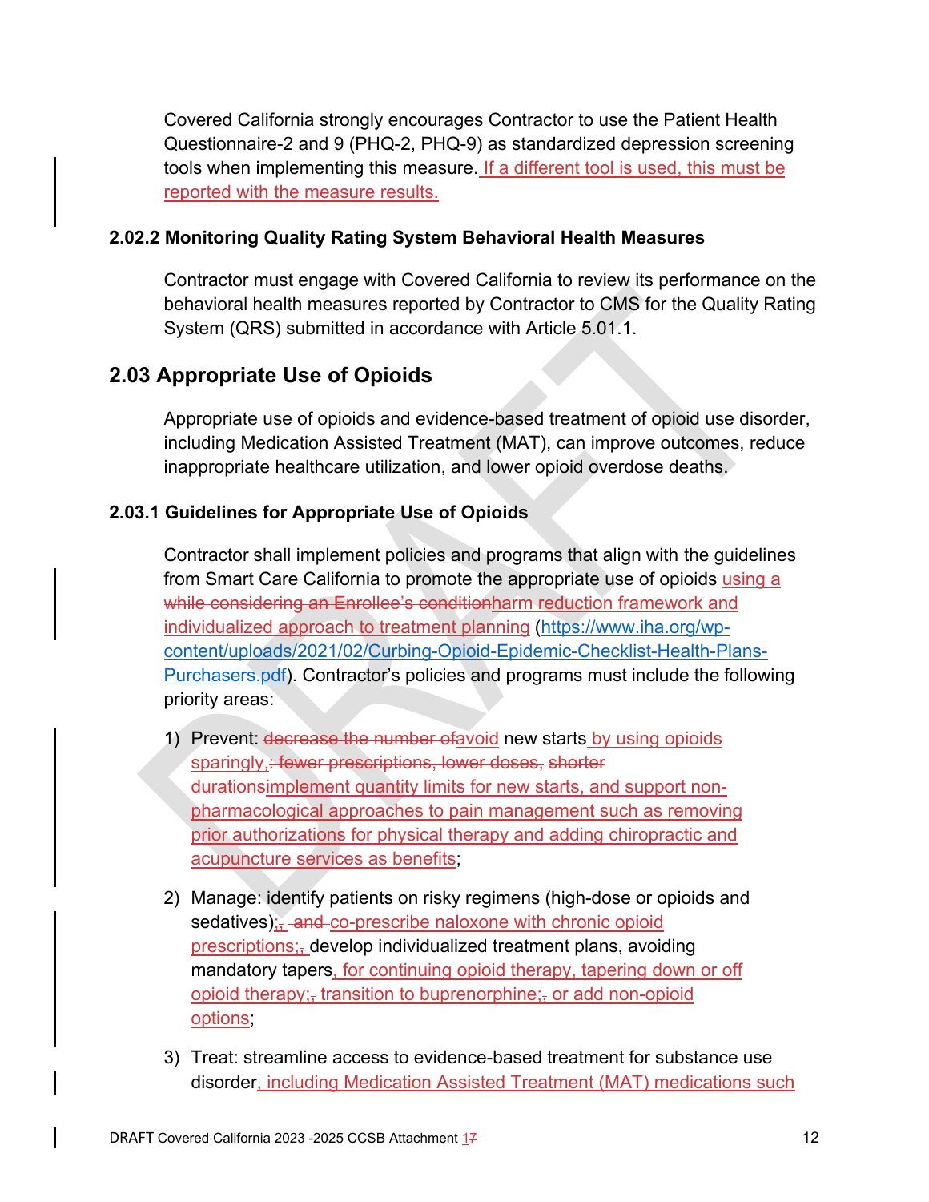Covered California strongly encourages Contractor to use the Patient Health Questionnaire-2 and 9 (PHQ-2, PHQ-9) as standardized depression screening tools when implementing this measure. If a different tool is used, this must be reported with the measure results.

### 2.02.2 Monitoring Quality Rating System Behavioral Health Measures

Contractor must engage with Covered California to review its performance on the behavioral health measures reported by Contractor to CMS for the Quality Rating System (QRS) submitted in accordance with Article 5.01.1.

## 2.03 Appropriate Use of Opioids

Appropriate use of opioids and evidence-based treatment of opioid use disorder, including Medication Assisted Treatment (MAT), can improve outcomes, reduce inappropriate healthcare utilization, and lower opioid overdose deaths.

### 2.03.1 Guidelines for Appropriate Use of Opioids

Contractor shall implement policies and programs that align with the guidelines from Smart Care California to promote the appropriate use of opioids using a ~~while considering an Enrollee's condition~~harm reduction framework and individualized approach to treatment planning (https://www.iha.org/wp-content/uploads/2021/02/Curbing-Opioid-Epidemic-Checklist-Health-Plans-Purchasers.pdf). Contractor's policies and programs must include the following priority areas:

1) Prevent: ~~decrease the number of~~avoid new starts by using opioids sparingly,~~: fewer prescriptions, lower doses, shorter durations~~implement quantity limits for new starts, and support non-pharmacological approaches to pain management such as removing prior authorizations for physical therapy and adding chiropractic and acupuncture services as benefits;

2) Manage: identify patients on risky regimens (high-dose or opioids and sedatives);~~,~~ ~~and~~ co-prescribe naloxone with chronic opioid prescriptions;~~,~~ develop individualized treatment plans, avoiding mandatory tapers, for continuing opioid therapy, tapering down or off opioid therapy;~~,~~ transition to buprenorphine;~~,~~ or add non-opioid options;

3) Treat: streamline access to evidence-based treatment for substance use disorder, including Medication Assisted Treatment (MAT) medications such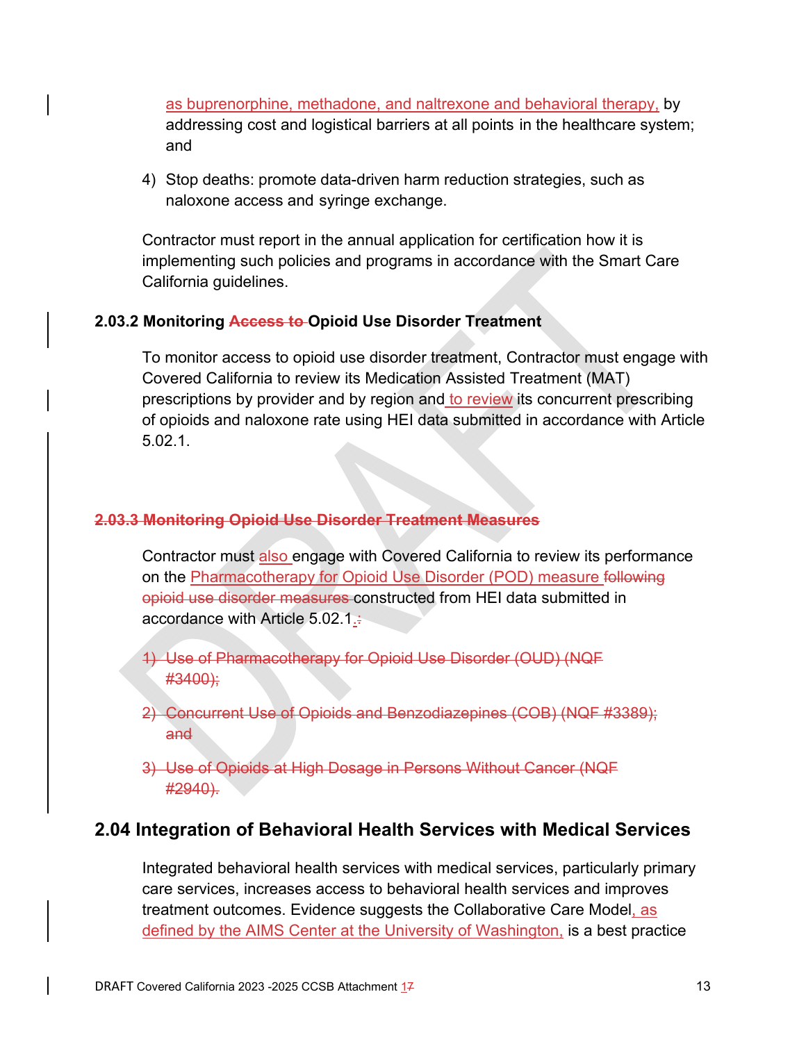as buprenorphine, methadone, and naltrexone and behavioral therapy, by addressing cost and logistical barriers at all points in the healthcare system; and

4) Stop deaths: promote data-driven harm reduction strategies, such as naloxone access and syringe exchange.

Contractor must report in the annual application for certification how it is implementing such policies and programs in accordance with the Smart Care California guidelines.

### 2.03.2 Monitoring ~~Access to~~ Opioid Use Disorder Treatment

To monitor access to opioid use disorder treatment, Contractor must engage with Covered California to review its Medication Assisted Treatment (MAT) prescriptions by provider and by region and to review its concurrent prescribing of opioids and naloxone rate using HEI data submitted in accordance with Article 5.02.1.

### ~~2.03.3 Monitoring Opioid Use Disorder Treatment Measures~~

Contractor must also engage with Covered California to review its performance on the Pharmacotherapy for Opioid Use Disorder (POD) measure ~~following opioid use disorder measures~~ constructed from HEI data submitted in accordance with Article 5.02.1.~~:~~

~~1) Use of Pharmacotherapy for Opioid Use Disorder (OUD) (NQF #3400);~~

~~2) Concurrent Use of Opioids and Benzodiazepines (COB) (NQF #3389); and~~

~~3) Use of Opioids at High Dosage in Persons Without Cancer (NQF #2940).~~

## 2.04 Integration of Behavioral Health Services with Medical Services

Integrated behavioral health services with medical services, particularly primary care services, increases access to behavioral health services and improves treatment outcomes. Evidence suggests the Collaborative Care Model, as defined by the AIMS Center at the University of Washington, is a best practice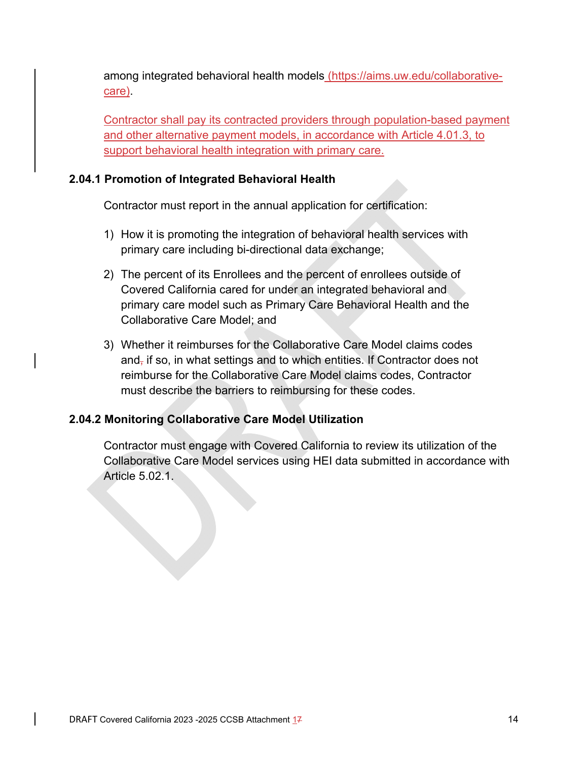among integrated behavioral health models (https://aims.uw.edu/collaborative-care).

Contractor shall pay its contracted providers through population-based payment and other alternative payment models, in accordance with Article 4.01.3, to support behavioral health integration with primary care.

### 2.04.1 Promotion of Integrated Behavioral Health

Contractor must report in the annual application for certification:

1) How it is promoting the integration of behavioral health services with primary care including bi-directional data exchange;

2) The percent of its Enrollees and the percent of enrollees outside of Covered California cared for under an integrated behavioral and primary care model such as Primary Care Behavioral Health and the Collaborative Care Model; and

3) Whether it reimburses for the Collaborative Care Model claims codes and if so, in what settings and to which entities. If Contractor does not reimburse for the Collaborative Care Model claims codes, Contractor must describe the barriers to reimbursing for these codes.

### 2.04.2 Monitoring Collaborative Care Model Utilization

Contractor must engage with Covered California to review its utilization of the Collaborative Care Model services using HEI data submitted in accordance with Article 5.02.1.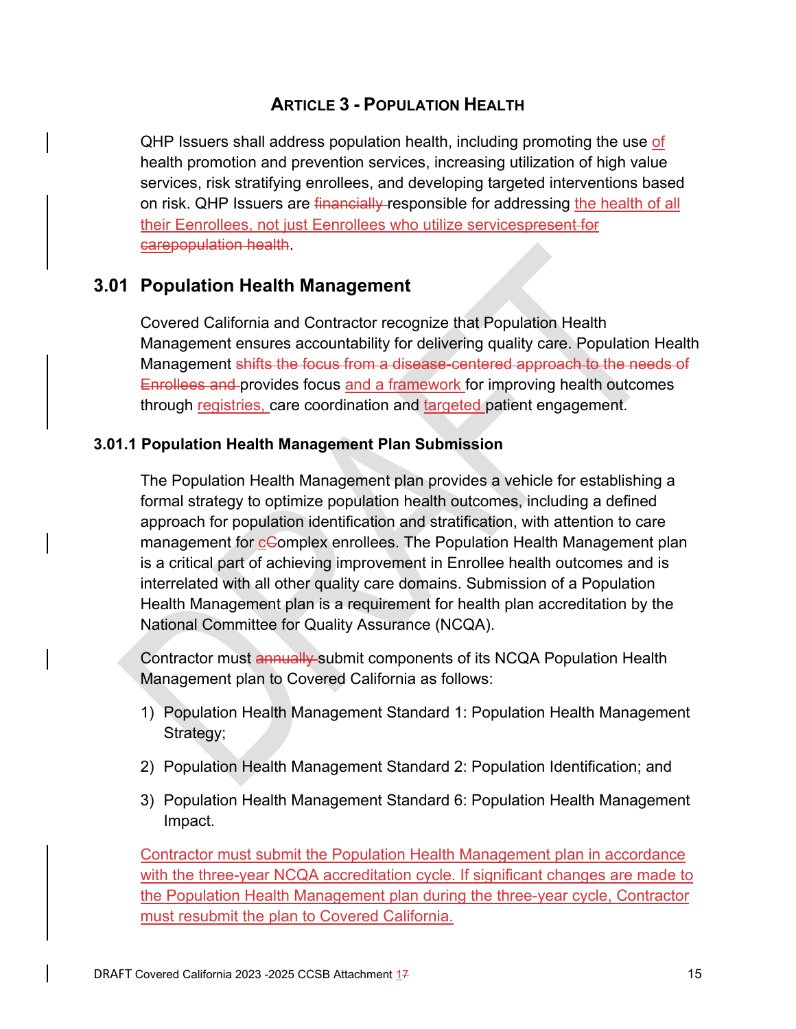# ARTICLE 3 - POPULATION HEALTH

QHP Issuers shall address population health, including promoting the use of health promotion and prevention services, increasing utilization of high value services, risk stratifying enrollees, and developing targeted interventions based on risk. QHP Issuers are ~~financially~~ responsible for addressing the health of all their Enrollees, not just Enrollees who utilize services~~present for care~~ ~~population health~~.

## 3.01 Population Health Management

Covered California and Contractor recognize that Population Health Management ensures accountability for delivering quality care. Population Health Management ~~shifts the focus from a disease-centered approach to the needs of Enrollees and~~ provides focus and a framework for improving health outcomes through registries, care coordination and targeted patient engagement.

### 3.01.1 Population Health Management Plan Submission

The Population Health Management plan provides a vehicle for establishing a formal strategy to optimize population health outcomes, including a defined approach for population identification and stratification, with attention to care management for c~~C~~omplex enrollees. The Population Health Management plan is a critical part of achieving improvement in Enrollee health outcomes and is interrelated with all other quality care domains. Submission of a Population Health Management plan is a requirement for health plan accreditation by the National Committee for Quality Assurance (NCQA).

Contractor must ~~annually~~ submit components of its NCQA Population Health Management plan to Covered California as follows:

1) Population Health Management Standard 1: Population Health Management Strategy;

2) Population Health Management Standard 2: Population Identification; and

3) Population Health Management Standard 6: Population Health Management Impact.

Contractor must submit the Population Health Management plan in accordance with the three-year NCQA accreditation cycle. If significant changes are made to the Population Health Management plan during the three-year cycle, Contractor must resubmit the plan to Covered California.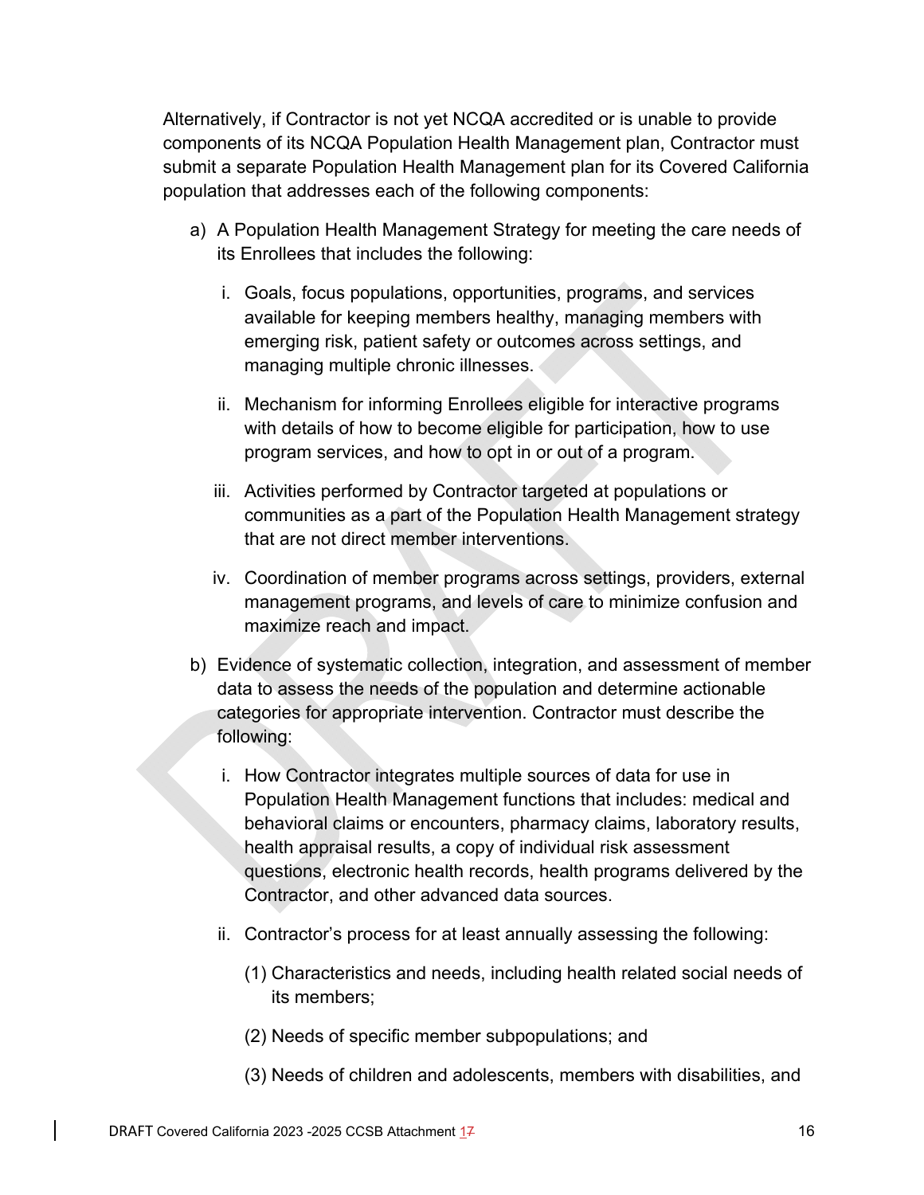Alternatively, if Contractor is not yet NCQA accredited or is unable to provide components of its NCQA Population Health Management plan, Contractor must submit a separate Population Health Management plan for its Covered California population that addresses each of the following components:

a) A Population Health Management Strategy for meeting the care needs of its Enrollees that includes the following:

   i. Goals, focus populations, opportunities, programs, and services available for keeping members healthy, managing members with emerging risk, patient safety or outcomes across settings, and managing multiple chronic illnesses.

   ii. Mechanism for informing Enrollees eligible for interactive programs with details of how to become eligible for participation, how to use program services, and how to opt in or out of a program.

   iii. Activities performed by Contractor targeted at populations or communities as a part of the Population Health Management strategy that are not direct member interventions.

   iv. Coordination of member programs across settings, providers, external management programs, and levels of care to minimize confusion and maximize reach and impact.

b) Evidence of systematic collection, integration, and assessment of member data to assess the needs of the population and determine actionable categories for appropriate intervention. Contractor must describe the following:

   i. How Contractor integrates multiple sources of data for use in Population Health Management functions that includes: medical and behavioral claims or encounters, pharmacy claims, laboratory results, health appraisal results, a copy of individual risk assessment questions, electronic health records, health programs delivered by the Contractor, and other advanced data sources.

   ii. Contractor's process for at least annually assessing the following:

      (1) Characteristics and needs, including health related social needs of its members;

      (2) Needs of specific member subpopulations; and

      (3) Needs of children and adolescents, members with disabilities, and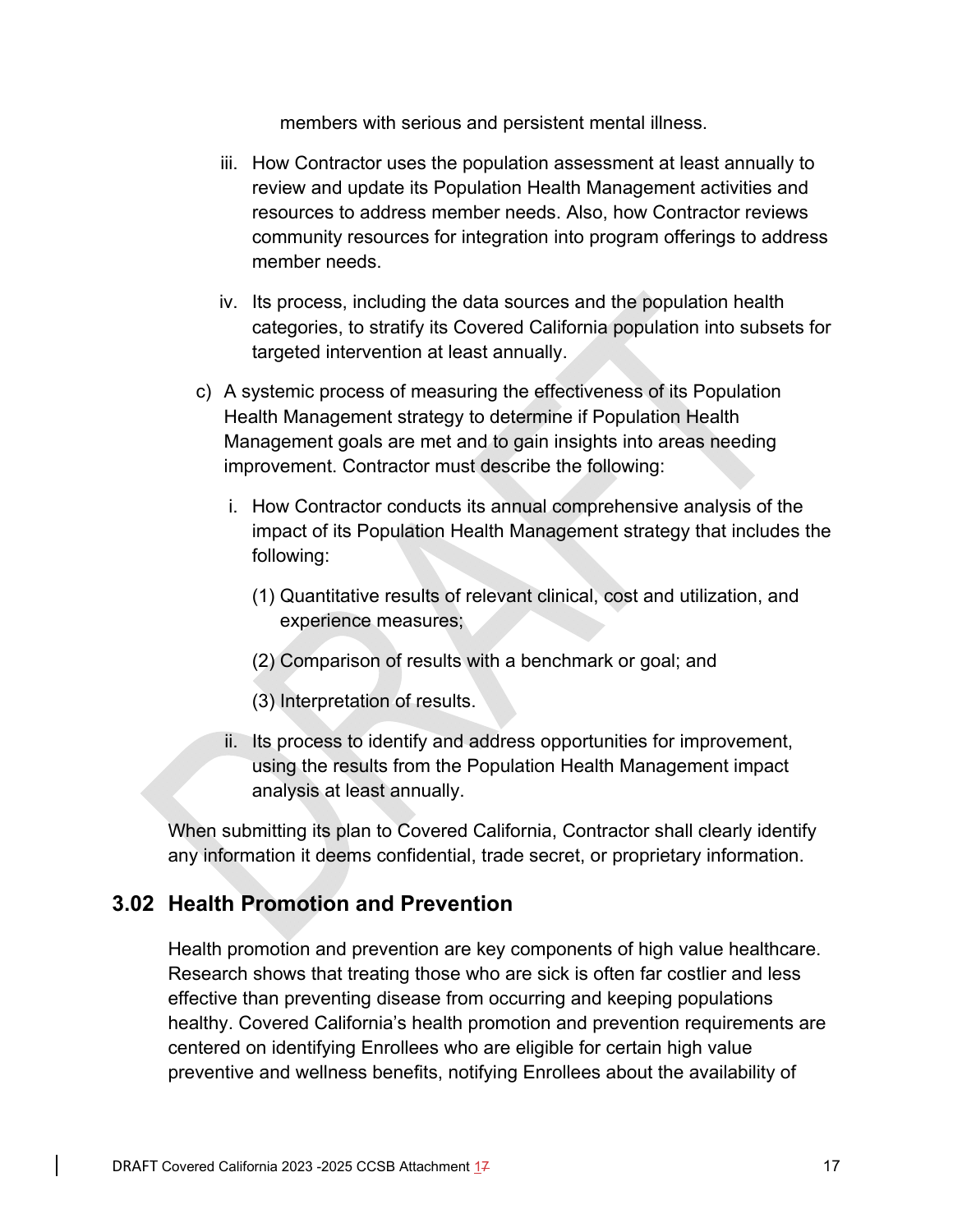members with serious and persistent mental illness.

iii. How Contractor uses the population assessment at least annually to review and update its Population Health Management activities and resources to address member needs. Also, how Contractor reviews community resources for integration into program offerings to address member needs.

iv. Its process, including the data sources and the population health categories, to stratify its Covered California population into subsets for targeted intervention at least annually.

c) A systemic process of measuring the effectiveness of its Population Health Management strategy to determine if Population Health Management goals are met and to gain insights into areas needing improvement. Contractor must describe the following:

i. How Contractor conducts its annual comprehensive analysis of the impact of its Population Health Management strategy that includes the following:

(1) Quantitative results of relevant clinical, cost and utilization, and experience measures;

(2) Comparison of results with a benchmark or goal; and

(3) Interpretation of results.

ii. Its process to identify and address opportunities for improvement, using the results from the Population Health Management impact analysis at least annually.

When submitting its plan to Covered California, Contractor shall clearly identify any information it deems confidential, trade secret, or proprietary information.

## 3.02 Health Promotion and Prevention

Health promotion and prevention are key components of high value healthcare. Research shows that treating those who are sick is often far costlier and less effective than preventing disease from occurring and keeping populations healthy. Covered California's health promotion and prevention requirements are centered on identifying Enrollees who are eligible for certain high value preventive and wellness benefits, notifying Enrollees about the availability of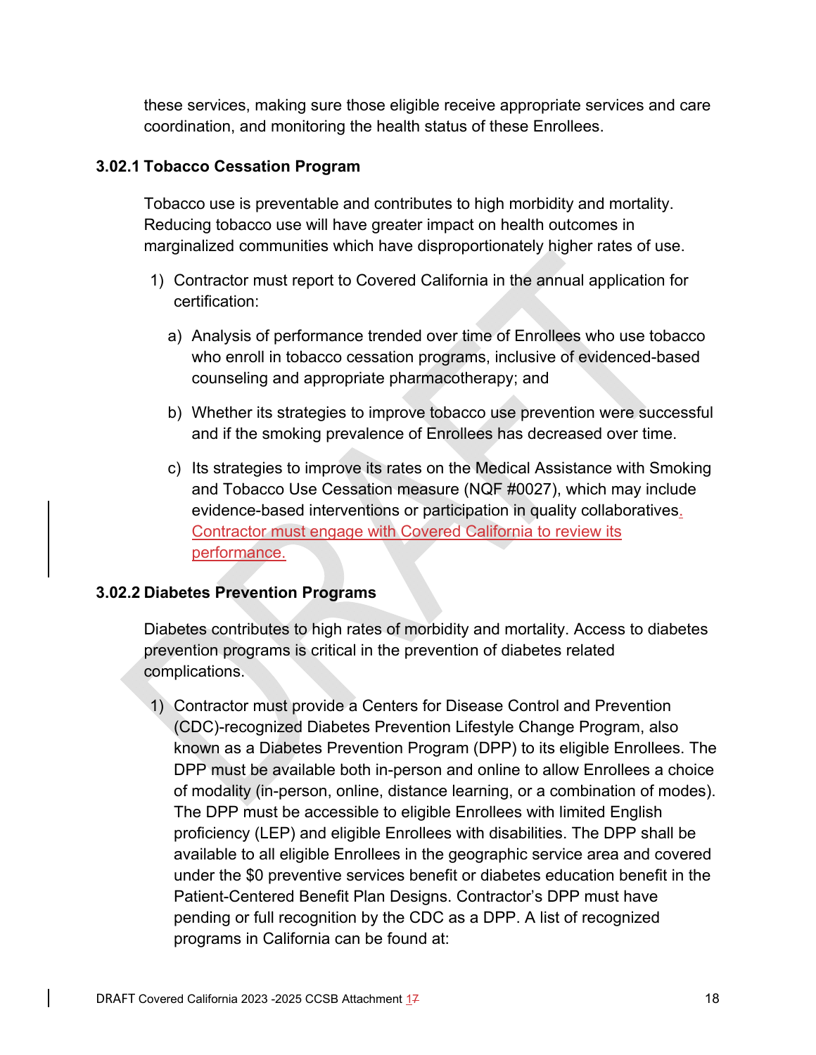these services, making sure those eligible receive appropriate services and care coordination, and monitoring the health status of these Enrollees.

### 3.02.1 Tobacco Cessation Program

Tobacco use is preventable and contributes to high morbidity and mortality. Reducing tobacco use will have greater impact on health outcomes in marginalized communities which have disproportionately higher rates of use.

1) Contractor must report to Covered California in the annual application for certification:

   a) Analysis of performance trended over time of Enrollees who use tobacco who enroll in tobacco cessation programs, inclusive of evidenced-based counseling and appropriate pharmacotherapy; and

   b) Whether its strategies to improve tobacco use prevention were successful and if the smoking prevalence of Enrollees has decreased over time.

   c) Its strategies to improve its rates on the Medical Assistance with Smoking and Tobacco Use Cessation measure (NQF #0027), which may include evidence-based interventions or participation in quality collaboratives. Contractor must engage with Covered California to review its performance.

### 3.02.2 Diabetes Prevention Programs

Diabetes contributes to high rates of morbidity and mortality. Access to diabetes prevention programs is critical in the prevention of diabetes related complications.

1) Contractor must provide a Centers for Disease Control and Prevention (CDC)-recognized Diabetes Prevention Lifestyle Change Program, also known as a Diabetes Prevention Program (DPP) to its eligible Enrollees. The DPP must be available both in-person and online to allow Enrollees a choice of modality (in-person, online, distance learning, or a combination of modes). The DPP must be accessible to eligible Enrollees with limited English proficiency (LEP) and eligible Enrollees with disabilities. The DPP shall be available to all eligible Enrollees in the geographic service area and covered under the $0 preventive services benefit or diabetes education benefit in the Patient-Centered Benefit Plan Designs. Contractor's DPP must have pending or full recognition by the CDC as a DPP. A list of recognized programs in California can be found at: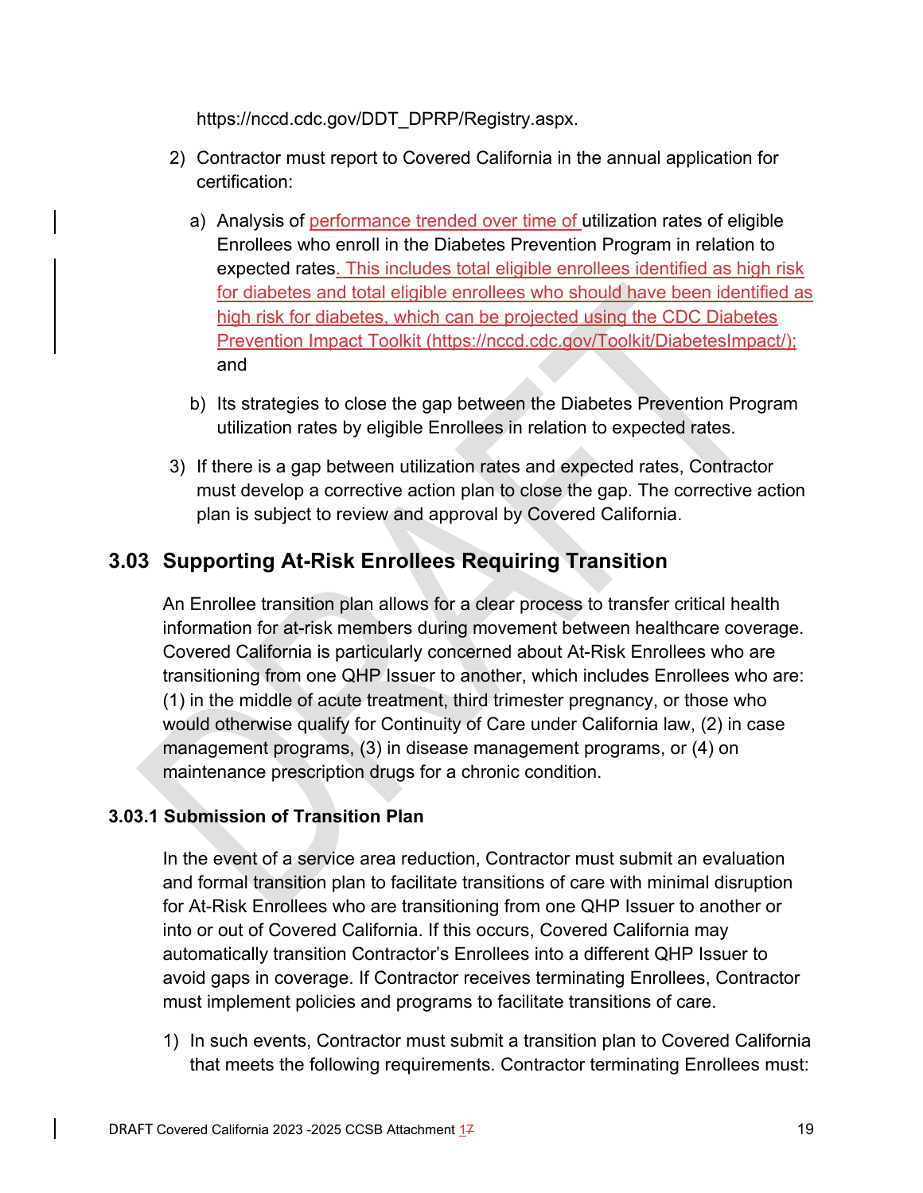https://nccd.cdc.gov/DDT_DPRP/Registry.aspx.

2) Contractor must report to Covered California in the annual application for certification:

   a) Analysis of performance trended over time of utilization rates of eligible Enrollees who enroll in the Diabetes Prevention Program in relation to expected rates. This includes total eligible enrollees identified as high risk for diabetes and total eligible enrollees who should have been identified as high risk for diabetes, which can be projected using the CDC Diabetes Prevention Impact Toolkit (https://nccd.cdc.gov/Toolkit/DiabetesImpact/); and

   b) Its strategies to close the gap between the Diabetes Prevention Program utilization rates by eligible Enrollees in relation to expected rates.

3) If there is a gap between utilization rates and expected rates, Contractor must develop a corrective action plan to close the gap. The corrective action plan is subject to review and approval by Covered California.

## 3.03 Supporting At-Risk Enrollees Requiring Transition

An Enrollee transition plan allows for a clear process to transfer critical health information for at-risk members during movement between healthcare coverage. Covered California is particularly concerned about At-Risk Enrollees who are transitioning from one QHP Issuer to another, which includes Enrollees who are: (1) in the middle of acute treatment, third trimester pregnancy, or those who would otherwise qualify for Continuity of Care under California law, (2) in case management programs, (3) in disease management programs, or (4) on maintenance prescription drugs for a chronic condition.

### 3.03.1 Submission of Transition Plan

In the event of a service area reduction, Contractor must submit an evaluation and formal transition plan to facilitate transitions of care with minimal disruption for At-Risk Enrollees who are transitioning from one QHP Issuer to another or into or out of Covered California. If this occurs, Covered California may automatically transition Contractor's Enrollees into a different QHP Issuer to avoid gaps in coverage. If Contractor receives terminating Enrollees, Contractor must implement policies and programs to facilitate transitions of care.

1) In such events, Contractor must submit a transition plan to Covered California that meets the following requirements. Contractor terminating Enrollees must: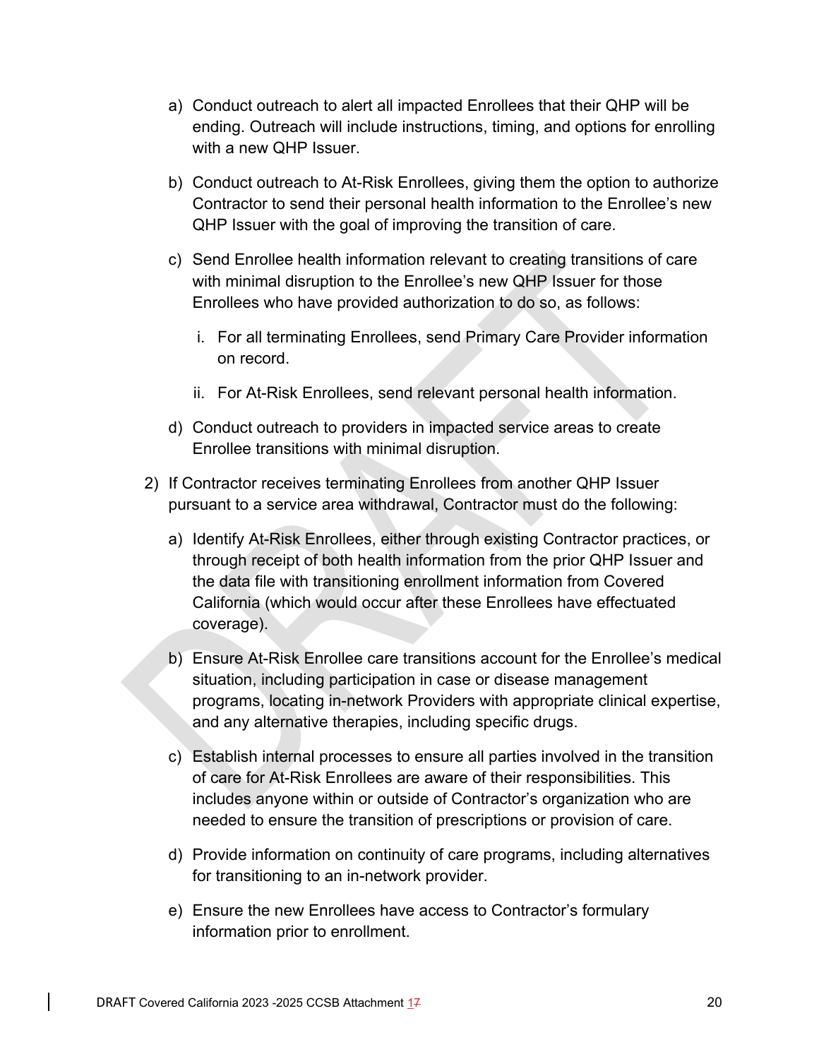a) Conduct outreach to alert all impacted Enrollees that their QHP will be ending. Outreach will include instructions, timing, and options for enrolling with a new QHP Issuer.

b) Conduct outreach to At-Risk Enrollees, giving them the option to authorize Contractor to send their personal health information to the Enrollee's new QHP Issuer with the goal of improving the transition of care.

c) Send Enrollee health information relevant to creating transitions of care with minimal disruption to the Enrollee's new QHP Issuer for those Enrollees who have provided authorization to do so, as follows:

   i. For all terminating Enrollees, send Primary Care Provider information on record.

   ii. For At-Risk Enrollees, send relevant personal health information.

d) Conduct outreach to providers in impacted service areas to create Enrollee transitions with minimal disruption.

2) If Contractor receives terminating Enrollees from another QHP Issuer pursuant to a service area withdrawal, Contractor must do the following:

   a) Identify At-Risk Enrollees, either through existing Contractor practices, or through receipt of both health information from the prior QHP Issuer and the data file with transitioning enrollment information from Covered California (which would occur after these Enrollees have effectuated coverage).

   b) Ensure At-Risk Enrollee care transitions account for the Enrollee's medical situation, including participation in case or disease management programs, locating in-network Providers with appropriate clinical expertise, and any alternative therapies, including specific drugs.

   c) Establish internal processes to ensure all parties involved in the transition of care for At-Risk Enrollees are aware of their responsibilities. This includes anyone within or outside of Contractor's organization who are needed to ensure the transition of prescriptions or provision of care.

   d) Provide information on continuity of care programs, including alternatives for transitioning to an in-network provider.

   e) Ensure the new Enrollees have access to Contractor's formulary information prior to enrollment.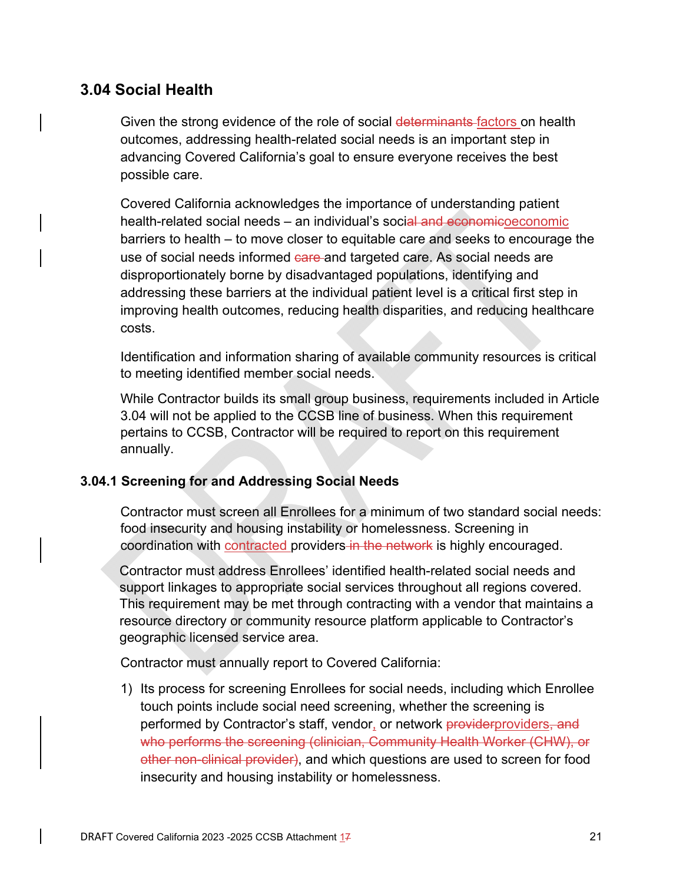## 3.04 Social Health

Given the strong evidence of the role of social ~~determinants~~ factors on health outcomes, addressing health-related social needs is an important step in advancing Covered California's goal to ensure everyone receives the best possible care.

Covered California acknowledges the importance of understanding patient health-related social needs – an individual's soci~~al and economic~~oeconomic barriers to health – to move closer to equitable care and seeks to encourage the use of social needs informed ~~care~~ and targeted care. As social needs are disproportionately borne by disadvantaged populations, identifying and addressing these barriers at the individual patient level is a critical first step in improving health outcomes, reducing health disparities, and reducing healthcare costs.

Identification and information sharing of available community resources is critical to meeting identified member social needs.

While Contractor builds its small group business, requirements included in Article 3.04 will not be applied to the CCSB line of business. When this requirement pertains to CCSB, Contractor will be required to report on this requirement annually.

### 3.04.1 Screening for and Addressing Social Needs

Contractor must screen all Enrollees for a minimum of two standard social needs: food insecurity and housing instability or homelessness. Screening in coordination with contracted providers ~~in the network~~ is highly encouraged.

Contractor must address Enrollees' identified health-related social needs and support linkages to appropriate social services throughout all regions covered. This requirement may be met through contracting with a vendor that maintains a resource directory or community resource platform applicable to Contractor's geographic licensed service area.

Contractor must annually report to Covered California:

1) Its process for screening Enrollees for social needs, including which Enrollee touch points include social need screening, whether the screening is performed by Contractor's staff, vendor, or network ~~provider~~providers~~, and who performs the screening (clinician, Community Health Worker (CHW), or other non-clinical provider)~~, and which questions are used to screen for food insecurity and housing instability or homelessness.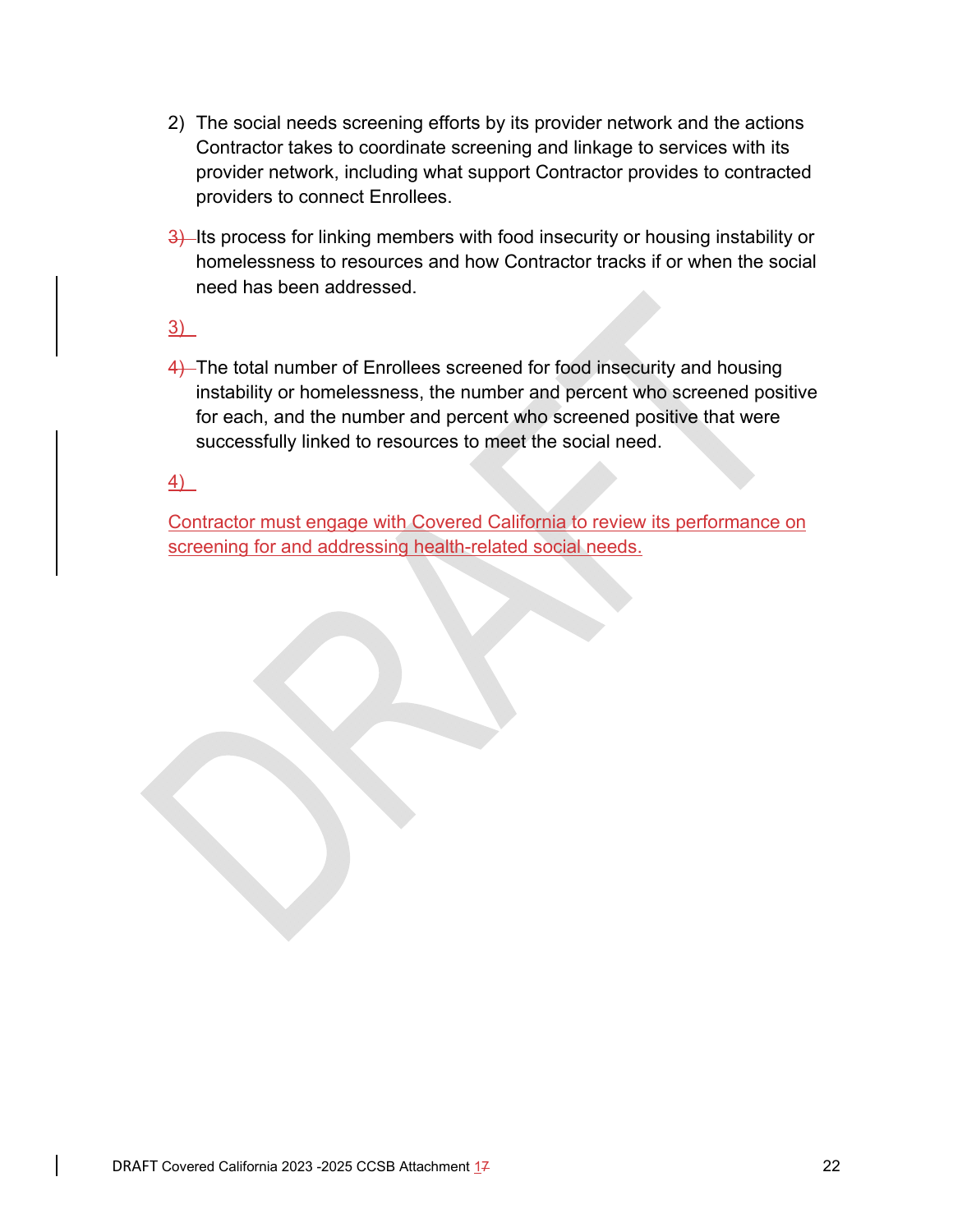2) The social needs screening efforts by its provider network and the actions Contractor takes to coordinate screening and linkage to services with its provider network, including what support Contractor provides to contracted providers to connect Enrollees.

3) Its process for linking members with food insecurity or housing instability or homelessness to resources and how Contractor tracks if or when the social need has been addressed.

4) The total number of Enrollees screened for food insecurity and housing instability or homelessness, the number and percent who screened positive for each, and the number and percent who screened positive that were successfully linked to resources to meet the social need.

Contractor must engage with Covered California to review its performance on screening for and addressing health-related social needs.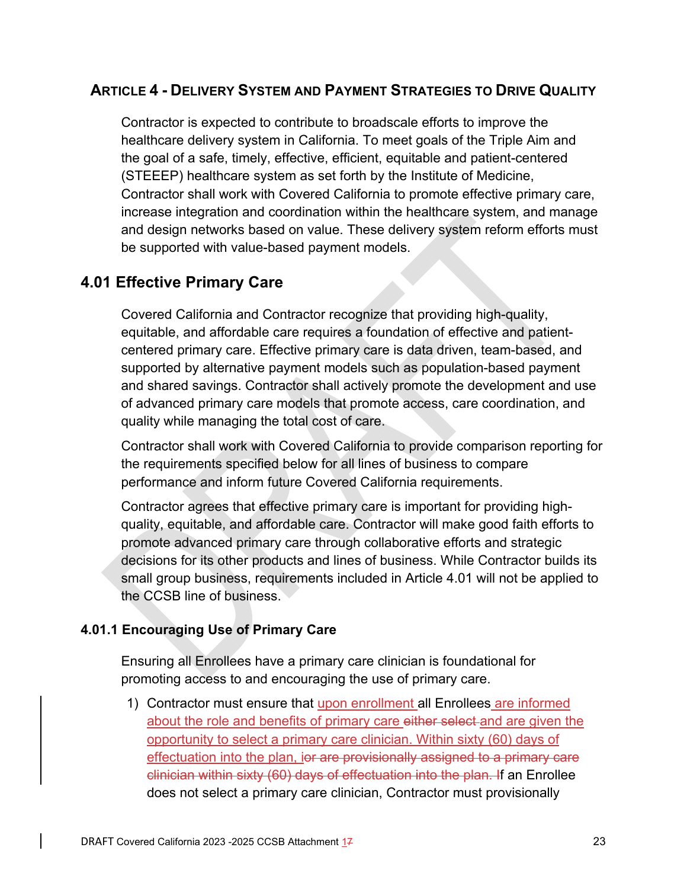## ARTICLE 4 - DELIVERY SYSTEM AND PAYMENT STRATEGIES TO DRIVE QUALITY

Contractor is expected to contribute to broadscale efforts to improve the healthcare delivery system in California. To meet goals of the Triple Aim and the goal of a safe, timely, effective, efficient, equitable and patient-centered (STEEEP) healthcare system as set forth by the Institute of Medicine, Contractor shall work with Covered California to promote effective primary care, increase integration and coordination within the healthcare system, and manage and design networks based on value. These delivery system reform efforts must be supported with value-based payment models.

## 4.01 Effective Primary Care

Covered California and Contractor recognize that providing high-quality, equitable, and affordable care requires a foundation of effective and patient-centered primary care. Effective primary care is data driven, team-based, and supported by alternative payment models such as population-based payment and shared savings. Contractor shall actively promote the development and use of advanced primary care models that promote access, care coordination, and quality while managing the total cost of care.

Contractor shall work with Covered California to provide comparison reporting for the requirements specified below for all lines of business to compare performance and inform future Covered California requirements.

Contractor agrees that effective primary care is important for providing high-quality, equitable, and affordable care. Contractor will make good faith efforts to promote advanced primary care through collaborative efforts and strategic decisions for its other products and lines of business. While Contractor builds its small group business, requirements included in Article 4.01 will not be applied to the CCSB line of business.

### 4.01.1 Encouraging Use of Primary Care

Ensuring all Enrollees have a primary care clinician is foundational for promoting access to and encouraging the use of primary care.

1) Contractor must ensure that upon enrollment all Enrollees are informed about the role and benefits of primary care ~~either select~~ and are given the opportunity to select a primary care clinician. Within sixty (60) days of effectuation into the plan, i~~or are provisionally assigned to a primary care clinician within sixty (60) days of effectuation into the plan. I~~f an Enrollee does not select a primary care clinician, Contractor must provisionally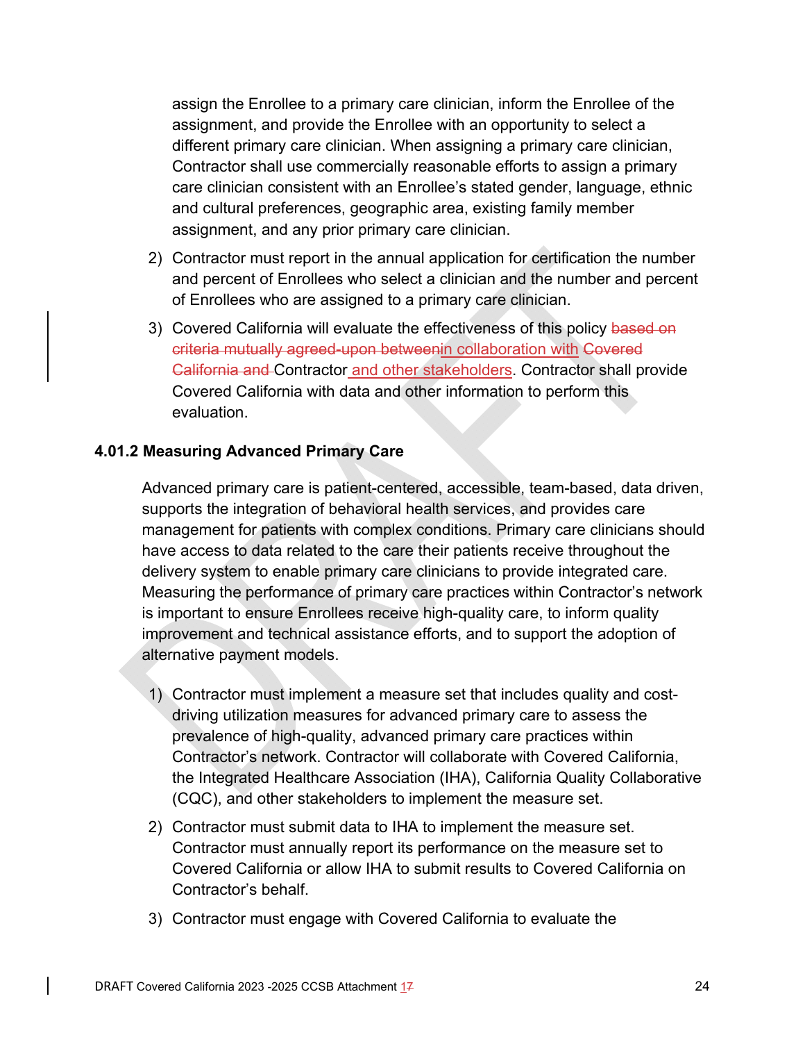assign the Enrollee to a primary care clinician, inform the Enrollee of the assignment, and provide the Enrollee with an opportunity to select a different primary care clinician. When assigning a primary care clinician, Contractor shall use commercially reasonable efforts to assign a primary care clinician consistent with an Enrollee's stated gender, language, ethnic and cultural preferences, geographic area, existing family member assignment, and any prior primary care clinician.

2) Contractor must report in the annual application for certification the number and percent of Enrollees who select a clinician and the number and percent of Enrollees who are assigned to a primary care clinician.

3) Covered California will evaluate the effectiveness of this policy ~~based on criteria mutually agreed-upon between~~in collaboration with ~~Covered California and~~ Contractor and other stakeholders. Contractor shall provide Covered California with data and other information to perform this evaluation.

### 4.01.2 Measuring Advanced Primary Care

Advanced primary care is patient-centered, accessible, team-based, data driven, supports the integration of behavioral health services, and provides care management for patients with complex conditions. Primary care clinicians should have access to data related to the care their patients receive throughout the delivery system to enable primary care clinicians to provide integrated care. Measuring the performance of primary care practices within Contractor's network is important to ensure Enrollees receive high-quality care, to inform quality improvement and technical assistance efforts, and to support the adoption of alternative payment models.

1) Contractor must implement a measure set that includes quality and cost-driving utilization measures for advanced primary care to assess the prevalence of high-quality, advanced primary care practices within Contractor's network. Contractor will collaborate with Covered California, the Integrated Healthcare Association (IHA), California Quality Collaborative (CQC), and other stakeholders to implement the measure set.

2) Contractor must submit data to IHA to implement the measure set. Contractor must annually report its performance on the measure set to Covered California or allow IHA to submit results to Covered California on Contractor's behalf.

3) Contractor must engage with Covered California to evaluate the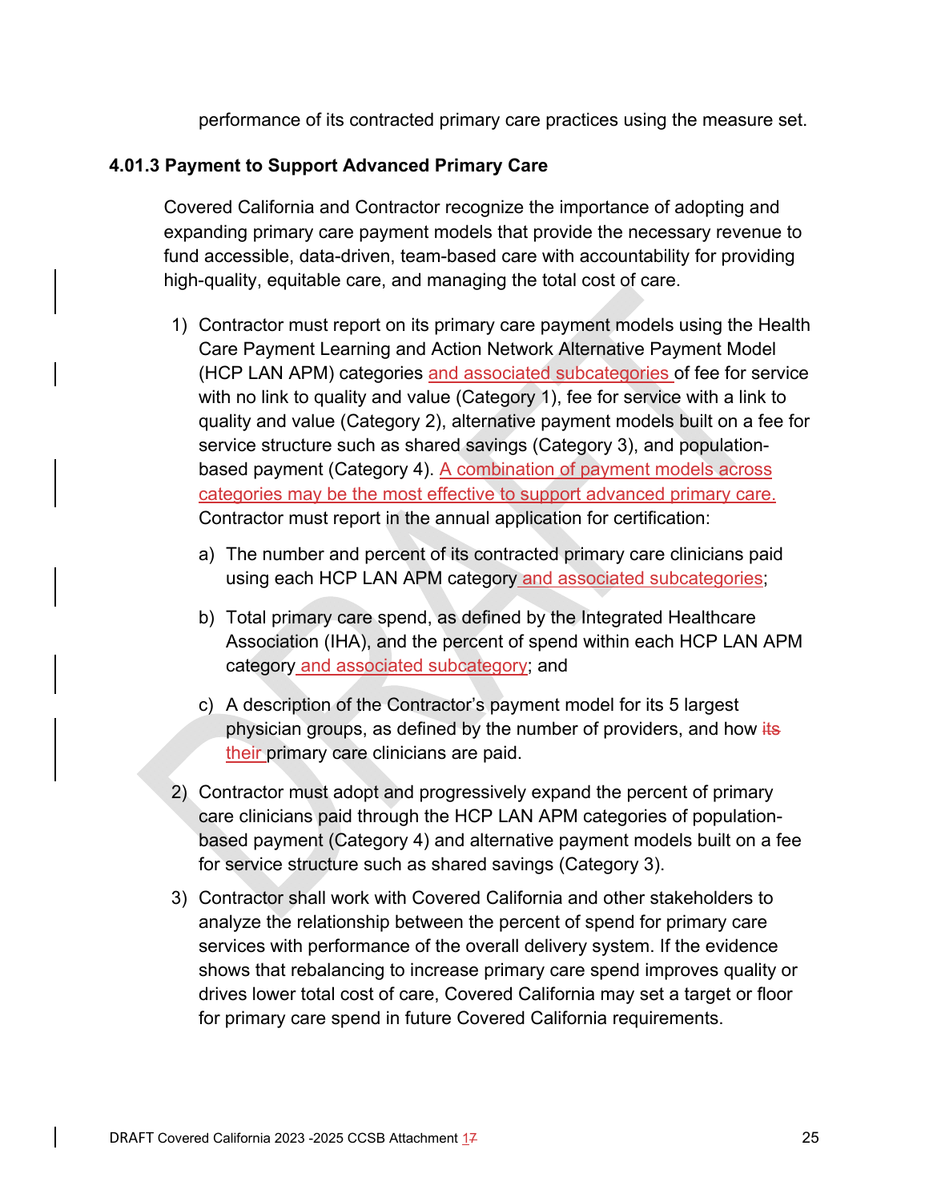performance of its contracted primary care practices using the measure set.

### 4.01.3 Payment to Support Advanced Primary Care

Covered California and Contractor recognize the importance of adopting and expanding primary care payment models that provide the necessary revenue to fund accessible, data-driven, team-based care with accountability for providing high-quality, equitable care, and managing the total cost of care.

1) Contractor must report on its primary care payment models using the Health Care Payment Learning and Action Network Alternative Payment Model (HCP LAN APM) categories and associated subcategories of fee for service with no link to quality and value (Category 1), fee for service with a link to quality and value (Category 2), alternative payment models built on a fee for service structure such as shared savings (Category 3), and population-based payment (Category 4). A combination of payment models across categories may be the most effective to support advanced primary care. Contractor must report in the annual application for certification:

   a) The number and percent of its contracted primary care clinicians paid using each HCP LAN APM category and associated subcategories;

   b) Total primary care spend, as defined by the Integrated Healthcare Association (IHA), and the percent of spend within each HCP LAN APM category and associated subcategory; and

   c) A description of the Contractor's payment model for its 5 largest physician groups, as defined by the number of providers, and how ~~its~~ their primary care clinicians are paid.

2) Contractor must adopt and progressively expand the percent of primary care clinicians paid through the HCP LAN APM categories of population-based payment (Category 4) and alternative payment models built on a fee for service structure such as shared savings (Category 3).

3) Contractor shall work with Covered California and other stakeholders to analyze the relationship between the percent of spend for primary care services with performance of the overall delivery system. If the evidence shows that rebalancing to increase primary care spend improves quality or drives lower total cost of care, Covered California may set a target or floor for primary care spend in future Covered California requirements.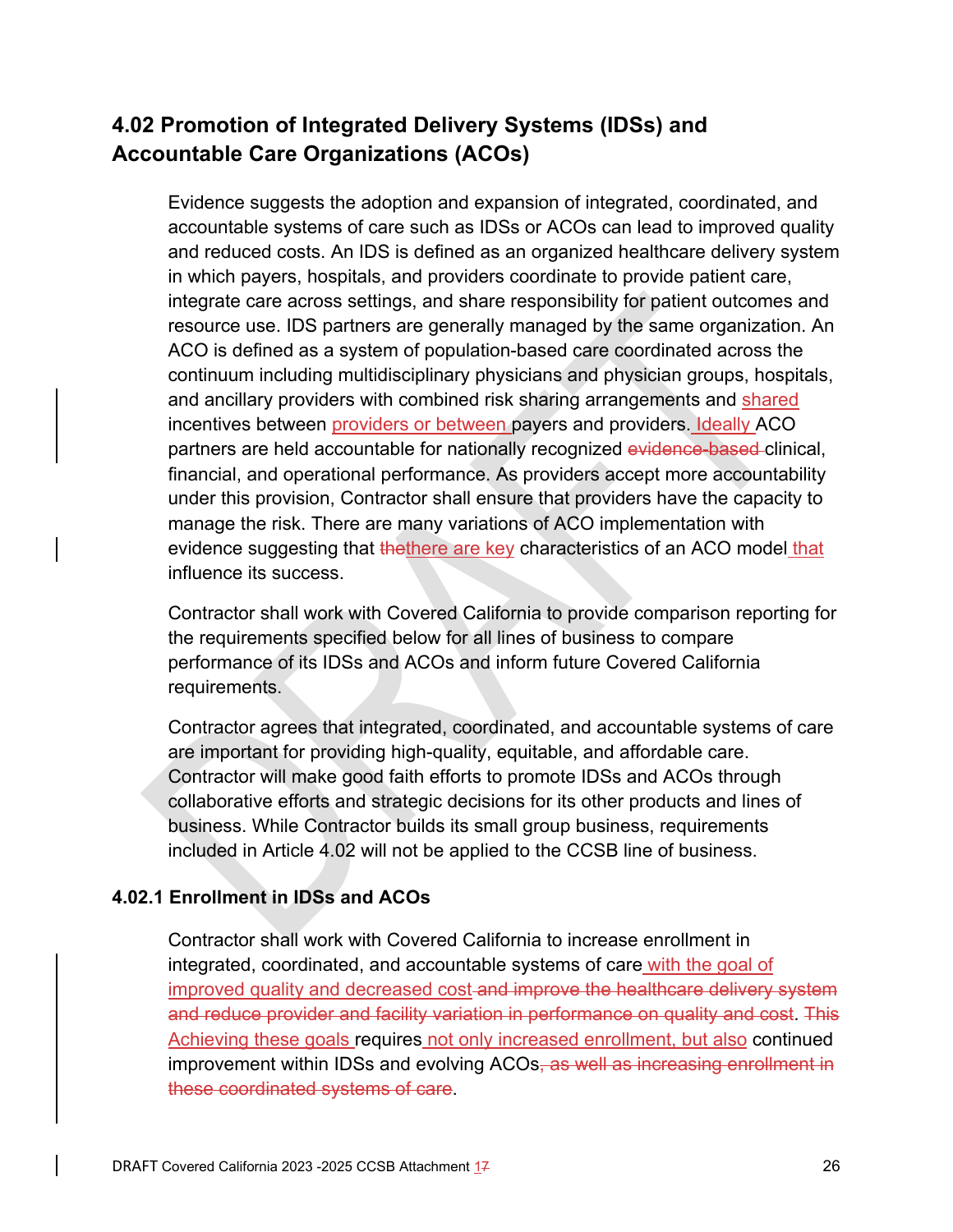## 4.02 Promotion of Integrated Delivery Systems (IDSs) and Accountable Care Organizations (ACOs)

Evidence suggests the adoption and expansion of integrated, coordinated, and accountable systems of care such as IDSs or ACOs can lead to improved quality and reduced costs. An IDS is defined as an organized healthcare delivery system in which payers, hospitals, and providers coordinate to provide patient care, integrate care across settings, and share responsibility for patient outcomes and resource use. IDS partners are generally managed by the same organization. An ACO is defined as a system of population-based care coordinated across the continuum including multidisciplinary physicians and physician groups, hospitals, and ancillary providers with combined risk sharing arrangements and shared incentives between providers or between payers and providers. Ideally ACO partners are held accountable for nationally recognized ~~evidence-based~~ clinical, financial, and operational performance. As providers accept more accountability under this provision, Contractor shall ensure that providers have the capacity to manage the risk. There are many variations of ACO implementation with evidence suggesting that ~~the~~there are key characteristics of an ACO model that influence its success.

Contractor shall work with Covered California to provide comparison reporting for the requirements specified below for all lines of business to compare performance of its IDSs and ACOs and inform future Covered California requirements.

Contractor agrees that integrated, coordinated, and accountable systems of care are important for providing high-quality, equitable, and affordable care. Contractor will make good faith efforts to promote IDSs and ACOs through collaborative efforts and strategic decisions for its other products and lines of business. While Contractor builds its small group business, requirements included in Article 4.02 will not be applied to the CCSB line of business.

### 4.02.1 Enrollment in IDSs and ACOs

Contractor shall work with Covered California to increase enrollment in integrated, coordinated, and accountable systems of care with the goal of improved quality and decreased cost ~~and improve the healthcare delivery system and reduce provider and facility variation in performance on quality and cost~~. ~~This~~ Achieving these goals requires not only increased enrollment, but also continued improvement within IDSs and evolving ACOs~~, as well as increasing enrollment in these coordinated systems of care~~.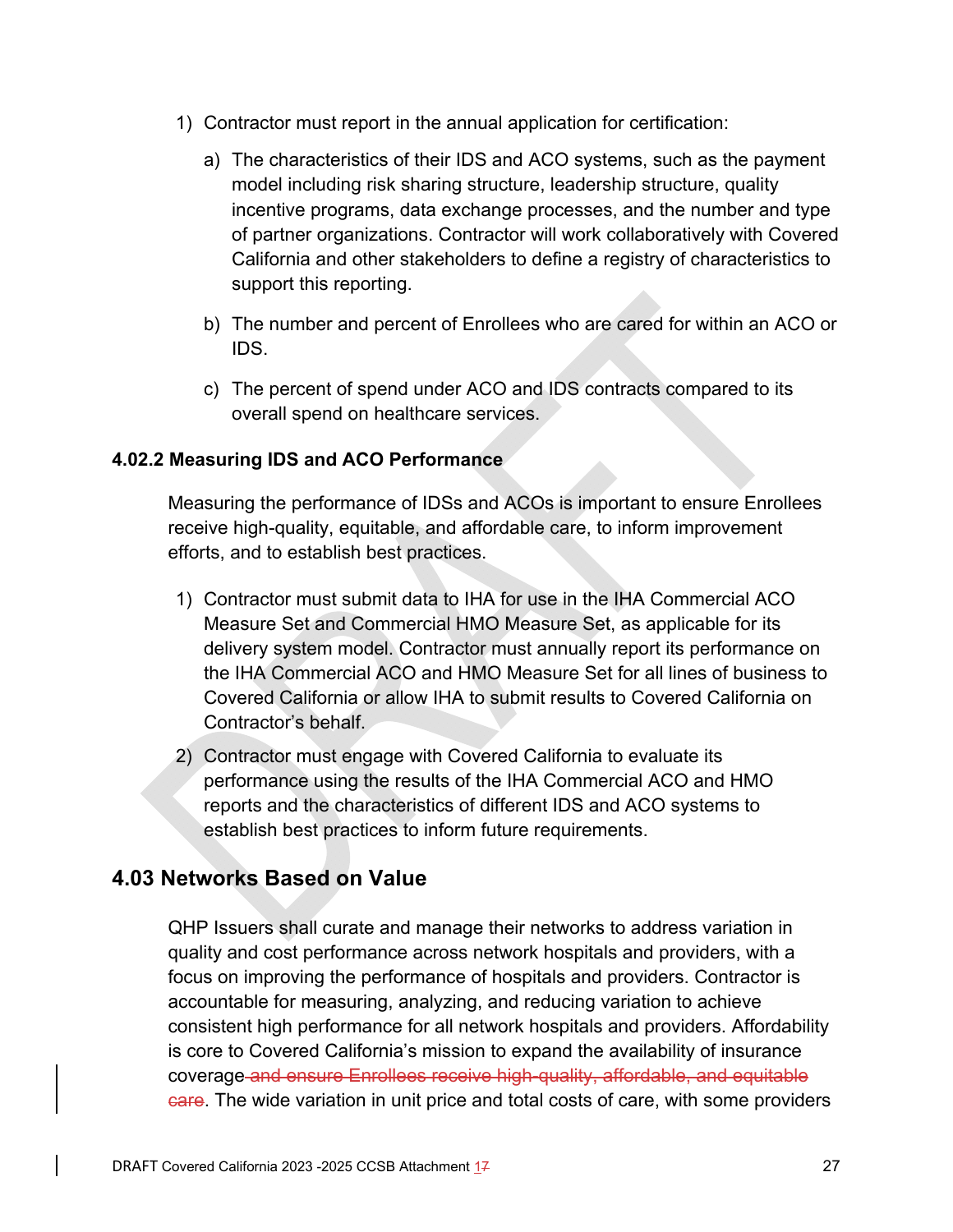1) Contractor must report in the annual application for certification:

   a) The characteristics of their IDS and ACO systems, such as the payment model including risk sharing structure, leadership structure, quality incentive programs, data exchange processes, and the number and type of partner organizations. Contractor will work collaboratively with Covered California and other stakeholders to define a registry of characteristics to support this reporting.

   b) The number and percent of Enrollees who are cared for within an ACO or IDS.

   c) The percent of spend under ACO and IDS contracts compared to its overall spend on healthcare services.

#### 4.02.2 Measuring IDS and ACO Performance

Measuring the performance of IDSs and ACOs is important to ensure Enrollees receive high-quality, equitable, and affordable care, to inform improvement efforts, and to establish best practices.

1) Contractor must submit data to IHA for use in the IHA Commercial ACO Measure Set and Commercial HMO Measure Set, as applicable for its delivery system model. Contractor must annually report its performance on the IHA Commercial ACO and HMO Measure Set for all lines of business to Covered California or allow IHA to submit results to Covered California on Contractor's behalf.

2) Contractor must engage with Covered California to evaluate its performance using the results of the IHA Commercial ACO and HMO reports and the characteristics of different IDS and ACO systems to establish best practices to inform future requirements.

## 4.03 Networks Based on Value

QHP Issuers shall curate and manage their networks to address variation in quality and cost performance across network hospitals and providers, with a focus on improving the performance of hospitals and providers. Contractor is accountable for measuring, analyzing, and reducing variation to achieve consistent high performance for all network hospitals and providers. Affordability is core to Covered California's mission to expand the availability of insurance coverage ~~and ensure Enrollees receive high-quality, affordable, and equitable care~~. The wide variation in unit price and total costs of care, with some providers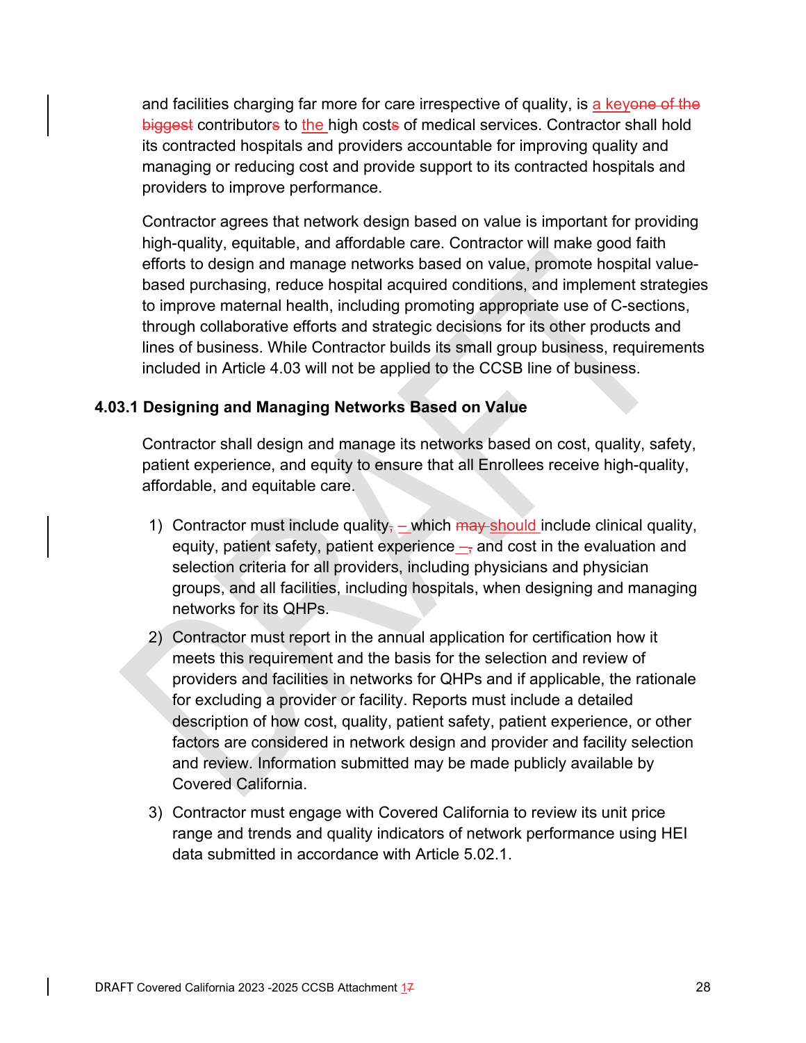and facilities charging far more for care irrespective of quality, is a keyone of the biggest contributors to the high costs of medical services. Contractor shall hold its contracted hospitals and providers accountable for improving quality and managing or reducing cost and provide support to its contracted hospitals and providers to improve performance.

Contractor agrees that network design based on value is important for providing high-quality, equitable, and affordable care. Contractor will make good faith efforts to design and manage networks based on value, promote hospital value-based purchasing, reduce hospital acquired conditions, and implement strategies to improve maternal health, including promoting appropriate use of C-sections, through collaborative efforts and strategic decisions for its other products and lines of business. While Contractor builds its small group business, requirements included in Article 4.03 will not be applied to the CCSB line of business.

### 4.03.1 Designing and Managing Networks Based on Value

Contractor shall design and manage its networks based on cost, quality, safety, patient experience, and equity to ensure that all Enrollees receive high-quality, affordable, and equitable care.

1) Contractor must include quality, – which may should include clinical quality, equity, patient safety, patient experience –, and cost in the evaluation and selection criteria for all providers, including physicians and physician groups, and all facilities, including hospitals, when designing and managing networks for its QHPs.
2) Contractor must report in the annual application for certification how it meets this requirement and the basis for the selection and review of providers and facilities in networks for QHPs and if applicable, the rationale for excluding a provider or facility. Reports must include a detailed description of how cost, quality, patient safety, patient experience, or other factors are considered in network design and provider and facility selection and review. Information submitted may be made publicly available by Covered California.
3) Contractor must engage with Covered California to review its unit price range and trends and quality indicators of network performance using HEI data submitted in accordance with Article 5.02.1.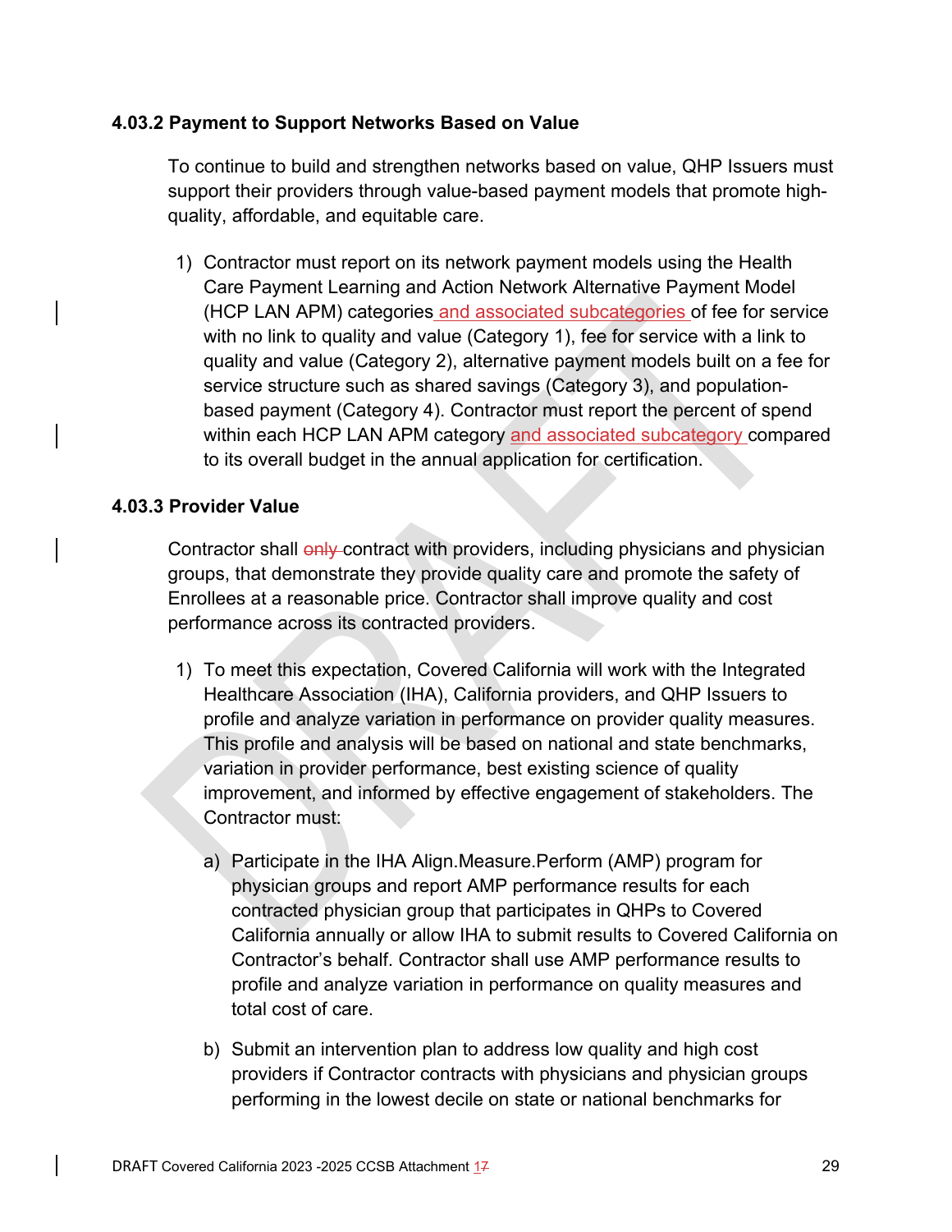### 4.03.2 Payment to Support Networks Based on Value

To continue to build and strengthen networks based on value, QHP Issuers must support their providers through value-based payment models that promote high-quality, affordable, and equitable care.

1) Contractor must report on its network payment models using the Health Care Payment Learning and Action Network Alternative Payment Model (HCP LAN APM) categories and associated subcategories of fee for service with no link to quality and value (Category 1), fee for service with a link to quality and value (Category 2), alternative payment models built on a fee for service structure such as shared savings (Category 3), and population-based payment (Category 4). Contractor must report the percent of spend within each HCP LAN APM category and associated subcategory compared to its overall budget in the annual application for certification.

### 4.03.3 Provider Value

Contractor shall ~~only~~ contract with providers, including physicians and physician groups, that demonstrate they provide quality care and promote the safety of Enrollees at a reasonable price. Contractor shall improve quality and cost performance across its contracted providers.

1) To meet this expectation, Covered California will work with the Integrated Healthcare Association (IHA), California providers, and QHP Issuers to profile and analyze variation in performance on provider quality measures. This profile and analysis will be based on national and state benchmarks, variation in provider performance, best existing science of quality improvement, and informed by effective engagement of stakeholders. The Contractor must:

   a) Participate in the IHA Align.Measure.Perform (AMP) program for physician groups and report AMP performance results for each contracted physician group that participates in QHPs to Covered California annually or allow IHA to submit results to Covered California on Contractor's behalf. Contractor shall use AMP performance results to profile and analyze variation in performance on quality measures and total cost of care.

   b) Submit an intervention plan to address low quality and high cost providers if Contractor contracts with physicians and physician groups performing in the lowest decile on state or national benchmarks for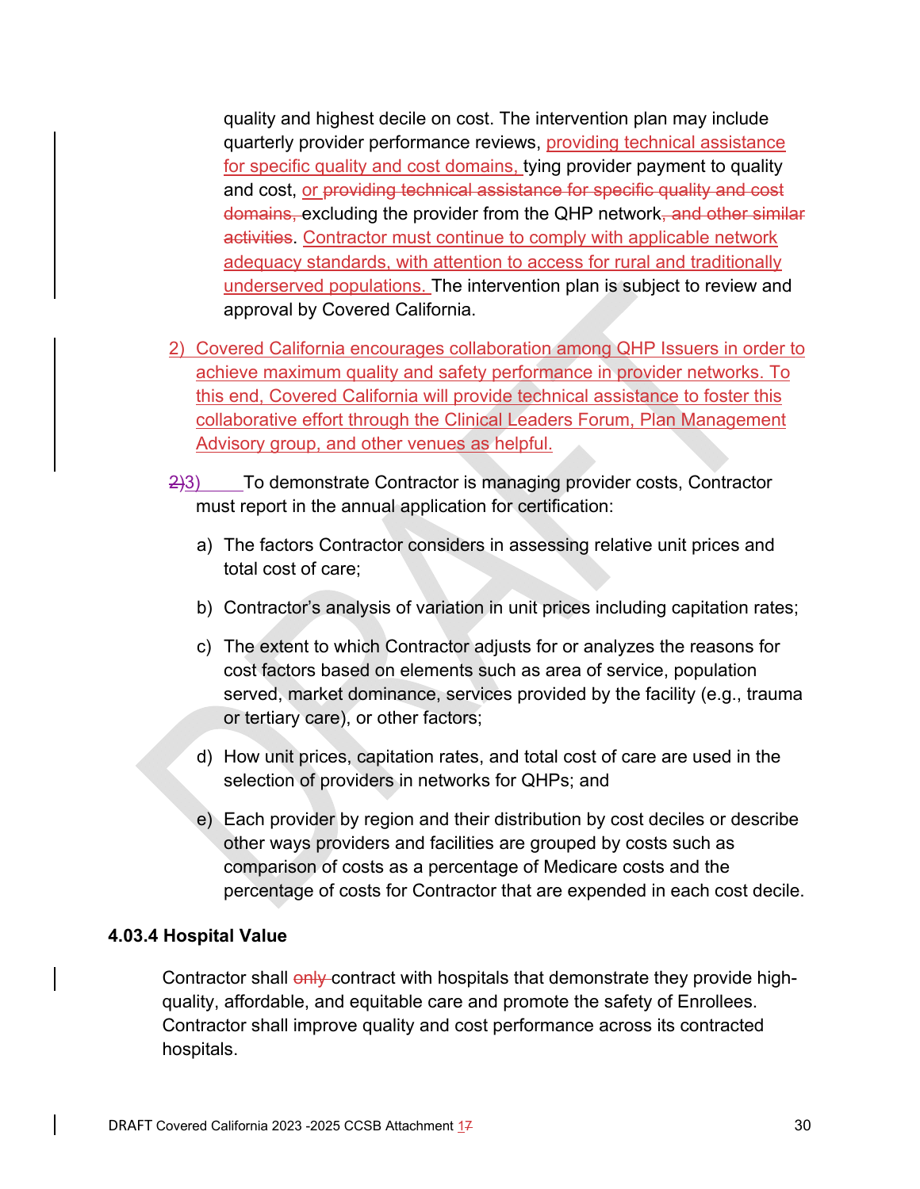quality and highest decile on cost. The intervention plan may include quarterly provider performance reviews, providing technical assistance for specific quality and cost domains, tying provider payment to quality and cost, or providing technical assistance for specific quality and cost domains, excluding the provider from the QHP network, and other similar activities. Contractor must continue to comply with applicable network adequacy standards, with attention to access for rural and traditionally underserved populations. The intervention plan is subject to review and approval by Covered California.

2) Covered California encourages collaboration among QHP Issuers in order to achieve maximum quality and safety performance in provider networks. To this end, Covered California will provide technical assistance to foster this collaborative effort through the Clinical Leaders Forum, Plan Management Advisory group, and other venues as helpful.

2)3) To demonstrate Contractor is managing provider costs, Contractor must report in the annual application for certification:

a) The factors Contractor considers in assessing relative unit prices and total cost of care;

b) Contractor's analysis of variation in unit prices including capitation rates;

c) The extent to which Contractor adjusts for or analyzes the reasons for cost factors based on elements such as area of service, population served, market dominance, services provided by the facility (e.g., trauma or tertiary care), or other factors;

d) How unit prices, capitation rates, and total cost of care are used in the selection of providers in networks for QHPs; and

e) Each provider by region and their distribution by cost deciles or describe other ways providers and facilities are grouped by costs such as comparison of costs as a percentage of Medicare costs and the percentage of costs for Contractor that are expended in each cost decile.

**4.03.4 Hospital Value**

Contractor shall only contract with hospitals that demonstrate they provide high-quality, affordable, and equitable care and promote the safety of Enrollees. Contractor shall improve quality and cost performance across its contracted hospitals.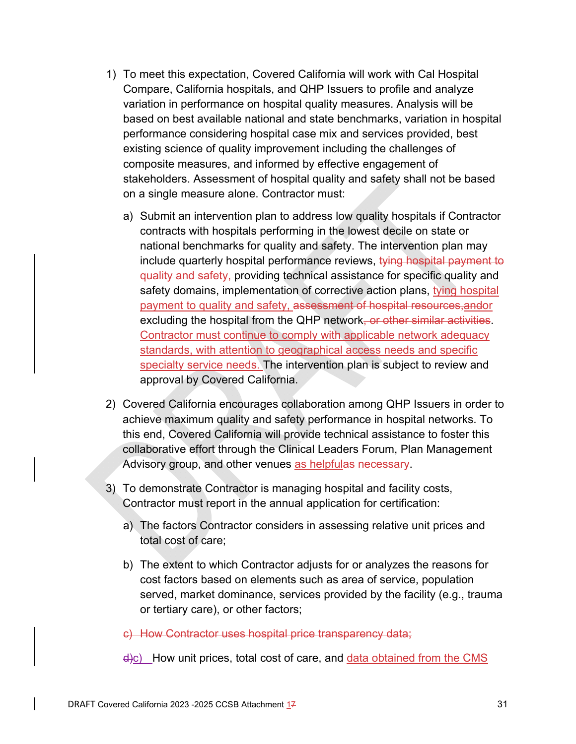1) To meet this expectation, Covered California will work with Cal Hospital Compare, California hospitals, and QHP Issuers to profile and analyze variation in performance on hospital quality measures. Analysis will be based on best available national and state benchmarks, variation in hospital performance considering hospital case mix and services provided, best existing science of quality improvement including the challenges of composite measures, and informed by effective engagement of stakeholders. Assessment of hospital quality and safety shall not be based on a single measure alone. Contractor must:

    a) Submit an intervention plan to address low quality hospitals if Contractor contracts with hospitals performing in the lowest decile on state or national benchmarks for quality and safety. The intervention plan may include quarterly hospital performance reviews, ~~tying hospital payment to quality and safety,~~ providing technical assistance for specific quality and safety domains, implementation of corrective action plans, tying hospital payment to quality and safety, ~~assessment of hospital resources,~~ andor excluding the hospital from the QHP network~~, or other similar activities~~. Contractor must continue to comply with applicable network adequacy standards, with attention to geographical access needs and specific specialty service needs. The intervention plan is subject to review and approval by Covered California.

2) Covered California encourages collaboration among QHP Issuers in order to achieve maximum quality and safety performance in hospital networks. To this end, Covered California will provide technical assistance to foster this collaborative effort through the Clinical Leaders Forum, Plan Management Advisory group, and other venues as helpful~~as necessary~~.

3) To demonstrate Contractor is managing hospital and facility costs, Contractor must report in the annual application for certification:

    a) The factors Contractor considers in assessing relative unit prices and total cost of care;

    b) The extent to which Contractor adjusts for or analyzes the reasons for cost factors based on elements such as area of service, population served, market dominance, services provided by the facility (e.g., trauma or tertiary care), or other factors;

    ~~c) How Contractor uses hospital price transparency data;~~

    ~~d)~~c) How unit prices, total cost of care, and data obtained from the CMS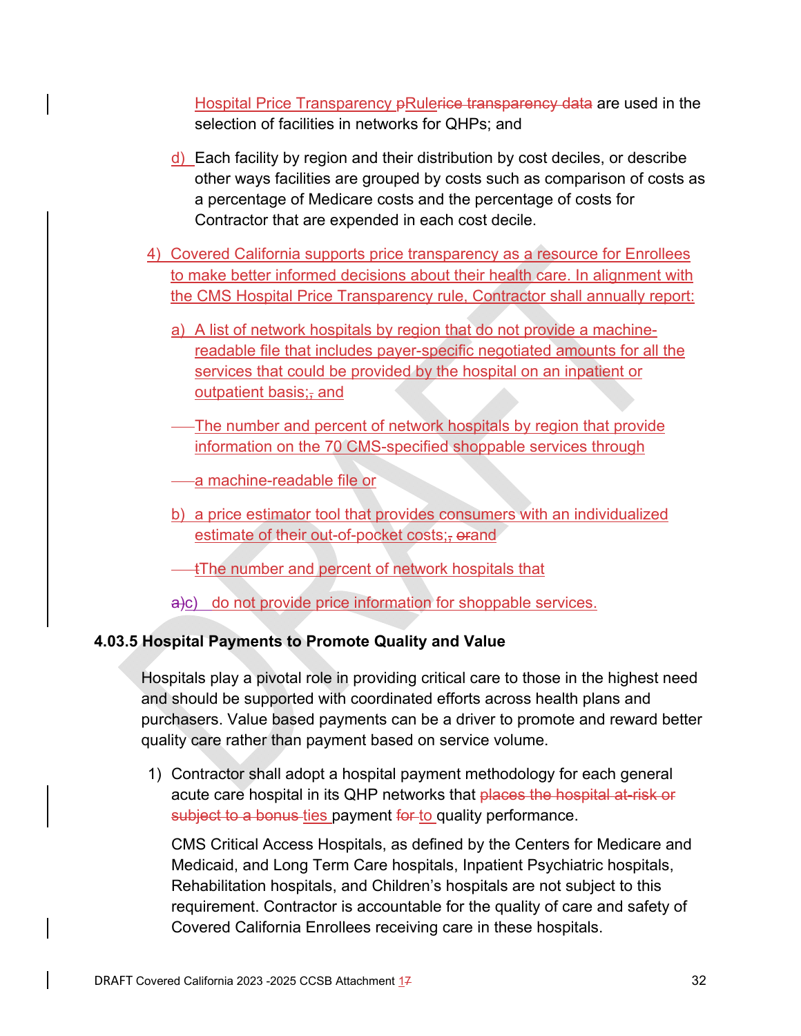Hospital Price Transparency pRulerice transparency data are used in the selection of facilities in networks for QHPs; and

d) Each facility by region and their distribution by cost deciles, or describe other ways facilities are grouped by costs such as comparison of costs as a percentage of Medicare costs and the percentage of costs for Contractor that are expended in each cost decile.

4) Covered California supports price transparency as a resource for Enrollees to make better informed decisions about their health care. In alignment with the CMS Hospital Price Transparency rule, Contractor shall annually report:

a) A list of network hospitals by region that do not provide a machine-readable file that includes payer-specific negotiated amounts for all the services that could be provided by the hospital on an inpatient or outpatient basis;, and

The number and percent of network hospitals by region that provide information on the 70 CMS-specified shoppable services through

a machine-readable file or

b) a price estimator tool that provides consumers with an individualized estimate of their out-of-pocket costs;, orand

tThe number and percent of network hospitals that

a)c) do not provide price information for shoppable services.

### 4.03.5 Hospital Payments to Promote Quality and Value

Hospitals play a pivotal role in providing critical care to those in the highest need and should be supported with coordinated efforts across health plans and purchasers. Value based payments can be a driver to promote and reward better quality care rather than payment based on service volume.

1) Contractor shall adopt a hospital payment methodology for each general acute care hospital in its QHP networks that places the hospital at-risk or subject to a bonus ties payment for to quality performance.

   CMS Critical Access Hospitals, as defined by the Centers for Medicare and Medicaid, and Long Term Care hospitals, Inpatient Psychiatric hospitals, Rehabilitation hospitals, and Children's hospitals are not subject to this requirement. Contractor is accountable for the quality of care and safety of Covered California Enrollees receiving care in these hospitals.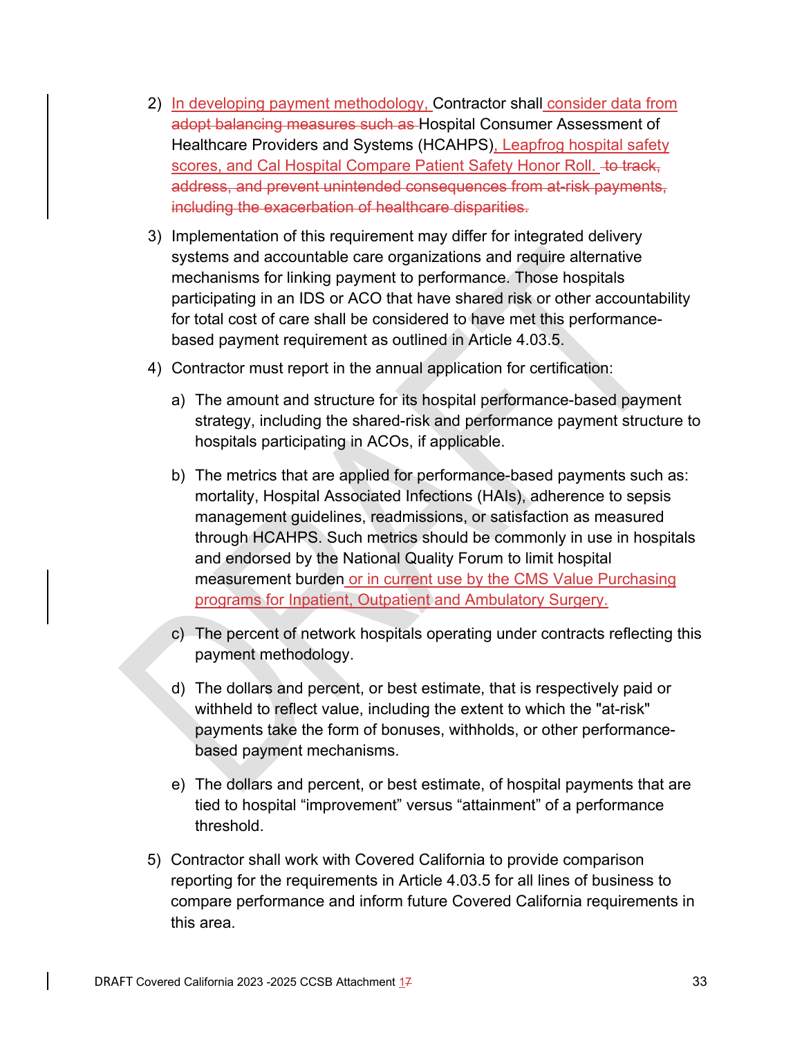2) In developing payment methodology, Contractor shall consider data from ~~adopt balancing measures such as~~ Hospital Consumer Assessment of Healthcare Providers and Systems (HCAHPS), Leapfrog hospital safety scores, and Cal Hospital Compare Patient Safety Honor Roll. ~~to track, address, and prevent unintended consequences from at-risk payments, including the exacerbation of healthcare disparities.~~

3) Implementation of this requirement may differ for integrated delivery systems and accountable care organizations and require alternative mechanisms for linking payment to performance. Those hospitals participating in an IDS or ACO that have shared risk or other accountability for total cost of care shall be considered to have met this performance-based payment requirement as outlined in Article 4.03.5.

4) Contractor must report in the annual application for certification:

   a) The amount and structure for its hospital performance-based payment strategy, including the shared-risk and performance payment structure to hospitals participating in ACOs, if applicable.

   b) The metrics that are applied for performance-based payments such as: mortality, Hospital Associated Infections (HAIs), adherence to sepsis management guidelines, readmissions, or satisfaction as measured through HCAHPS. Such metrics should be commonly in use in hospitals and endorsed by the National Quality Forum to limit hospital measurement burden or in current use by the CMS Value Purchasing programs for Inpatient, Outpatient and Ambulatory Surgery.

   c) The percent of network hospitals operating under contracts reflecting this payment methodology.

   d) The dollars and percent, or best estimate, that is respectively paid or withheld to reflect value, including the extent to which the "at-risk" payments take the form of bonuses, withholds, or other performance-based payment mechanisms.

   e) The dollars and percent, or best estimate, of hospital payments that are tied to hospital “improvement” versus “attainment” of a performance threshold.

5) Contractor shall work with Covered California to provide comparison reporting for the requirements in Article 4.03.5 for all lines of business to compare performance and inform future Covered California requirements in this area.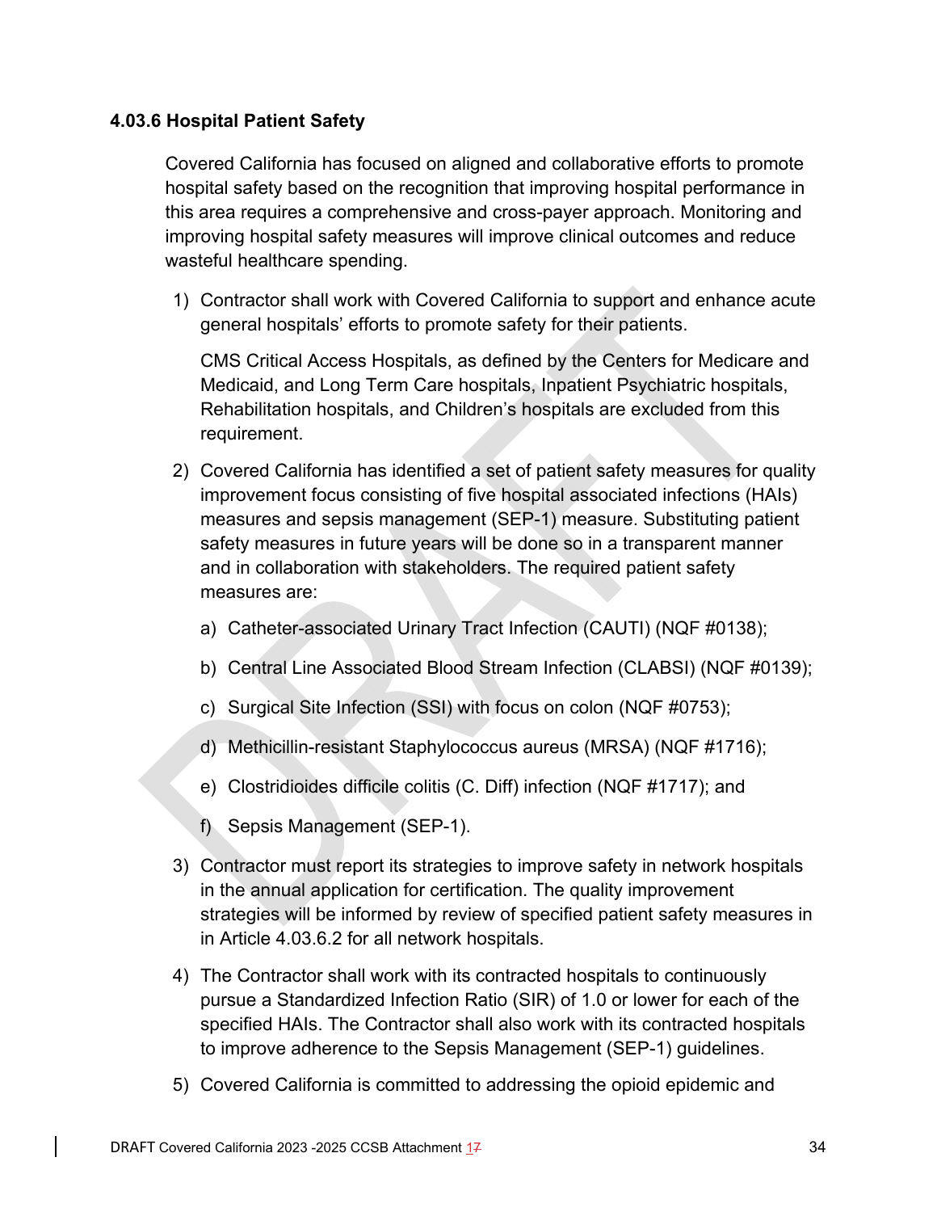### 4.03.6 Hospital Patient Safety

Covered California has focused on aligned and collaborative efforts to promote hospital safety based on the recognition that improving hospital performance in this area requires a comprehensive and cross-payer approach. Monitoring and improving hospital safety measures will improve clinical outcomes and reduce wasteful healthcare spending.

1) Contractor shall work with Covered California to support and enhance acute general hospitals' efforts to promote safety for their patients.

   CMS Critical Access Hospitals, as defined by the Centers for Medicare and Medicaid, and Long Term Care hospitals, Inpatient Psychiatric hospitals, Rehabilitation hospitals, and Children's hospitals are excluded from this requirement.

2) Covered California has identified a set of patient safety measures for quality improvement focus consisting of five hospital associated infections (HAIs) measures and sepsis management (SEP-1) measure. Substituting patient safety measures in future years will be done so in a transparent manner and in collaboration with stakeholders. The required patient safety measures are:

   a) Catheter-associated Urinary Tract Infection (CAUTI) (NQF #0138);

   b) Central Line Associated Blood Stream Infection (CLABSI) (NQF #0139);

   c) Surgical Site Infection (SSI) with focus on colon (NQF #0753);

   d) Methicillin-resistant Staphylococcus aureus (MRSA) (NQF #1716);

   e) Clostridioides difficile colitis (C. Diff) infection (NQF #1717); and

   f) Sepsis Management (SEP-1).

3) Contractor must report its strategies to improve safety in network hospitals in the annual application for certification. The quality improvement strategies will be informed by review of specified patient safety measures in in Article 4.03.6.2 for all network hospitals.

4) The Contractor shall work with its contracted hospitals to continuously pursue a Standardized Infection Ratio (SIR) of 1.0 or lower for each of the specified HAIs. The Contractor shall also work with its contracted hospitals to improve adherence to the Sepsis Management (SEP-1) guidelines.

5) Covered California is committed to addressing the opioid epidemic and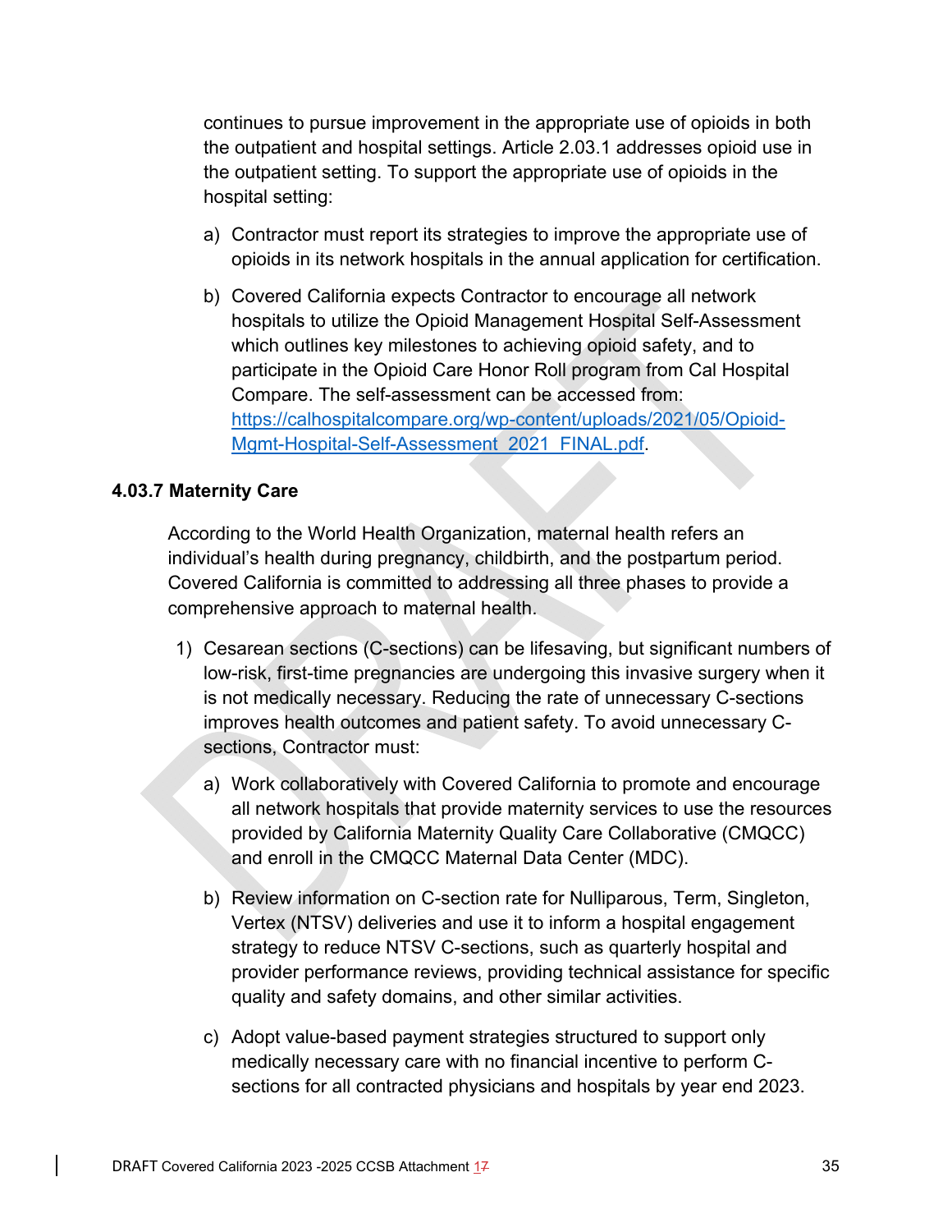continues to pursue improvement in the appropriate use of opioids in both the outpatient and hospital settings. Article 2.03.1 addresses opioid use in the outpatient setting. To support the appropriate use of opioids in the hospital setting:

a) Contractor must report its strategies to improve the appropriate use of opioids in its network hospitals in the annual application for certification.

b) Covered California expects Contractor to encourage all network hospitals to utilize the Opioid Management Hospital Self-Assessment which outlines key milestones to achieving opioid safety, and to participate in the Opioid Care Honor Roll program from Cal Hospital Compare. The self-assessment can be accessed from: https://calhospitalcompare.org/wp-content/uploads/2021/05/Opioid-Mgmt-Hospital-Self-Assessment_2021_FINAL.pdf.

### 4.03.7 Maternity Care

According to the World Health Organization, maternal health refers an individual's health during pregnancy, childbirth, and the postpartum period. Covered California is committed to addressing all three phases to provide a comprehensive approach to maternal health.

1) Cesarean sections (C-sections) can be lifesaving, but significant numbers of low-risk, first-time pregnancies are undergoing this invasive surgery when it is not medically necessary. Reducing the rate of unnecessary C-sections improves health outcomes and patient safety. To avoid unnecessary C-sections, Contractor must:

   a) Work collaboratively with Covered California to promote and encourage all network hospitals that provide maternity services to use the resources provided by California Maternity Quality Care Collaborative (CMQCC) and enroll in the CMQCC Maternal Data Center (MDC).

   b) Review information on C-section rate for Nulliparous, Term, Singleton, Vertex (NTSV) deliveries and use it to inform a hospital engagement strategy to reduce NTSV C-sections, such as quarterly hospital and provider performance reviews, providing technical assistance for specific quality and safety domains, and other similar activities.

   c) Adopt value-based payment strategies structured to support only medically necessary care with no financial incentive to perform C-sections for all contracted physicians and hospitals by year end 2023.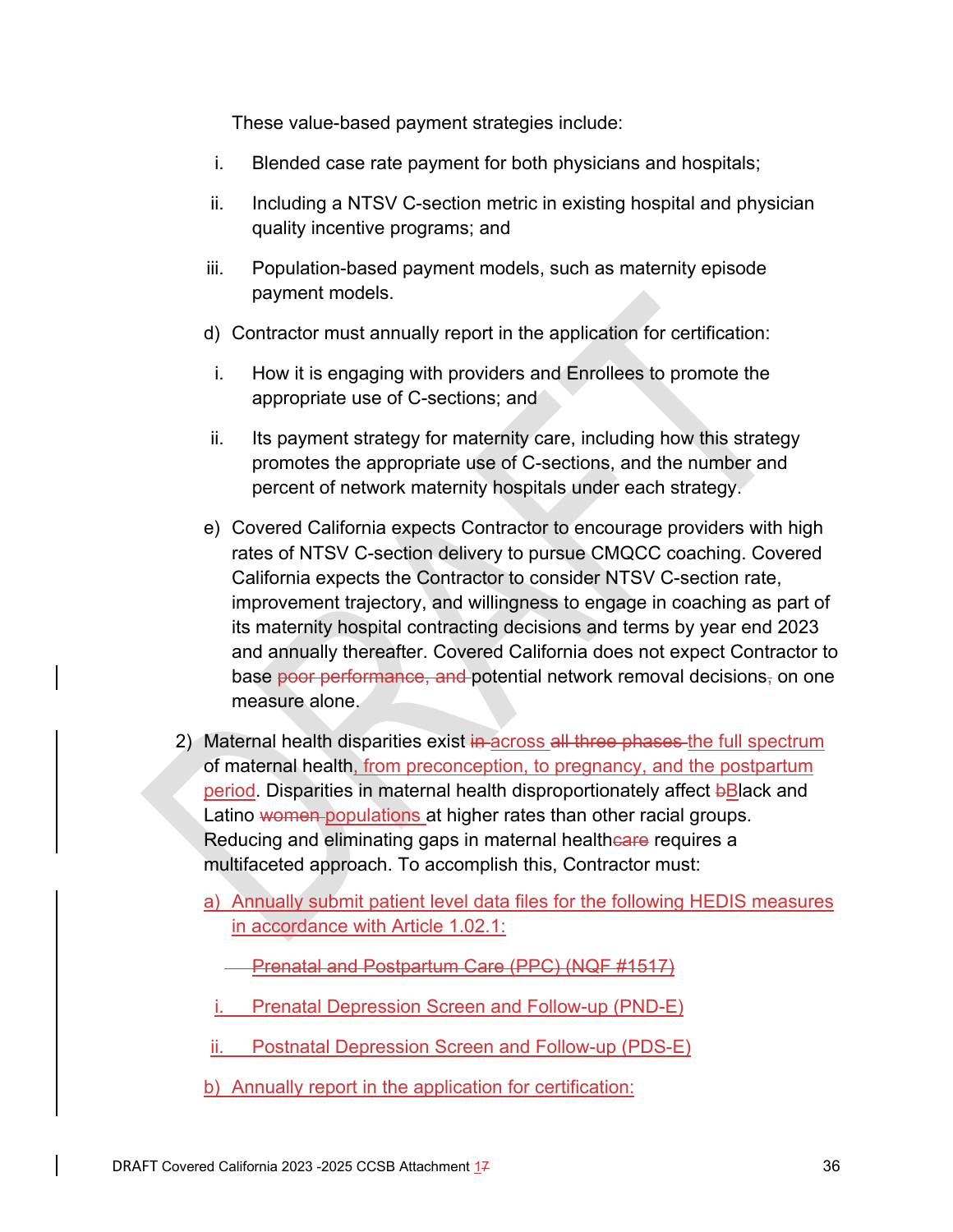These value-based payment strategies include:

i. Blended case rate payment for both physicians and hospitals;

ii. Including a NTSV C-section metric in existing hospital and physician quality incentive programs; and

iii. Population-based payment models, such as maternity episode payment models.

d) Contractor must annually report in the application for certification:

i. How it is engaging with providers and Enrollees to promote the appropriate use of C-sections; and

ii. Its payment strategy for maternity care, including how this strategy promotes the appropriate use of C-sections, and the number and percent of network maternity hospitals under each strategy.

e) Covered California expects Contractor to encourage providers with high rates of NTSV C-section delivery to pursue CMQCC coaching. Covered California expects the Contractor to consider NTSV C-section rate, improvement trajectory, and willingness to engage in coaching as part of its maternity hospital contracting decisions and terms by year end 2023 and annually thereafter. Covered California does not expect Contractor to base ~~poor performance, and~~ potential network removal decisions~~,~~ on one measure alone.

2) Maternal health disparities exist ~~in~~ across ~~all three phases~~ the full spectrum of maternal health, from preconception, to pregnancy, and the postpartum period. Disparities in maternal health disproportionately affect ~~b~~Black and Latino ~~women~~ populations at higher rates than other racial groups. Reducing and eliminating gaps in maternal health~~care~~ requires a multifaceted approach. To accomplish this, Contractor must:

a) Annually submit patient level data files for the following HEDIS measures in accordance with Article 1.02.1:

~~Prenatal and Postpartum Care (PPC) (NQF #1517)~~

i. Prenatal Depression Screen and Follow-up (PND-E)

ii. Postnatal Depression Screen and Follow-up (PDS-E)

b) Annually report in the application for certification: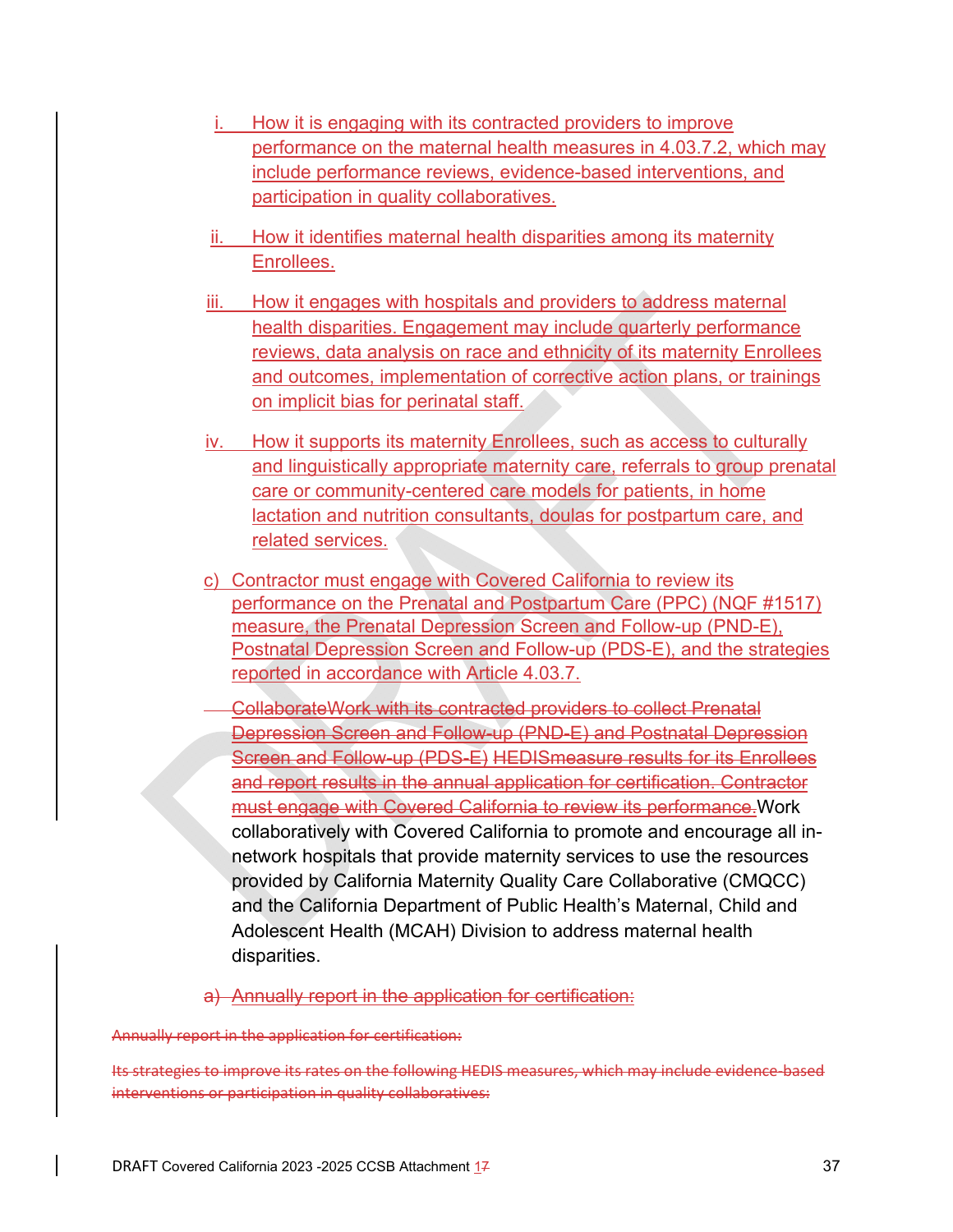i. How it is engaging with its contracted providers to improve performance on the maternal health measures in 4.03.7.2, which may include performance reviews, evidence-based interventions, and participation in quality collaboratives.

ii. How it identifies maternal health disparities among its maternity Enrollees.

iii. How it engages with hospitals and providers to address maternal health disparities. Engagement may include quarterly performance reviews, data analysis on race and ethnicity of its maternity Enrollees and outcomes, implementation of corrective action plans, or trainings on implicit bias for perinatal staff.

iv. How it supports its maternity Enrollees, such as access to culturally and linguistically appropriate maternity care, referrals to group prenatal care or community-centered care models for patients, in home lactation and nutrition consultants, doulas for postpartum care, and related services.

c) Contractor must engage with Covered California to review its performance on the Prenatal and Postpartum Care (PPC) (NQF #1517) measure, the Prenatal Depression Screen and Follow-up (PND-E), Postnatal Depression Screen and Follow-up (PDS-E), and the strategies reported in accordance with Article 4.03.7.

~~CollaborateWork with its contracted providers to collect Prenatal Depression Screen and Follow-up (PND-E) and Postnatal Depression Screen and Follow-up (PDS-E) HEDISmeasure results for its Enrollees and report results in the annual application for certification. Contractor must engage with Covered California to review its performance.~~Work collaboratively with Covered California to promote and encourage all in-network hospitals that provide maternity services to use the resources provided by California Maternity Quality Care Collaborative (CMQCC) and the California Department of Public Health's Maternal, Child and Adolescent Health (MCAH) Division to address maternal health disparities.

~~a) Annually report in the application for certification:~~

~~Annually report in the application for certification:~~

~~Its strategies to improve its rates on the following HEDIS measures, which may include evidence-based interventions or participation in quality collaboratives:~~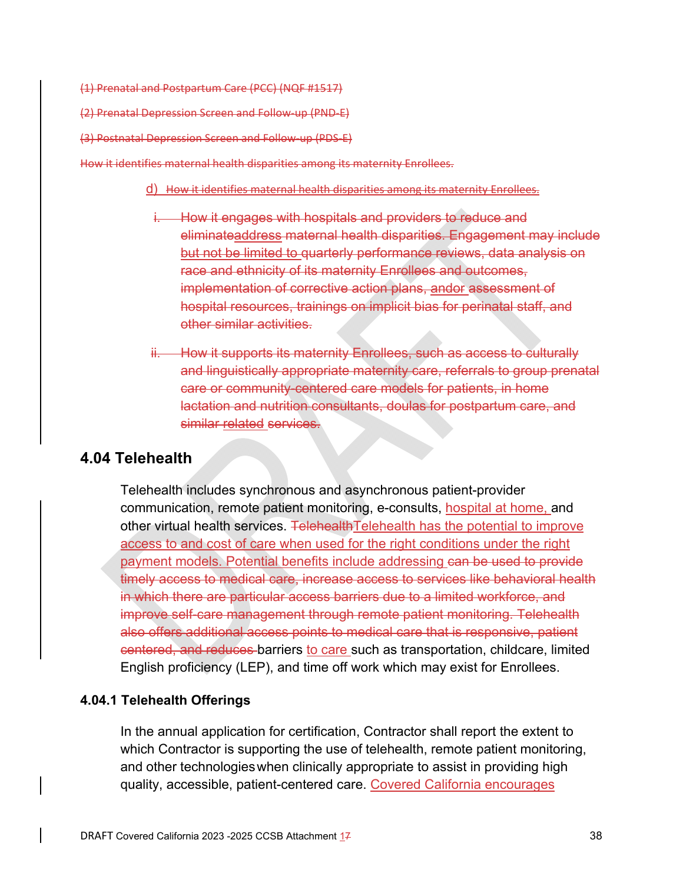~~(1) Prenatal and Postpartum Care (PCC) (NQF #1517)~~

~~(2) Prenatal Depression Screen and Follow-up (PND-E)~~

~~(3) Postnatal Depression Screen and Follow-up (PDS-E)~~

~~How it identifies maternal health disparities among its maternity Enrollees.~~

d) ~~How it identifies maternal health disparities among its maternity Enrollees.~~

~~i. How it engages with hospitals and providers to reduce and eliminate~~address ~~maternal health disparities. Engagement may include~~ but not be limited to ~~quarterly performance reviews, data analysis on race and ethnicity of its maternity Enrollees and outcomes, implementation of corrective action plans,~~ ~~and~~or ~~assessment of hospital resources, trainings on implicit bias for perinatal staff, and other similar activities.~~

~~ii. How it supports its maternity Enrollees, such as access to culturally and linguistically appropriate maternity care, referrals to group prenatal care or community-centered care models for patients, in home lactation and nutrition consultants, doulas for postpartum care, and similar~~ related ~~services.~~

## 4.04 Telehealth

Telehealth includes synchronous and asynchronous patient-provider communication, remote patient monitoring, e-consults, hospital at home, and other virtual health services. ~~Telehealth~~Telehealth has the potential to improve access to and cost of care when used for the right conditions under the right payment models. Potential benefits include addressing ~~can be used to provide timely access to medical care, increase access to services like behavioral health in which there are particular access barriers due to a limited workforce, and improve self-care management through remote patient monitoring. Telehealth also offers additional access points to medical care that is responsive, patient centered, and reduces~~ barriers to care such as transportation, childcare, limited English proficiency (LEP), and time off work which may exist for Enrollees.

### 4.04.1 Telehealth Offerings

In the annual application for certification, Contractor shall report the extent to which Contractor is supporting the use of telehealth, remote patient monitoring, and other technologies when clinically appropriate to assist in providing high quality, accessible, patient-centered care. Covered California encourages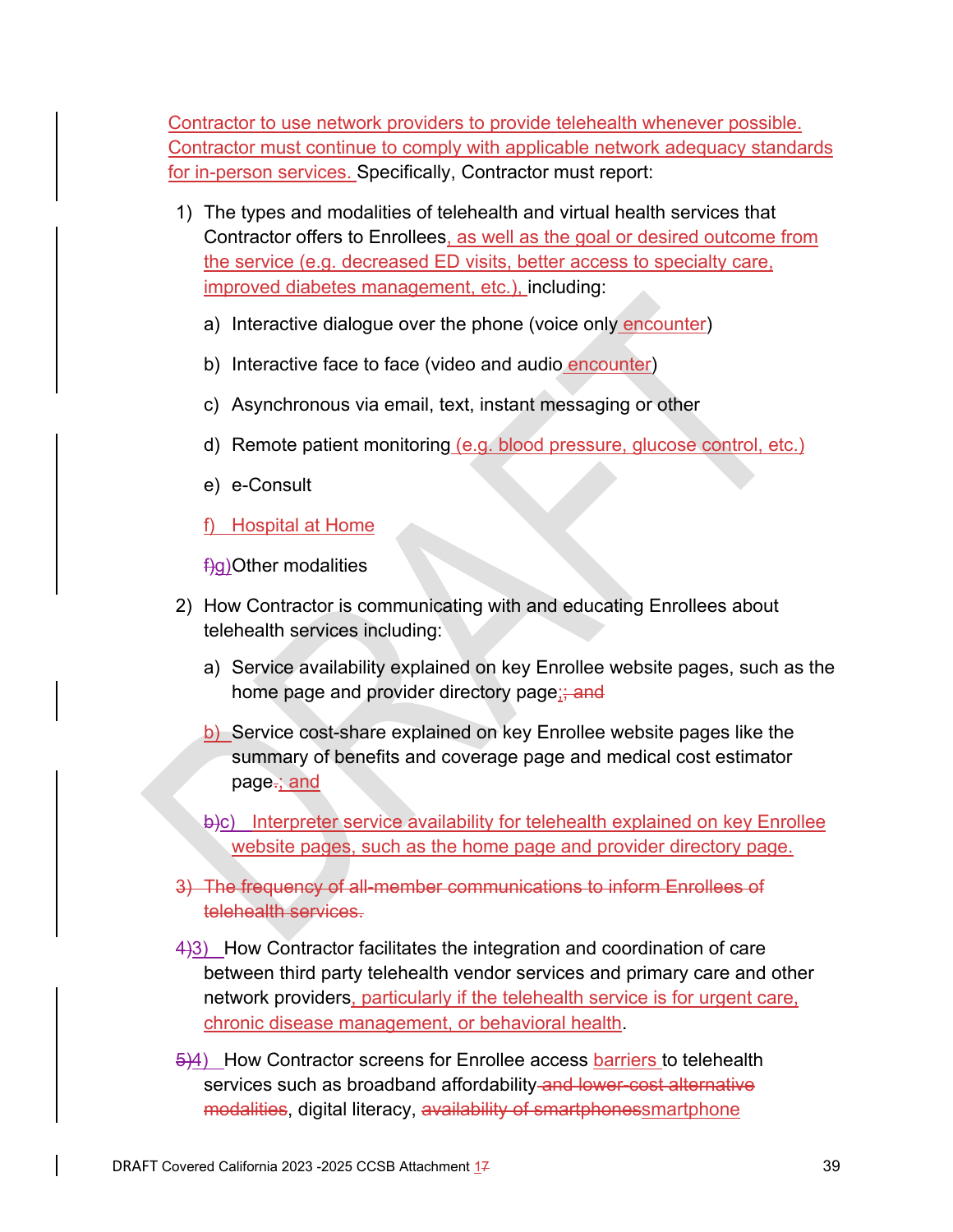Contractor to use network providers to provide telehealth whenever possible. Contractor must continue to comply with applicable network adequacy standards for in-person services. Specifically, Contractor must report:

1) The types and modalities of telehealth and virtual health services that Contractor offers to Enrollees, as well as the goal or desired outcome from the service (e.g. decreased ED visits, better access to specialty care, improved diabetes management, etc.), including:

   a) Interactive dialogue over the phone (voice only encounter)

   b) Interactive face to face (video and audio encounter)

   c) Asynchronous via email, text, instant messaging or other

   d) Remote patient monitoring (e.g. blood pressure, glucose control, etc.)

   e) e-Consult

   f) Hospital at Home

   ~~f)~~g) Other modalities

2) How Contractor is communicating with and educating Enrollees about telehealth services including:

   a) Service availability explained on key Enrollee website pages, such as the home page and provider directory page;~~; and~~

   b) Service cost-share explained on key Enrollee website pages like the summary of benefits and coverage page and medical cost estimator page~~.~~; and

   ~~b)~~c) Interpreter service availability for telehealth explained on key Enrollee website pages, such as the home page and provider directory page.

~~3) The frequency of all-member communications to inform Enrollees of telehealth services.~~

~~4)~~3) How Contractor facilitates the integration and coordination of care between third party telehealth vendor services and primary care and other network providers, particularly if the telehealth service is for urgent care, chronic disease management, or behavioral health.

~~5)~~4) How Contractor screens for Enrollee access barriers to telehealth services such as broadband affordability~~ and lower-cost alternative modalities~~, digital literacy, ~~availability of smartphones~~smartphone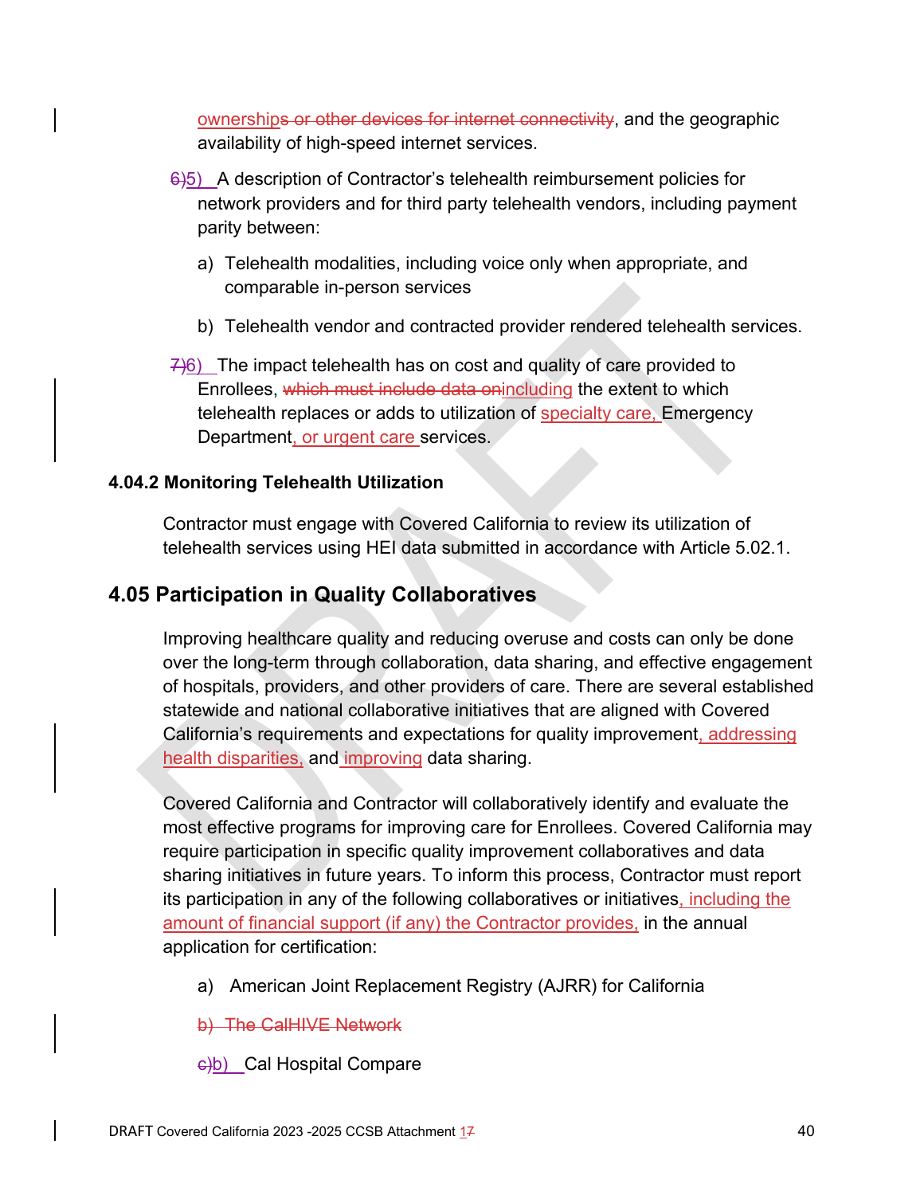ownerships or other devices for internet connectivity, and the geographic availability of high-speed internet services.

6)5) A description of Contractor's telehealth reimbursement policies for network providers and for third party telehealth vendors, including payment parity between:

a) Telehealth modalities, including voice only when appropriate, and comparable in-person services

b) Telehealth vendor and contracted provider rendered telehealth services.

7)6) The impact telehealth has on cost and quality of care provided to Enrollees, which must include data onincluding the extent to which telehealth replaces or adds to utilization of specialty care, Emergency Department, or urgent care services.

### 4.04.2 Monitoring Telehealth Utilization

Contractor must engage with Covered California to review its utilization of telehealth services using HEI data submitted in accordance with Article 5.02.1.

## 4.05 Participation in Quality Collaboratives

Improving healthcare quality and reducing overuse and costs can only be done over the long-term through collaboration, data sharing, and effective engagement of hospitals, providers, and other providers of care. There are several established statewide and national collaborative initiatives that are aligned with Covered California's requirements and expectations for quality improvement, addressing health disparities, and improving data sharing.

Covered California and Contractor will collaboratively identify and evaluate the most effective programs for improving care for Enrollees. Covered California may require participation in specific quality improvement collaboratives and data sharing initiatives in future years. To inform this process, Contractor must report its participation in any of the following collaboratives or initiatives, including the amount of financial support (if any) the Contractor provides, in the annual application for certification:

a) American Joint Replacement Registry (AJRR) for California

b) The CalHIVE Network

c)b) Cal Hospital Compare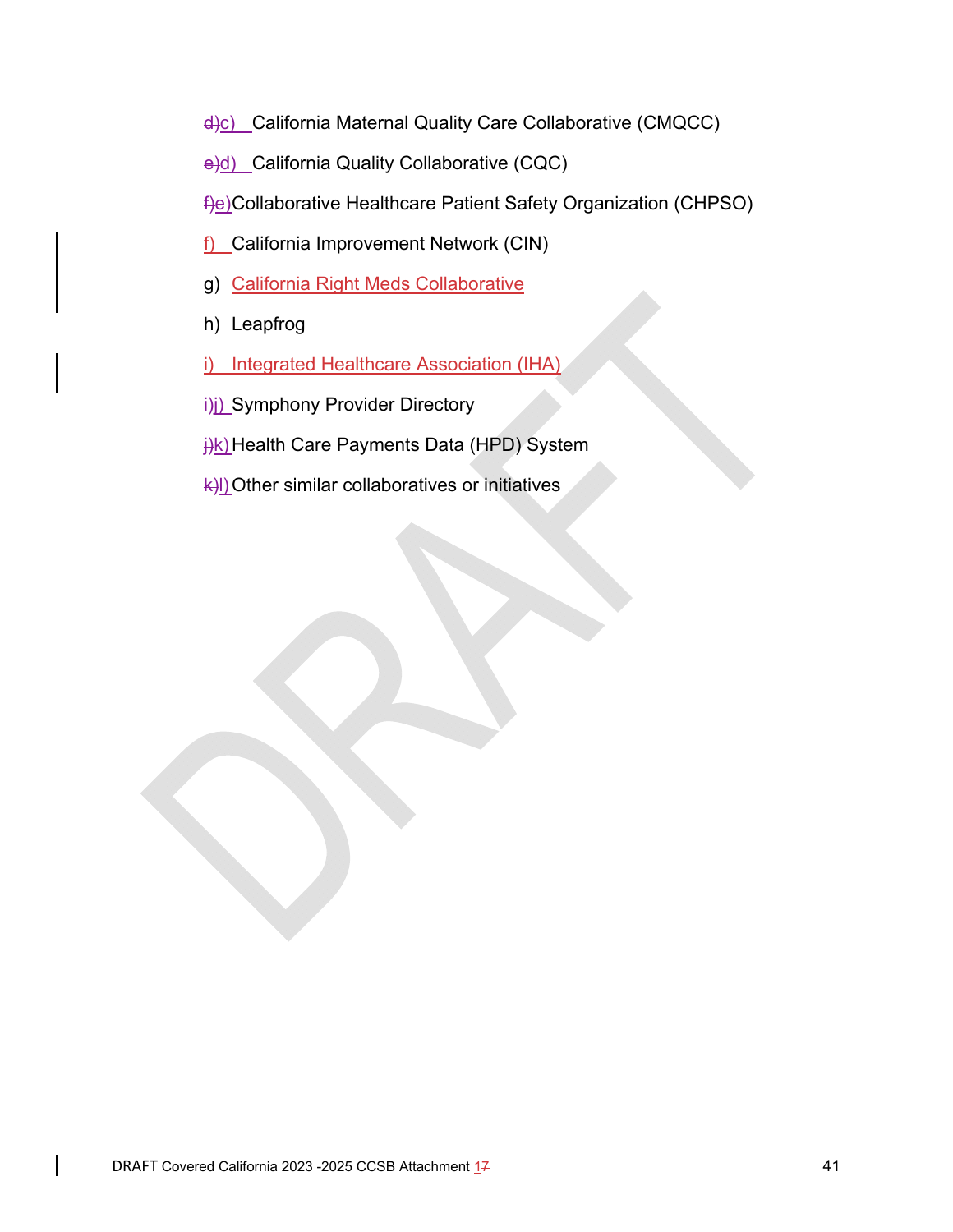c) California Maternal Quality Care Collaborative (CMQCC)

d) California Quality Collaborative (CQC)

e) Collaborative Healthcare Patient Safety Organization (CHPSO)

f) California Improvement Network (CIN)

g) California Right Meds Collaborative

h) Leapfrog

i) Integrated Healthcare Association (IHA)

j) Symphony Provider Directory

k) Health Care Payments Data (HPD) System

l) Other similar collaboratives or initiatives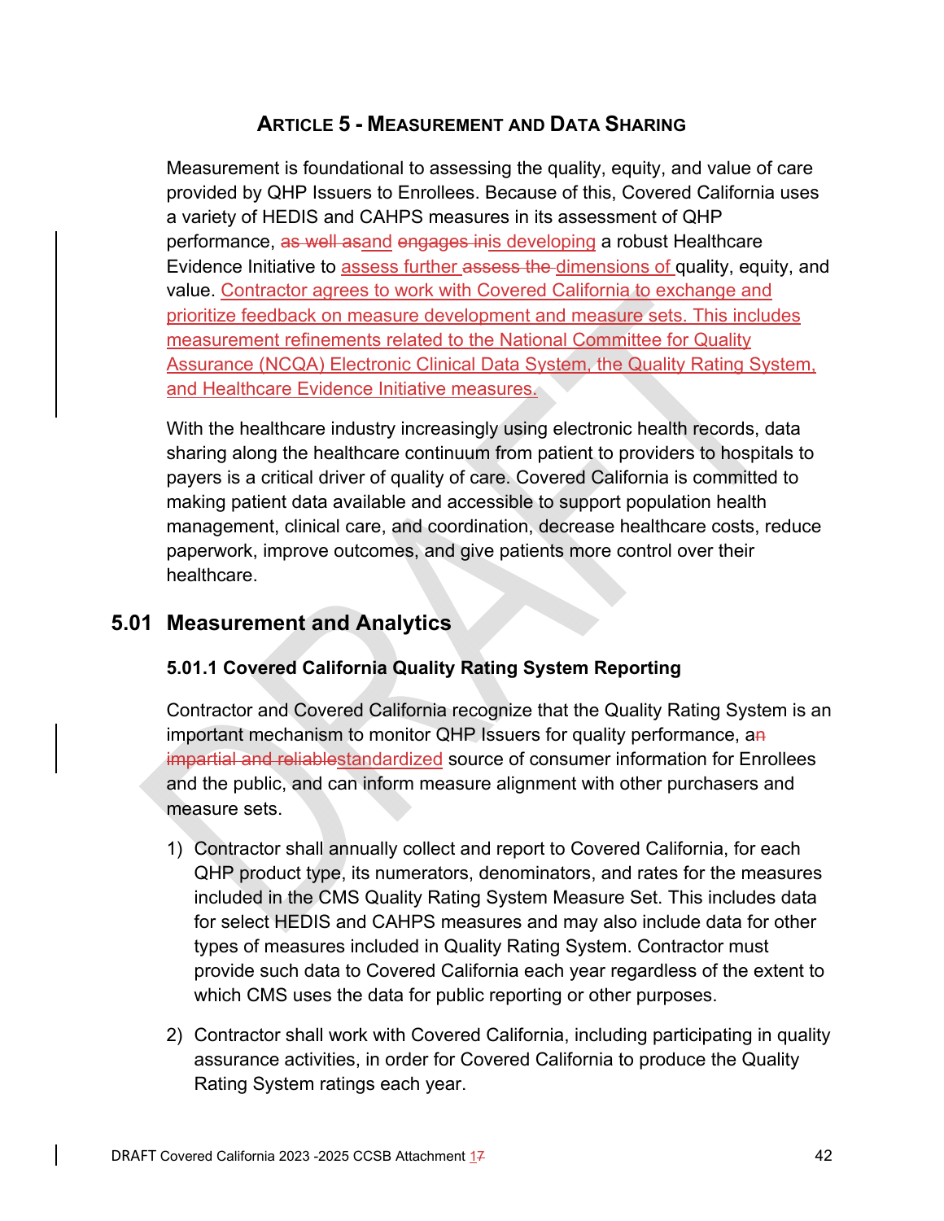## ARTICLE 5 - MEASUREMENT AND DATA SHARING

Measurement is foundational to assessing the quality, equity, and value of care provided by QHP Issuers to Enrollees. Because of this, Covered California uses a variety of HEDIS and CAHPS measures in its assessment of QHP performance, ~~as well as~~and ~~engages in~~is developing a robust Healthcare Evidence Initiative to assess further ~~assess the~~ dimensions of quality, equity, and value. Contractor agrees to work with Covered California to exchange and prioritize feedback on measure development and measure sets. This includes measurement refinements related to the National Committee for Quality Assurance (NCQA) Electronic Clinical Data System, the Quality Rating System, and Healthcare Evidence Initiative measures.

With the healthcare industry increasingly using electronic health records, data sharing along the healthcare continuum from patient to providers to hospitals to payers is a critical driver of quality of care. Covered California is committed to making patient data available and accessible to support population health management, clinical care, and coordination, decrease healthcare costs, reduce paperwork, improve outcomes, and give patients more control over their healthcare.

### 5.01 Measurement and Analytics

#### 5.01.1 Covered California Quality Rating System Reporting

Contractor and Covered California recognize that the Quality Rating System is an important mechanism to monitor QHP Issuers for quality performance, a~~n~~ ~~impartial and reliable~~standardized source of consumer information for Enrollees and the public, and can inform measure alignment with other purchasers and measure sets.

1) Contractor shall annually collect and report to Covered California, for each QHP product type, its numerators, denominators, and rates for the measures included in the CMS Quality Rating System Measure Set. This includes data for select HEDIS and CAHPS measures and may also include data for other types of measures included in Quality Rating System. Contractor must provide such data to Covered California each year regardless of the extent to which CMS uses the data for public reporting or other purposes.

2) Contractor shall work with Covered California, including participating in quality assurance activities, in order for Covered California to produce the Quality Rating System ratings each year.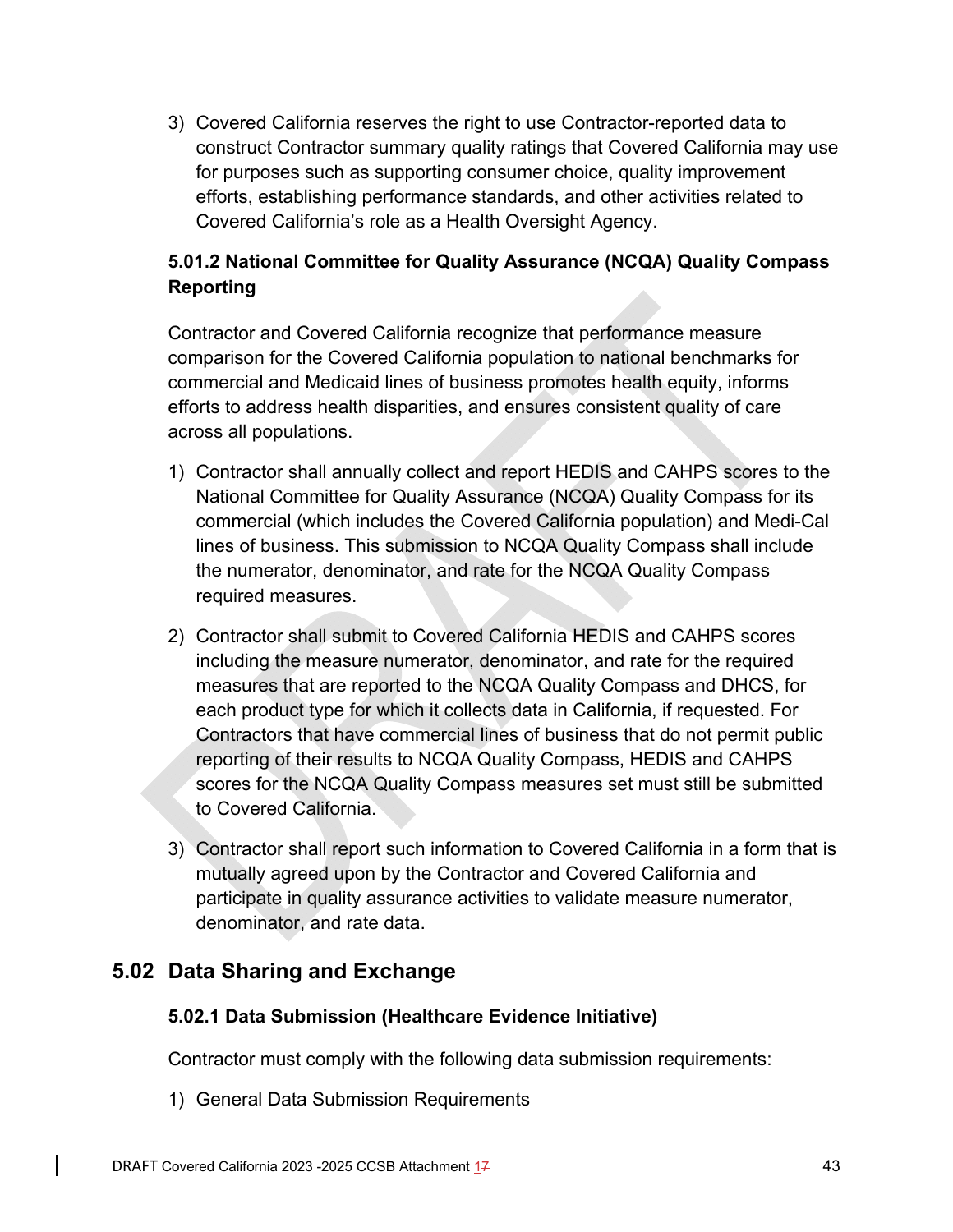3) Covered California reserves the right to use Contractor-reported data to construct Contractor summary quality ratings that Covered California may use for purposes such as supporting consumer choice, quality improvement efforts, establishing performance standards, and other activities related to Covered California's role as a Health Oversight Agency.

### 5.01.2 National Committee for Quality Assurance (NCQA) Quality Compass Reporting

Contractor and Covered California recognize that performance measure comparison for the Covered California population to national benchmarks for commercial and Medicaid lines of business promotes health equity, informs efforts to address health disparities, and ensures consistent quality of care across all populations.

1) Contractor shall annually collect and report HEDIS and CAHPS scores to the National Committee for Quality Assurance (NCQA) Quality Compass for its commercial (which includes the Covered California population) and Medi-Cal lines of business. This submission to NCQA Quality Compass shall include the numerator, denominator, and rate for the NCQA Quality Compass required measures.

2) Contractor shall submit to Covered California HEDIS and CAHPS scores including the measure numerator, denominator, and rate for the required measures that are reported to the NCQA Quality Compass and DHCS, for each product type for which it collects data in California, if requested. For Contractors that have commercial lines of business that do not permit public reporting of their results to NCQA Quality Compass, HEDIS and CAHPS scores for the NCQA Quality Compass measures set must still be submitted to Covered California.

3) Contractor shall report such information to Covered California in a form that is mutually agreed upon by the Contractor and Covered California and participate in quality assurance activities to validate measure numerator, denominator, and rate data.

## 5.02 Data Sharing and Exchange

### 5.02.1 Data Submission (Healthcare Evidence Initiative)

Contractor must comply with the following data submission requirements:

1) General Data Submission Requirements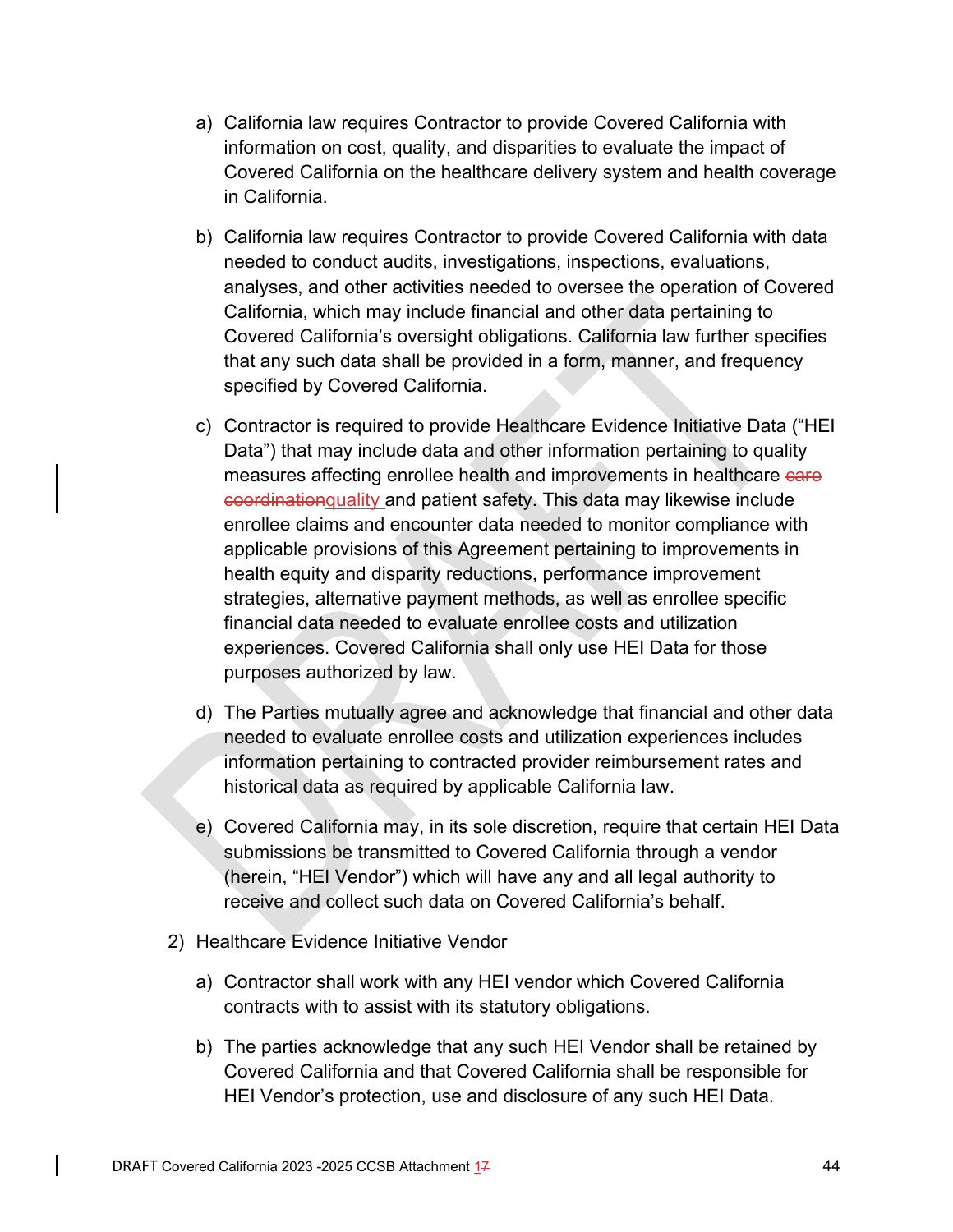a) California law requires Contractor to provide Covered California with information on cost, quality, and disparities to evaluate the impact of Covered California on the healthcare delivery system and health coverage in California.

b) California law requires Contractor to provide Covered California with data needed to conduct audits, investigations, inspections, evaluations, analyses, and other activities needed to oversee the operation of Covered California, which may include financial and other data pertaining to Covered California's oversight obligations. California law further specifies that any such data shall be provided in a form, manner, and frequency specified by Covered California.

c) Contractor is required to provide Healthcare Evidence Initiative Data ("HEI Data") that may include data and other information pertaining to quality measures affecting enrollee health and improvements in healthcare ~~care coordination~~quality and patient safety. This data may likewise include enrollee claims and encounter data needed to monitor compliance with applicable provisions of this Agreement pertaining to improvements in health equity and disparity reductions, performance improvement strategies, alternative payment methods, as well as enrollee specific financial data needed to evaluate enrollee costs and utilization experiences. Covered California shall only use HEI Data for those purposes authorized by law.

d) The Parties mutually agree and acknowledge that financial and other data needed to evaluate enrollee costs and utilization experiences includes information pertaining to contracted provider reimbursement rates and historical data as required by applicable California law.

e) Covered California may, in its sole discretion, require that certain HEI Data submissions be transmitted to Covered California through a vendor (herein, "HEI Vendor") which will have any and all legal authority to receive and collect such data on Covered California's behalf.

2) Healthcare Evidence Initiative Vendor

a) Contractor shall work with any HEI vendor which Covered California contracts with to assist with its statutory obligations.

b) The parties acknowledge that any such HEI Vendor shall be retained by Covered California and that Covered California shall be responsible for HEI Vendor's protection, use and disclosure of any such HEI Data.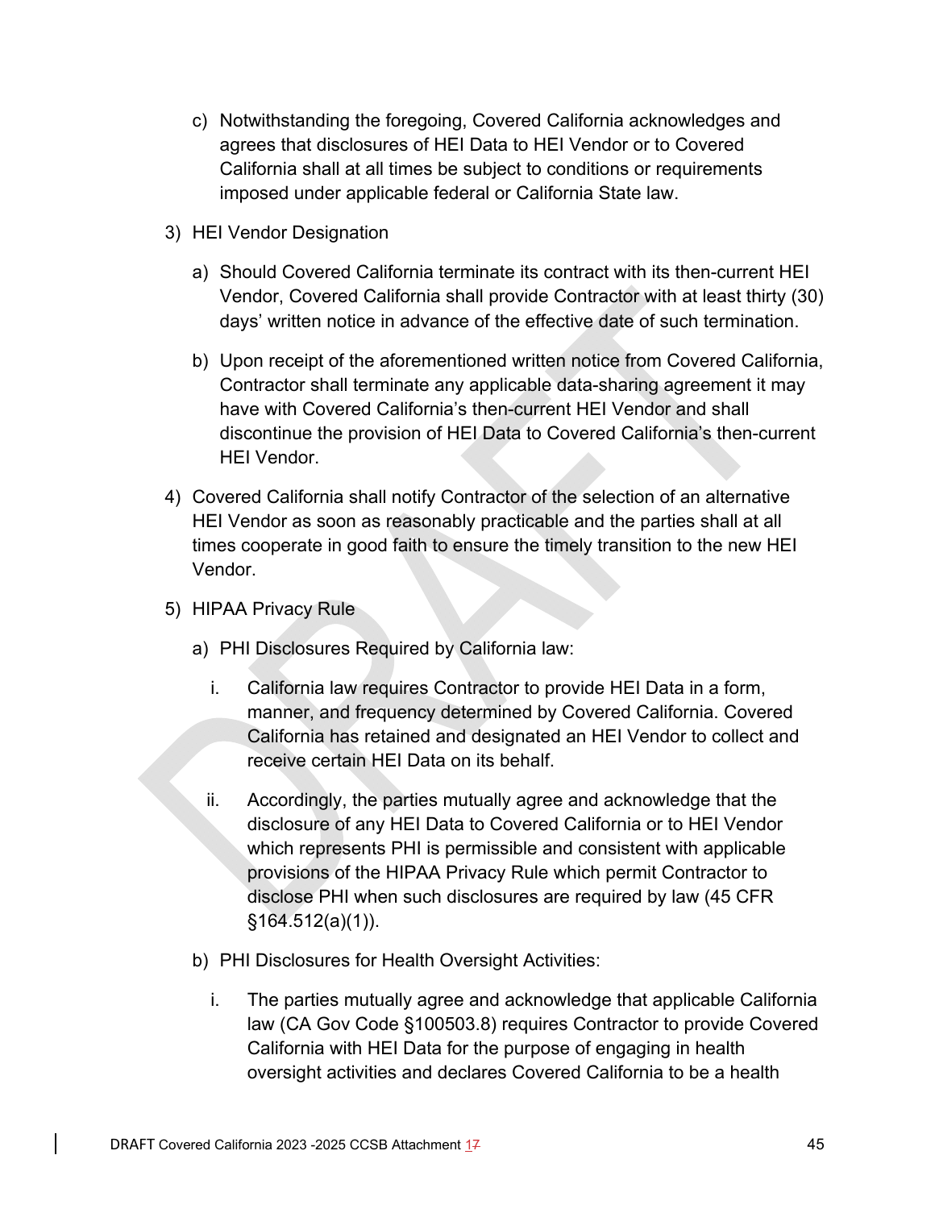c) Notwithstanding the foregoing, Covered California acknowledges and agrees that disclosures of HEI Data to HEI Vendor or to Covered California shall at all times be subject to conditions or requirements imposed under applicable federal or California State law.

3) HEI Vendor Designation

   a) Should Covered California terminate its contract with its then-current HEI Vendor, Covered California shall provide Contractor with at least thirty (30) days' written notice in advance of the effective date of such termination.

   b) Upon receipt of the aforementioned written notice from Covered California, Contractor shall terminate any applicable data-sharing agreement it may have with Covered California's then-current HEI Vendor and shall discontinue the provision of HEI Data to Covered California's then-current HEI Vendor.

4) Covered California shall notify Contractor of the selection of an alternative HEI Vendor as soon as reasonably practicable and the parties shall at all times cooperate in good faith to ensure the timely transition to the new HEI Vendor.

5) HIPAA Privacy Rule

   a) PHI Disclosures Required by California law:

      i. California law requires Contractor to provide HEI Data in a form, manner, and frequency determined by Covered California. Covered California has retained and designated an HEI Vendor to collect and receive certain HEI Data on its behalf.

      ii. Accordingly, the parties mutually agree and acknowledge that the disclosure of any HEI Data to Covered California or to HEI Vendor which represents PHI is permissible and consistent with applicable provisions of the HIPAA Privacy Rule which permit Contractor to disclose PHI when such disclosures are required by law (45 CFR §164.512(a)(1)).

   b) PHI Disclosures for Health Oversight Activities:

      i. The parties mutually agree and acknowledge that applicable California law (CA Gov Code §100503.8) requires Contractor to provide Covered California with HEI Data for the purpose of engaging in health oversight activities and declares Covered California to be a health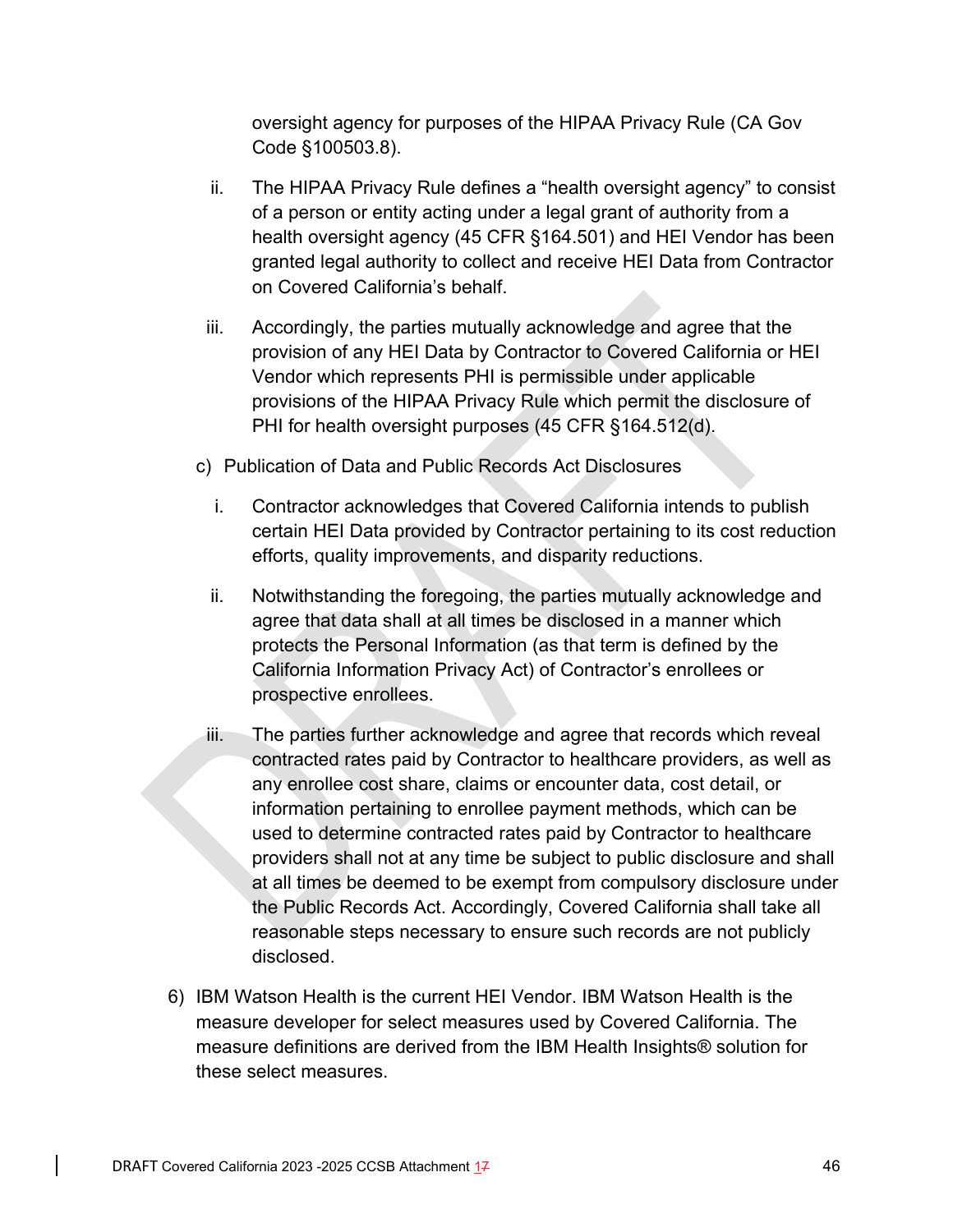oversight agency for purposes of the HIPAA Privacy Rule (CA Gov Code §100503.8).

ii. The HIPAA Privacy Rule defines a "health oversight agency" to consist of a person or entity acting under a legal grant of authority from a health oversight agency (45 CFR §164.501) and HEI Vendor has been granted legal authority to collect and receive HEI Data from Contractor on Covered California's behalf.

iii. Accordingly, the parties mutually acknowledge and agree that the provision of any HEI Data by Contractor to Covered California or HEI Vendor which represents PHI is permissible under applicable provisions of the HIPAA Privacy Rule which permit the disclosure of PHI for health oversight purposes (45 CFR §164.512(d).

c) Publication of Data and Public Records Act Disclosures

i. Contractor acknowledges that Covered California intends to publish certain HEI Data provided by Contractor pertaining to its cost reduction efforts, quality improvements, and disparity reductions.

ii. Notwithstanding the foregoing, the parties mutually acknowledge and agree that data shall at all times be disclosed in a manner which protects the Personal Information (as that term is defined by the California Information Privacy Act) of Contractor's enrollees or prospective enrollees.

iii. The parties further acknowledge and agree that records which reveal contracted rates paid by Contractor to healthcare providers, as well as any enrollee cost share, claims or encounter data, cost detail, or information pertaining to enrollee payment methods, which can be used to determine contracted rates paid by Contractor to healthcare providers shall not at any time be subject to public disclosure and shall at all times be deemed to be exempt from compulsory disclosure under the Public Records Act. Accordingly, Covered California shall take all reasonable steps necessary to ensure such records are not publicly disclosed.

6) IBM Watson Health is the current HEI Vendor. IBM Watson Health is the measure developer for select measures used by Covered California. The measure definitions are derived from the IBM Health Insights® solution for these select measures.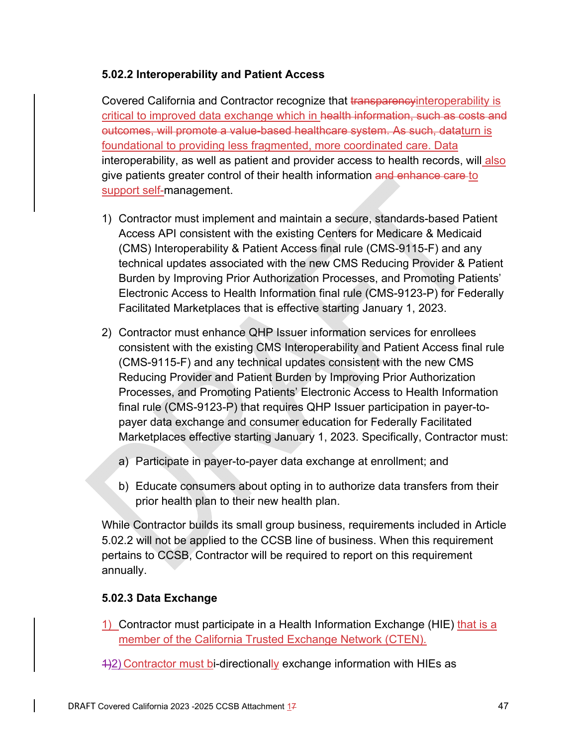### 5.02.2 Interoperability and Patient Access

Covered California and Contractor recognize that ~~transparency~~interoperability is critical to improved data exchange which in ~~health information, such as costs and outcomes, will promote a value-based healthcare system. As such, data~~turn is foundational to providing less fragmented, more coordinated care. Data interoperability, as well as patient and provider access to health records, will also give patients greater control of their health information ~~and enhance care~~ to support self-management.

1) Contractor must implement and maintain a secure, standards-based Patient Access API consistent with the existing Centers for Medicare & Medicaid (CMS) Interoperability & Patient Access final rule (CMS-9115-F) and any technical updates associated with the new CMS Reducing Provider & Patient Burden by Improving Prior Authorization Processes, and Promoting Patients' Electronic Access to Health Information final rule (CMS-9123-P) for Federally Facilitated Marketplaces that is effective starting January 1, 2023.

2) Contractor must enhance QHP Issuer information services for enrollees consistent with the existing CMS Interoperability and Patient Access final rule (CMS-9115-F) and any technical updates consistent with the new CMS Reducing Provider and Patient Burden by Improving Prior Authorization Processes, and Promoting Patients' Electronic Access to Health Information final rule (CMS-9123-P) that requires QHP Issuer participation in payer-to-payer data exchange and consumer education for Federally Facilitated Marketplaces effective starting January 1, 2023. Specifically, Contractor must:

   a) Participate in payer-to-payer data exchange at enrollment; and

   b) Educate consumers about opting in to authorize data transfers from their prior health plan to their new health plan.

While Contractor builds its small group business, requirements included in Article 5.02.2 will not be applied to the CCSB line of business. When this requirement pertains to CCSB, Contractor will be required to report on this requirement annually.

### 5.02.3 Data Exchange

1) Contractor must participate in a Health Information Exchange (HIE) that is a member of the California Trusted Exchange Network (CTEN).

~~1)~~2) Contractor must bi-directionally exchange information with HIEs as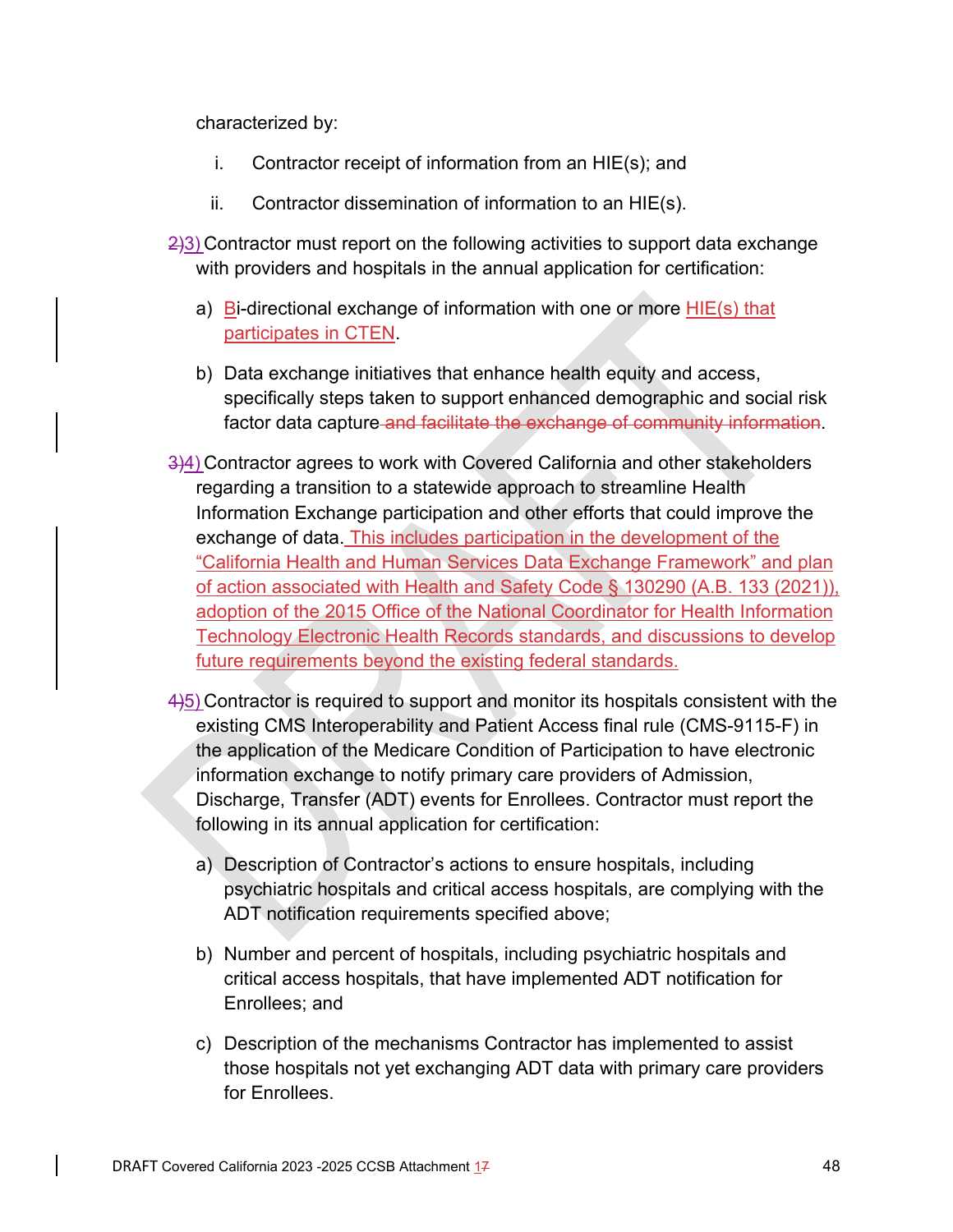characterized by:

i. Contractor receipt of information from an HIE(s); and

ii. Contractor dissemination of information to an HIE(s).

~~2)~~3) Contractor must report on the following activities to support data exchange with providers and hospitals in the annual application for certification:

a) Bi-directional exchange of information with one or more HIE(s) that participates in CTEN.

b) Data exchange initiatives that enhance health equity and access, specifically steps taken to support enhanced demographic and social risk factor data capture ~~and facilitate the exchange of community information~~.

~~3)~~4) Contractor agrees to work with Covered California and other stakeholders regarding a transition to a statewide approach to streamline Health Information Exchange participation and other efforts that could improve the exchange of data. This includes participation in the development of the "California Health and Human Services Data Exchange Framework" and plan of action associated with Health and Safety Code § 130290 (A.B. 133 (2021)), adoption of the 2015 Office of the National Coordinator for Health Information Technology Electronic Health Records standards, and discussions to develop future requirements beyond the existing federal standards.

~~4)~~5) Contractor is required to support and monitor its hospitals consistent with the existing CMS Interoperability and Patient Access final rule (CMS-9115-F) in the application of the Medicare Condition of Participation to have electronic information exchange to notify primary care providers of Admission, Discharge, Transfer (ADT) events for Enrollees. Contractor must report the following in its annual application for certification:

a) Description of Contractor's actions to ensure hospitals, including psychiatric hospitals and critical access hospitals, are complying with the ADT notification requirements specified above;

b) Number and percent of hospitals, including psychiatric hospitals and critical access hospitals, that have implemented ADT notification for Enrollees; and

c) Description of the mechanisms Contractor has implemented to assist those hospitals not yet exchanging ADT data with primary care providers for Enrollees.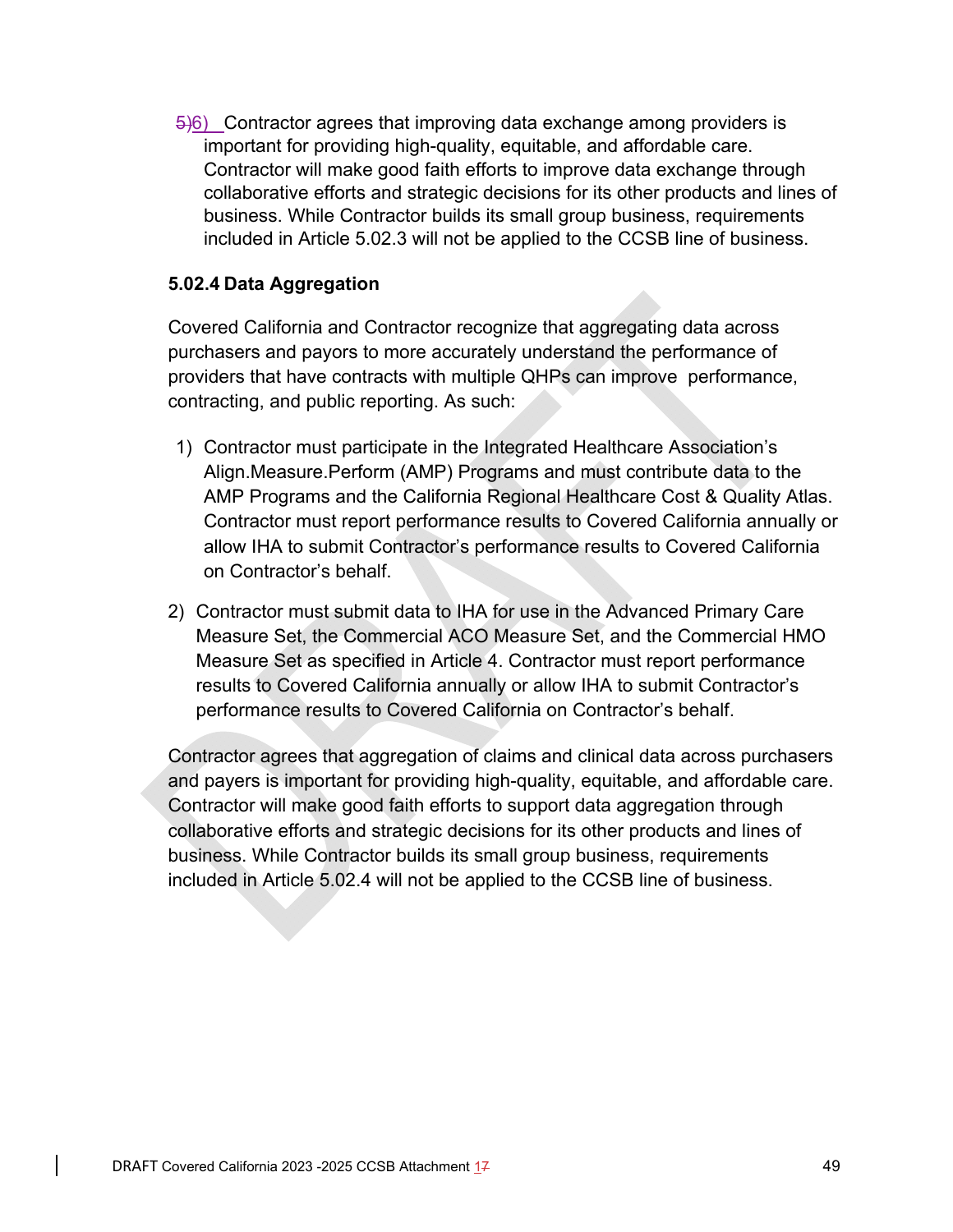6) Contractor agrees that improving data exchange among providers is important for providing high-quality, equitable, and affordable care. Contractor will make good faith efforts to improve data exchange through collaborative efforts and strategic decisions for its other products and lines of business. While Contractor builds its small group business, requirements included in Article 5.02.3 will not be applied to the CCSB line of business.

**5.02.4 Data Aggregation**

Covered California and Contractor recognize that aggregating data across purchasers and payors to more accurately understand the performance of providers that have contracts with multiple QHPs can improve performance, contracting, and public reporting. As such:

1) Contractor must participate in the Integrated Healthcare Association's Align.Measure.Perform (AMP) Programs and must contribute data to the AMP Programs and the California Regional Healthcare Cost & Quality Atlas. Contractor must report performance results to Covered California annually or allow IHA to submit Contractor's performance results to Covered California on Contractor's behalf.

2) Contractor must submit data to IHA for use in the Advanced Primary Care Measure Set, the Commercial ACO Measure Set, and the Commercial HMO Measure Set as specified in Article 4. Contractor must report performance results to Covered California annually or allow IHA to submit Contractor's performance results to Covered California on Contractor's behalf.

Contractor agrees that aggregation of claims and clinical data across purchasers and payers is important for providing high-quality, equitable, and affordable care. Contractor will make good faith efforts to support data aggregation through collaborative efforts and strategic decisions for its other products and lines of business. While Contractor builds its small group business, requirements included in Article 5.02.4 will not be applied to the CCSB line of business.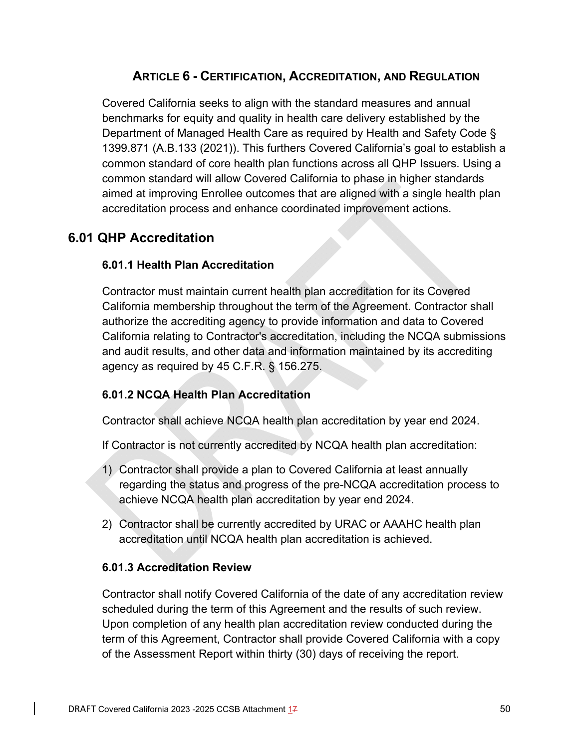## Article 6 - Certification, Accreditation, and Regulation

Covered California seeks to align with the standard measures and annual benchmarks for equity and quality in health care delivery established by the Department of Managed Health Care as required by Health and Safety Code § 1399.871 (A.B.133 (2021)). This furthers Covered California's goal to establish a common standard of core health plan functions across all QHP Issuers. Using a common standard will allow Covered California to phase in higher standards aimed at improving Enrollee outcomes that are aligned with a single health plan accreditation process and enhance coordinated improvement actions.

## 6.01 QHP Accreditation

### 6.01.1 Health Plan Accreditation

Contractor must maintain current health plan accreditation for its Covered California membership throughout the term of the Agreement. Contractor shall authorize the accrediting agency to provide information and data to Covered California relating to Contractor's accreditation, including the NCQA submissions and audit results, and other data and information maintained by its accrediting agency as required by 45 C.F.R. § 156.275.

### 6.01.2 NCQA Health Plan Accreditation

Contractor shall achieve NCQA health plan accreditation by year end 2024.

If Contractor is not currently accredited by NCQA health plan accreditation:

1) Contractor shall provide a plan to Covered California at least annually regarding the status and progress of the pre-NCQA accreditation process to achieve NCQA health plan accreditation by year end 2024.
2) Contractor shall be currently accredited by URAC or AAAHC health plan accreditation until NCQA health plan accreditation is achieved.

### 6.01.3 Accreditation Review

Contractor shall notify Covered California of the date of any accreditation review scheduled during the term of this Agreement and the results of such review. Upon completion of any health plan accreditation review conducted during the term of this Agreement, Contractor shall provide Covered California with a copy of the Assessment Report within thirty (30) days of receiving the report.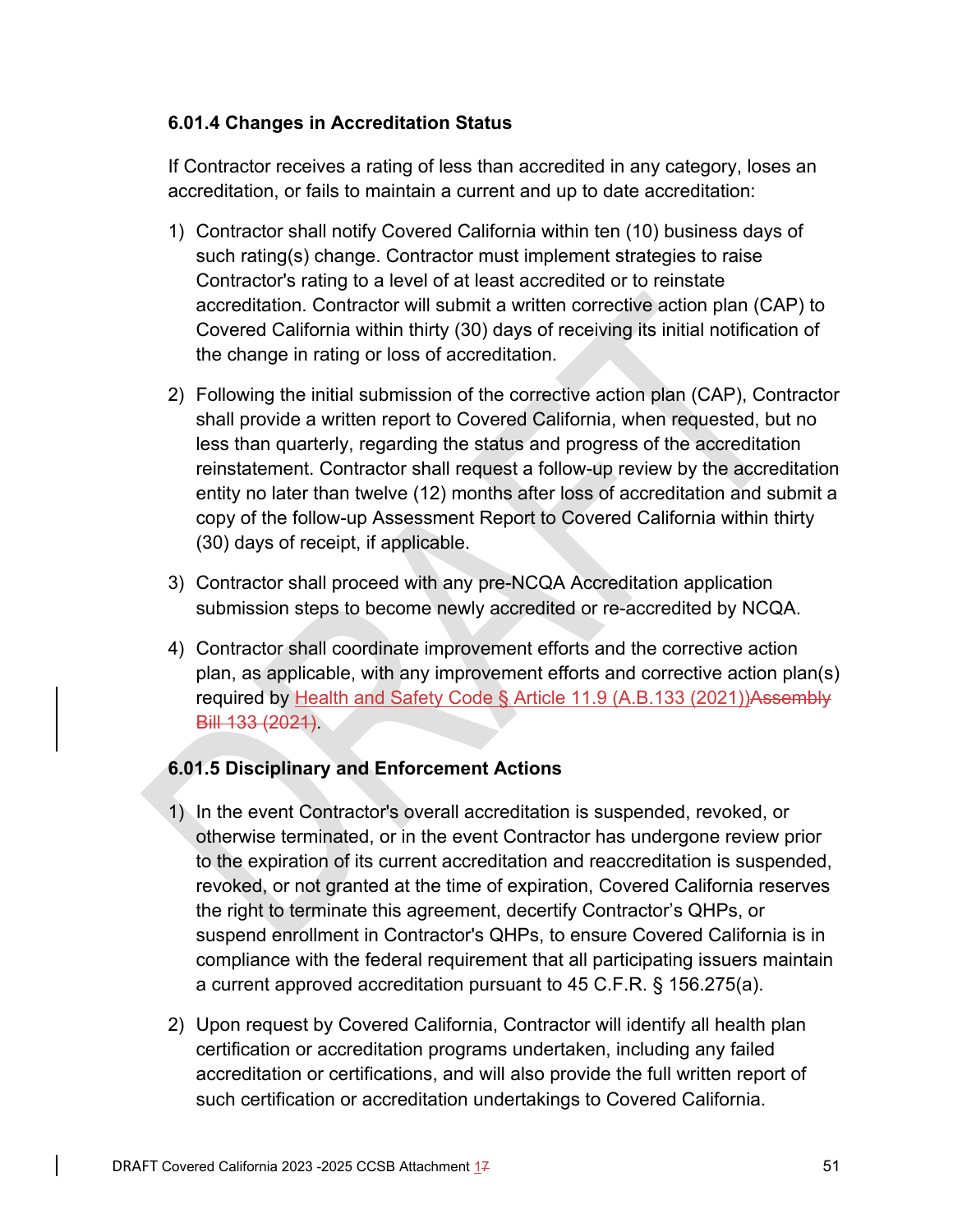### 6.01.4 Changes in Accreditation Status

If Contractor receives a rating of less than accredited in any category, loses an accreditation, or fails to maintain a current and up to date accreditation:

1) Contractor shall notify Covered California within ten (10) business days of such rating(s) change. Contractor must implement strategies to raise Contractor's rating to a level of at least accredited or to reinstate accreditation. Contractor will submit a written corrective action plan (CAP) to Covered California within thirty (30) days of receiving its initial notification of the change in rating or loss of accreditation.

2) Following the initial submission of the corrective action plan (CAP), Contractor shall provide a written report to Covered California, when requested, but no less than quarterly, regarding the status and progress of the accreditation reinstatement. Contractor shall request a follow-up review by the accreditation entity no later than twelve (12) months after loss of accreditation and submit a copy of the follow-up Assessment Report to Covered California within thirty (30) days of receipt, if applicable.

3) Contractor shall proceed with any pre-NCQA Accreditation application submission steps to become newly accredited or re-accredited by NCQA.

4) Contractor shall coordinate improvement efforts and the corrective action plan, as applicable, with any improvement efforts and corrective action plan(s) required by Health and Safety Code § Article 11.9 (A.B.133 (2021))~~Assembly Bill 133 (2021)~~.

### 6.01.5 Disciplinary and Enforcement Actions

1) In the event Contractor's overall accreditation is suspended, revoked, or otherwise terminated, or in the event Contractor has undergone review prior to the expiration of its current accreditation and reaccreditation is suspended, revoked, or not granted at the time of expiration, Covered California reserves the right to terminate this agreement, decertify Contractor's QHPs, or suspend enrollment in Contractor's QHPs, to ensure Covered California is in compliance with the federal requirement that all participating issuers maintain a current approved accreditation pursuant to 45 C.F.R. § 156.275(a).

2) Upon request by Covered California, Contractor will identify all health plan certification or accreditation programs undertaken, including any failed accreditation or certifications, and will also provide the full written report of such certification or accreditation undertakings to Covered California.